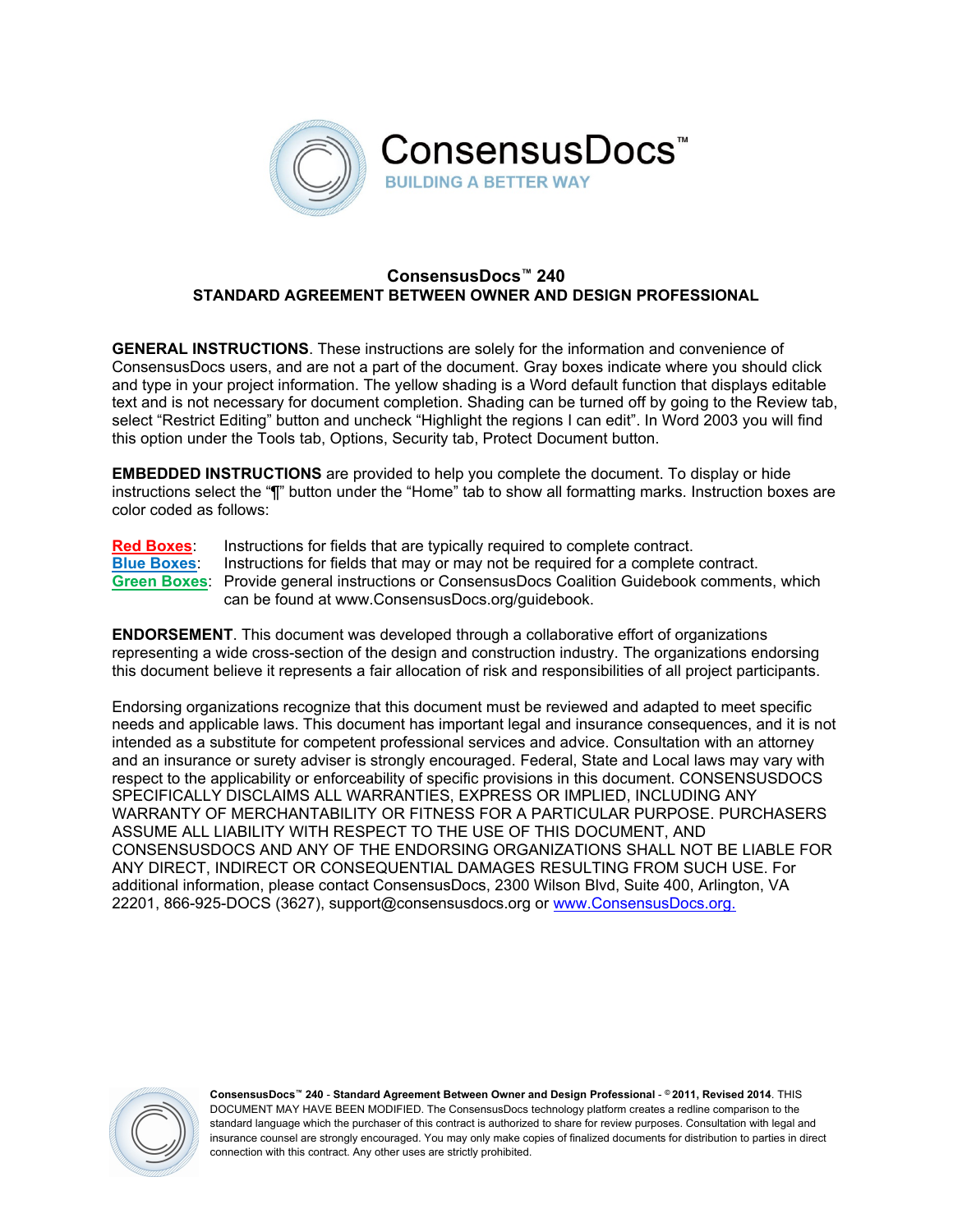ConsensusDocs™

BUILDING A BETTER WAY

# ConsensusDocs™ 240
## STANDARD AGREEMENT BETWEEN OWNER AND DESIGN PROFESSIONAL

**GENERAL INSTRUCTIONS**. These instructions are solely for the information and convenience of ConsensusDocs users, and are not a part of the document. Gray boxes indicate where you should click and type in your project information. The yellow shading is a Word default function that displays editable text and is not necessary for document completion. Shading can be turned off by going to the Review tab, select "Restrict Editing" button and uncheck "Highlight the regions I can edit". In Word 2003 you will find this option under the Tools tab, Options, Security tab, Protect Document button.

**EMBEDDED INSTRUCTIONS** are provided to help you complete the document. To display or hide instructions select the "¶" button under the "Home" tab to show all formatting marks. Instruction boxes are color coded as follows:

**Red Boxes**: Instructions for fields that are typically required to complete contract.
**Blue Boxes**: Instructions for fields that may or may not be required for a complete contract.
**Green Boxes**: Provide general instructions or ConsensusDocs Coalition Guidebook comments, which can be found at www.ConsensusDocs.org/guidebook.

**ENDORSEMENT**. This document was developed through a collaborative effort of organizations representing a wide cross-section of the design and construction industry. The organizations endorsing this document believe it represents a fair allocation of risk and responsibilities of all project participants.

Endorsing organizations recognize that this document must be reviewed and adapted to meet specific needs and applicable laws. This document has important legal and insurance consequences, and it is not intended as a substitute for competent professional services and advice. Consultation with an attorney and an insurance or surety adviser is strongly encouraged. Federal, State and Local laws may vary with respect to the applicability or enforceability of specific provisions in this document. CONSENSUSDOCS SPECIFICALLY DISCLAIMS ALL WARRANTIES, EXPRESS OR IMPLIED, INCLUDING ANY WARRANTY OF MERCHANTABILITY OR FITNESS FOR A PARTICULAR PURPOSE. PURCHASERS ASSUME ALL LIABILITY WITH RESPECT TO THE USE OF THIS DOCUMENT, AND CONSENSUSDOCS AND ANY OF THE ENDORSING ORGANIZATIONS SHALL NOT BE LIABLE FOR ANY DIRECT, INDIRECT OR CONSEQUENTIAL DAMAGES RESULTING FROM SUCH USE. For additional information, please contact ConsensusDocs, 2300 Wilson Blvd, Suite 400, Arlington, VA 22201, 866-925-DOCS (3627), support@consensusdocs.org or www.ConsensusDocs.org.

**ConsensusDocs™ 240 - Standard Agreement Between Owner and Design Professional - © 2011, Revised 2014**. THIS DOCUMENT MAY HAVE BEEN MODIFIED. The ConsensusDocs technology platform creates a redline comparison to the standard language which the purchaser of this contract is authorized to share for review purposes. Consultation with legal and insurance counsel are strongly encouraged. You may only make copies of finalized documents for distribution to parties in direct connection with this contract. Any other uses are strictly prohibited.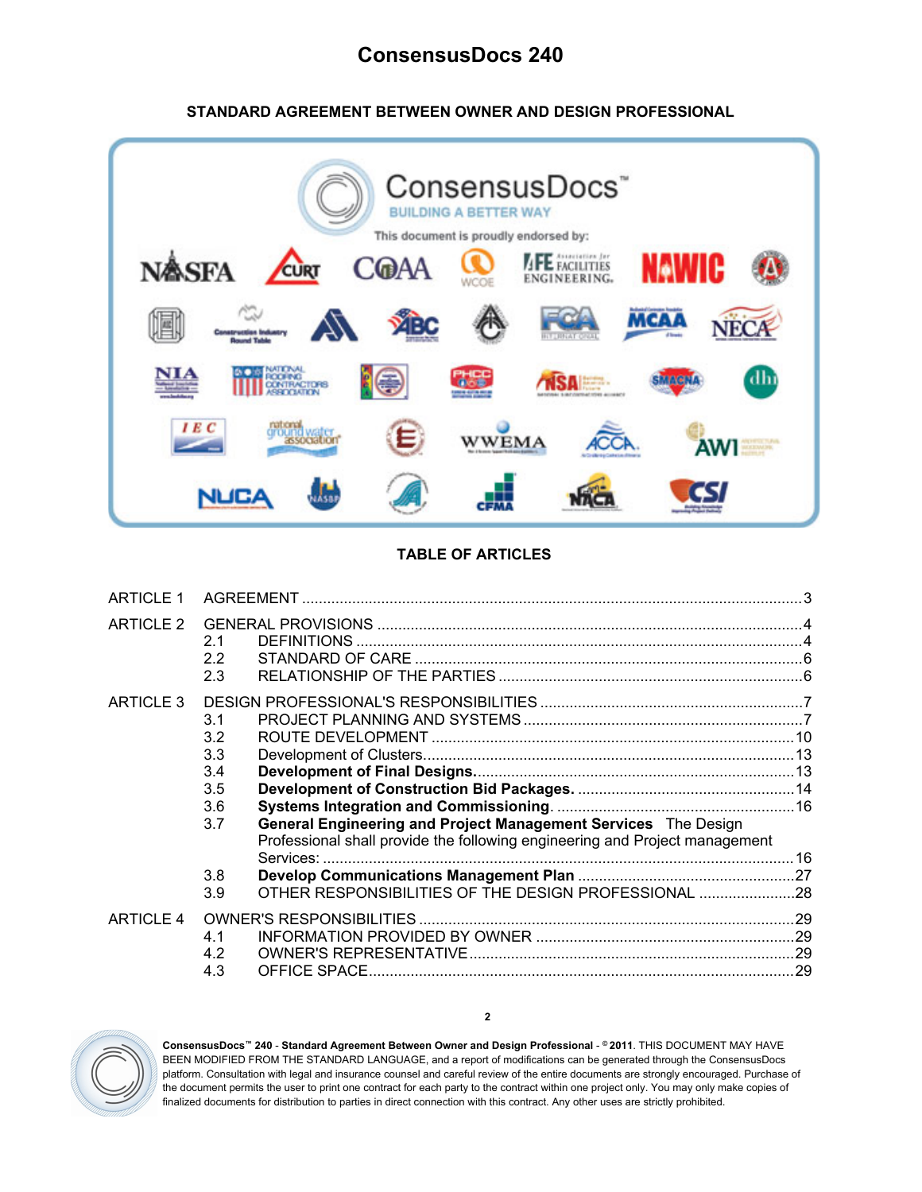# ConsensusDocs 240

## STANDARD AGREEMENT BETWEEN OWNER AND DESIGN PROFESSIONAL

ConsensusDocs™
BUILDING A BETTER WAY
This document is proudly endorsed by:

## TABLE OF ARTICLES

ARTICLE 1 AGREEMENT ....................................................................................................3

ARTICLE 2 GENERAL PROVISIONS ....................................................................................4
- 2.1 DEFINITIONS ............................................................................................................4
- 2.2 STANDARD OF CARE ..............................................................................................6
- 2.3 RELATIONSHIP OF THE PARTIES ..........................................................................6

ARTICLE 3 DESIGN PROFESSIONAL'S RESPONSIBILITIES ...............................................7
- 3.1 PROJECT PLANNING AND SYSTEMS ....................................................................7
- 3.2 ROUTE DEVELOPMENT .........................................................................................10
- 3.3 Development of Clusters.........................................................................................13
- 3.4 **Development of Final Designs.** .............................................................................13
- 3.5 **Development of Construction Bid Packages.** .......................................................14
- 3.6 **Systems Integration and Commissioning**. ............................................................16
- 3.7 **General Engineering and Project Management Services** The Design Professional shall provide the following engineering and Project management Services: ........16
- 3.8 **Develop Communications Management Plan** .......................................................27
- 3.9 OTHER RESPONSIBILITIES OF THE DESIGN PROFESSIONAL .........................28

ARTICLE 4 OWNER'S RESPONSIBILITIES ..........................................................................29
- 4.1 INFORMATION PROVIDED BY OWNER ................................................................29
- 4.2 OWNER'S REPRESENTATIVE ................................................................................29
- 4.3 OFFICE SPACE ........................................................................................................29

**ConsensusDocs™ 240 - Standard Agreement Between Owner and Design Professional - © 2011**. THIS DOCUMENT MAY HAVE BEEN MODIFIED FROM THE STANDARD LANGUAGE, and a report of modifications can be generated through the ConsensusDocs platform. Consultation with legal and insurance counsel and careful review of the entire documents are strongly encouraged. Purchase of the document permits the user to print one contract for each party to the contract within one project only. You may only make copies of finalized documents for distribution to parties in direct connection with this contract. Any other uses are strictly prohibited.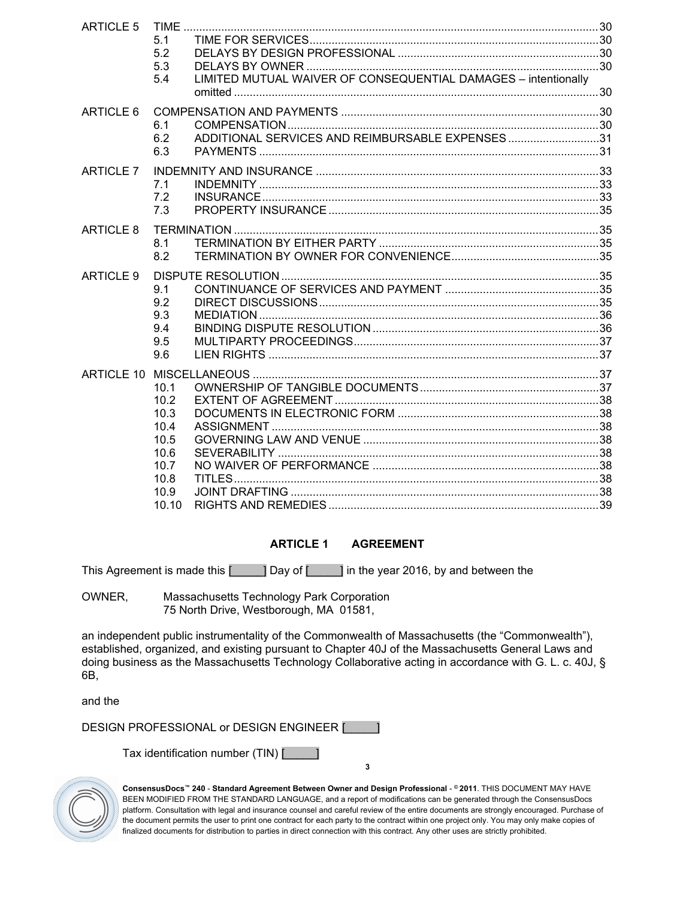| | | | |
|---|---|---|---|
| ARTICLE 5 | TIME | | 30 |
| | 5.1 | TIME FOR SERVICES | 30 |
| | 5.2 | DELAYS BY DESIGN PROFESSIONAL | 30 |
| | 5.3 | DELAYS BY OWNER | 30 |
| | 5.4 | LIMITED MUTUAL WAIVER OF CONSEQUENTIAL DAMAGES – intentionally omitted | 30 |
| ARTICLE 6 | COMPENSATION AND PAYMENTS | | 30 |
| | 6.1 | COMPENSATION | 30 |
| | 6.2 | ADDITIONAL SERVICES AND REIMBURSABLE EXPENSES | 31 |
| | 6.3 | PAYMENTS | 31 |
| ARTICLE 7 | INDEMNITY AND INSURANCE | | 33 |
| | 7.1 | INDEMNITY | 33 |
| | 7.2 | INSURANCE | 33 |
| | 7.3 | PROPERTY INSURANCE | 35 |
| ARTICLE 8 | TERMINATION | | 35 |
| | 8.1 | TERMINATION BY EITHER PARTY | 35 |
| | 8.2 | TERMINATION BY OWNER FOR CONVENIENCE | 35 |
| ARTICLE 9 | DISPUTE RESOLUTION | | 35 |
| | 9.1 | CONTINUANCE OF SERVICES AND PAYMENT | 35 |
| | 9.2 | DIRECT DISCUSSIONS | 35 |
| | 9.3 | MEDIATION | 36 |
| | 9.4 | BINDING DISPUTE RESOLUTION | 36 |
| | 9.5 | MULTIPARTY PROCEEDINGS | 37 |
| | 9.6 | LIEN RIGHTS | 37 |
| ARTICLE 10 | MISCELLANEOUS | | 37 |
| | 10.1 | OWNERSHIP OF TANGIBLE DOCUMENTS | 37 |
| | 10.2 | EXTENT OF AGREEMENT | 38 |
| | 10.3 | DOCUMENTS IN ELECTRONIC FORM | 38 |
| | 10.4 | ASSIGNMENT | 38 |
| | 10.5 | GOVERNING LAW AND VENUE | 38 |
| | 10.6 | SEVERABILITY | 38 |
| | 10.7 | NO WAIVER OF PERFORMANCE | 38 |
| | 10.8 | TITLES | 38 |
| | 10.9 | JOINT DRAFTING | 38 |
| | 10.10 | RIGHTS AND REMEDIES | 39 |

## ARTICLE 1 AGREEMENT

This Agreement is made this [_____] Day of [_____] in the year 2016, by and between the

OWNER, Massachusetts Technology Park Corporation
75 North Drive, Westborough, MA 01581,

an independent public instrumentality of the Commonwealth of Massachusetts (the "Commonwealth"), established, organized, and existing pursuant to Chapter 40J of the Massachusetts General Laws and doing business as the Massachusetts Technology Collaborative acting in accordance with G. L. c. 40J, § 6B,

and the

DESIGN PROFESSIONAL or DESIGN ENGINEER [_____]

Tax identification number (TIN) [_____]

**ConsensusDocs™ 240 - Standard Agreement Between Owner and Design Professional - © 2011**. THIS DOCUMENT MAY HAVE BEEN MODIFIED FROM THE STANDARD LANGUAGE, and a report of modifications can be generated through the ConsensusDocs platform. Consultation with legal and insurance counsel and careful review of the entire documents are strongly encouraged. Purchase of the document permits the user to print one contract for each party to the contract within one project only. You may only make copies of finalized documents for distribution to parties in direct connection with this contract. Any other uses are strictly prohibited.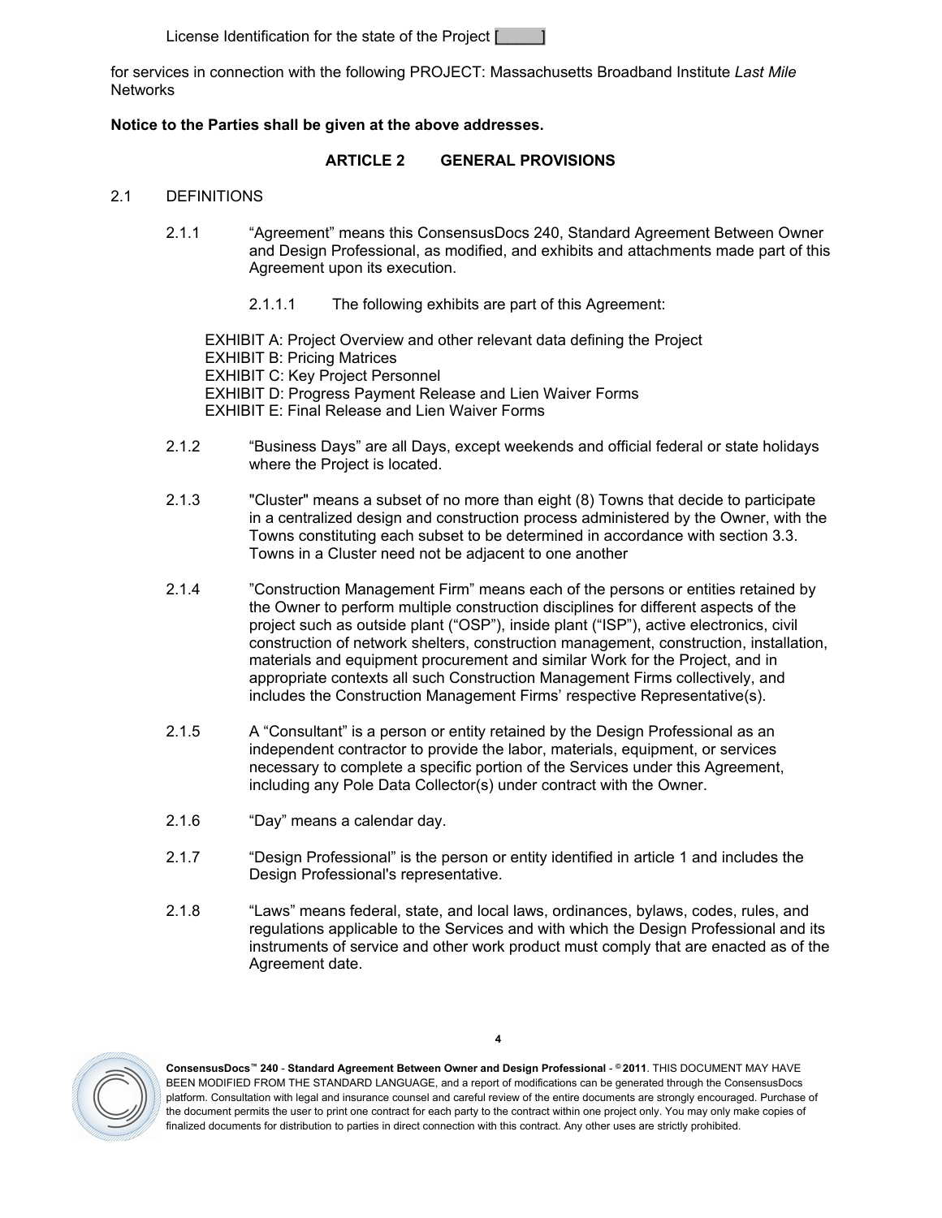License Identification for the state of the Project [_____]

for services in connection with the following PROJECT: Massachusetts Broadband Institute *Last Mile* Networks

**Notice to the Parties shall be given at the above addresses.**

## ARTICLE 2 GENERAL PROVISIONS

2.1 DEFINITIONS

2.1.1 "Agreement" means this ConsensusDocs 240, Standard Agreement Between Owner and Design Professional, as modified, and exhibits and attachments made part of this Agreement upon its execution.

2.1.1.1 The following exhibits are part of this Agreement:

EXHIBIT A: Project Overview and other relevant data defining the Project
EXHIBIT B: Pricing Matrices
EXHIBIT C: Key Project Personnel
EXHIBIT D: Progress Payment Release and Lien Waiver Forms
EXHIBIT E: Final Release and Lien Waiver Forms

2.1.2 "Business Days" are all Days, except weekends and official federal or state holidays where the Project is located.

2.1.3 "Cluster" means a subset of no more than eight (8) Towns that decide to participate in a centralized design and construction process administered by the Owner, with the Towns constituting each subset to be determined in accordance with section 3.3. Towns in a Cluster need not be adjacent to one another

2.1.4 "Construction Management Firm" means each of the persons or entities retained by the Owner to perform multiple construction disciplines for different aspects of the project such as outside plant ("OSP"), inside plant ("ISP"), active electronics, civil construction of network shelters, construction management, construction, installation, materials and equipment procurement and similar Work for the Project, and in appropriate contexts all such Construction Management Firms collectively, and includes the Construction Management Firms' respective Representative(s).

2.1.5 A "Consultant" is a person or entity retained by the Design Professional as an independent contractor to provide the labor, materials, equipment, or services necessary to complete a specific portion of the Services under this Agreement, including any Pole Data Collector(s) under contract with the Owner.

2.1.6 "Day" means a calendar day.

2.1.7 "Design Professional" is the person or entity identified in article 1 and includes the Design Professional's representative.

2.1.8 "Laws" means federal, state, and local laws, ordinances, bylaws, codes, rules, and regulations applicable to the Services and with which the Design Professional and its instruments of service and other work product must comply that are enacted as of the Agreement date.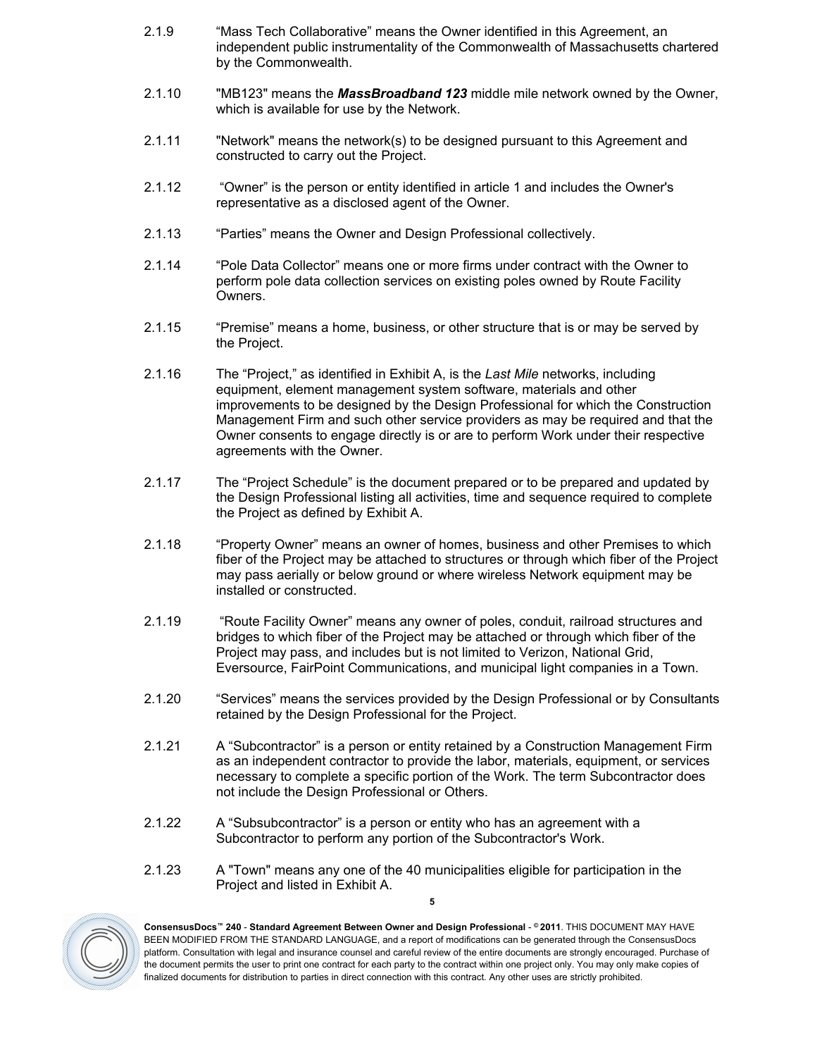2.1.9 "Mass Tech Collaborative" means the Owner identified in this Agreement, an independent public instrumentality of the Commonwealth of Massachusetts chartered by the Commonwealth.

2.1.10 "MB123" means the ***MassBroadband 123*** middle mile network owned by the Owner, which is available for use by the Network.

2.1.11 "Network" means the network(s) to be designed pursuant to this Agreement and constructed to carry out the Project.

2.1.12 "Owner" is the person or entity identified in article 1 and includes the Owner's representative as a disclosed agent of the Owner.

2.1.13 "Parties" means the Owner and Design Professional collectively.

2.1.14 "Pole Data Collector" means one or more firms under contract with the Owner to perform pole data collection services on existing poles owned by Route Facility Owners.

2.1.15 "Premise" means a home, business, or other structure that is or may be served by the Project.

2.1.16 The "Project," as identified in Exhibit A, is the *Last Mile* networks, including equipment, element management system software, materials and other improvements to be designed by the Design Professional for which the Construction Management Firm and such other service providers as may be required and that the Owner consents to engage directly is or are to perform Work under their respective agreements with the Owner.

2.1.17 The "Project Schedule" is the document prepared or to be prepared and updated by the Design Professional listing all activities, time and sequence required to complete the Project as defined by Exhibit A.

2.1.18 "Property Owner" means an owner of homes, business and other Premises to which fiber of the Project may be attached to structures or through which fiber of the Project may pass aerially or below ground or where wireless Network equipment may be installed or constructed.

2.1.19 "Route Facility Owner" means any owner of poles, conduit, railroad structures and bridges to which fiber of the Project may be attached or through which fiber of the Project may pass, and includes but is not limited to Verizon, National Grid, Eversource, FairPoint Communications, and municipal light companies in a Town.

2.1.20 "Services" means the services provided by the Design Professional or by Consultants retained by the Design Professional for the Project.

2.1.21 A "Subcontractor" is a person or entity retained by a Construction Management Firm as an independent contractor to provide the labor, materials, equipment, or services necessary to complete a specific portion of the Work. The term Subcontractor does not include the Design Professional or Others.

2.1.22 A "Subsubcontractor" is a person or entity who has an agreement with a Subcontractor to perform any portion of the Subcontractor's Work.

2.1.23 A "Town" means any one of the 40 municipalities eligible for participation in the Project and listed in Exhibit A.

**ConsensusDocs™ 240 - Standard Agreement Between Owner and Design Professional - © 2011**. THIS DOCUMENT MAY HAVE BEEN MODIFIED FROM THE STANDARD LANGUAGE, and a report of modifications can be generated through the ConsensusDocs platform. Consultation with legal and insurance counsel and careful review of the entire documents are strongly encouraged. Purchase of the document permits the user to print one contract for each party to the contract within one project only. You may only make copies of finalized documents for distribution to parties in direct connection with this contract. Any other uses are strictly prohibited.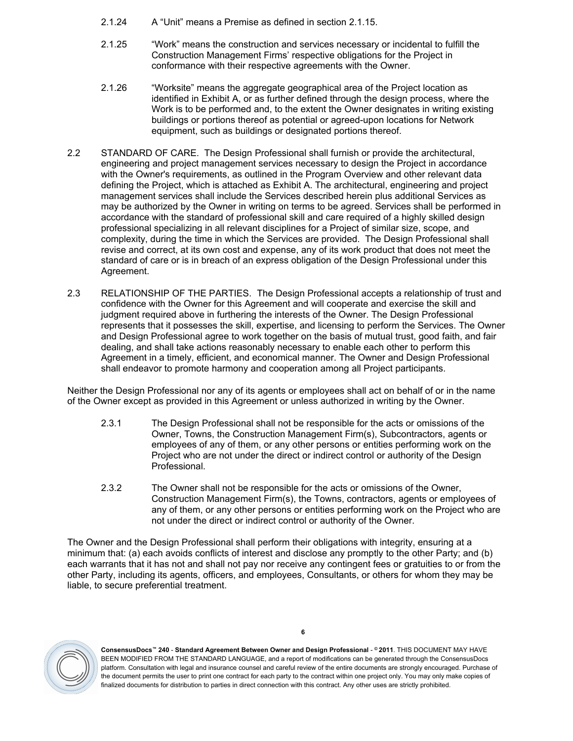2.1.24 A "Unit" means a Premise as defined in section 2.1.15.

2.1.25 "Work" means the construction and services necessary or incidental to fulfill the Construction Management Firms' respective obligations for the Project in conformance with their respective agreements with the Owner.

2.1.26 "Worksite" means the aggregate geographical area of the Project location as identified in Exhibit A, or as further defined through the design process, where the Work is to be performed and, to the extent the Owner designates in writing existing buildings or portions thereof as potential or agreed-upon locations for Network equipment, such as buildings or designated portions thereof.

2.2 STANDARD OF CARE. The Design Professional shall furnish or provide the architectural, engineering and project management services necessary to design the Project in accordance with the Owner's requirements, as outlined in the Program Overview and other relevant data defining the Project, which is attached as Exhibit A. The architectural, engineering and project management services shall include the Services described herein plus additional Services as may be authorized by the Owner in writing on terms to be agreed. Services shall be performed in accordance with the standard of professional skill and care required of a highly skilled design professional specializing in all relevant disciplines for a Project of similar size, scope, and complexity, during the time in which the Services are provided. The Design Professional shall revise and correct, at its own cost and expense, any of its work product that does not meet the standard of care or is in breach of an express obligation of the Design Professional under this Agreement.

2.3 RELATIONSHIP OF THE PARTIES. The Design Professional accepts a relationship of trust and confidence with the Owner for this Agreement and will cooperate and exercise the skill and judgment required above in furthering the interests of the Owner. The Design Professional represents that it possesses the skill, expertise, and licensing to perform the Services. The Owner and Design Professional agree to work together on the basis of mutual trust, good faith, and fair dealing, and shall take actions reasonably necessary to enable each other to perform this Agreement in a timely, efficient, and economical manner. The Owner and Design Professional shall endeavor to promote harmony and cooperation among all Project participants.

Neither the Design Professional nor any of its agents or employees shall act on behalf of or in the name of the Owner except as provided in this Agreement or unless authorized in writing by the Owner.

2.3.1 The Design Professional shall not be responsible for the acts or omissions of the Owner, Towns, the Construction Management Firm(s), Subcontractors, agents or employees of any of them, or any other persons or entities performing work on the Project who are not under the direct or indirect control or authority of the Design Professional.

2.3.2 The Owner shall not be responsible for the acts or omissions of the Owner, Construction Management Firm(s), the Towns, contractors, agents or employees of any of them, or any other persons or entities performing work on the Project who are not under the direct or indirect control or authority of the Owner.

The Owner and the Design Professional shall perform their obligations with integrity, ensuring at a minimum that: (a) each avoids conflicts of interest and disclose any promptly to the other Party; and (b) each warrants that it has not and shall not pay nor receive any contingent fees or gratuities to or from the other Party, including its agents, officers, and employees, Consultants, or others for whom they may be liable, to secure preferential treatment.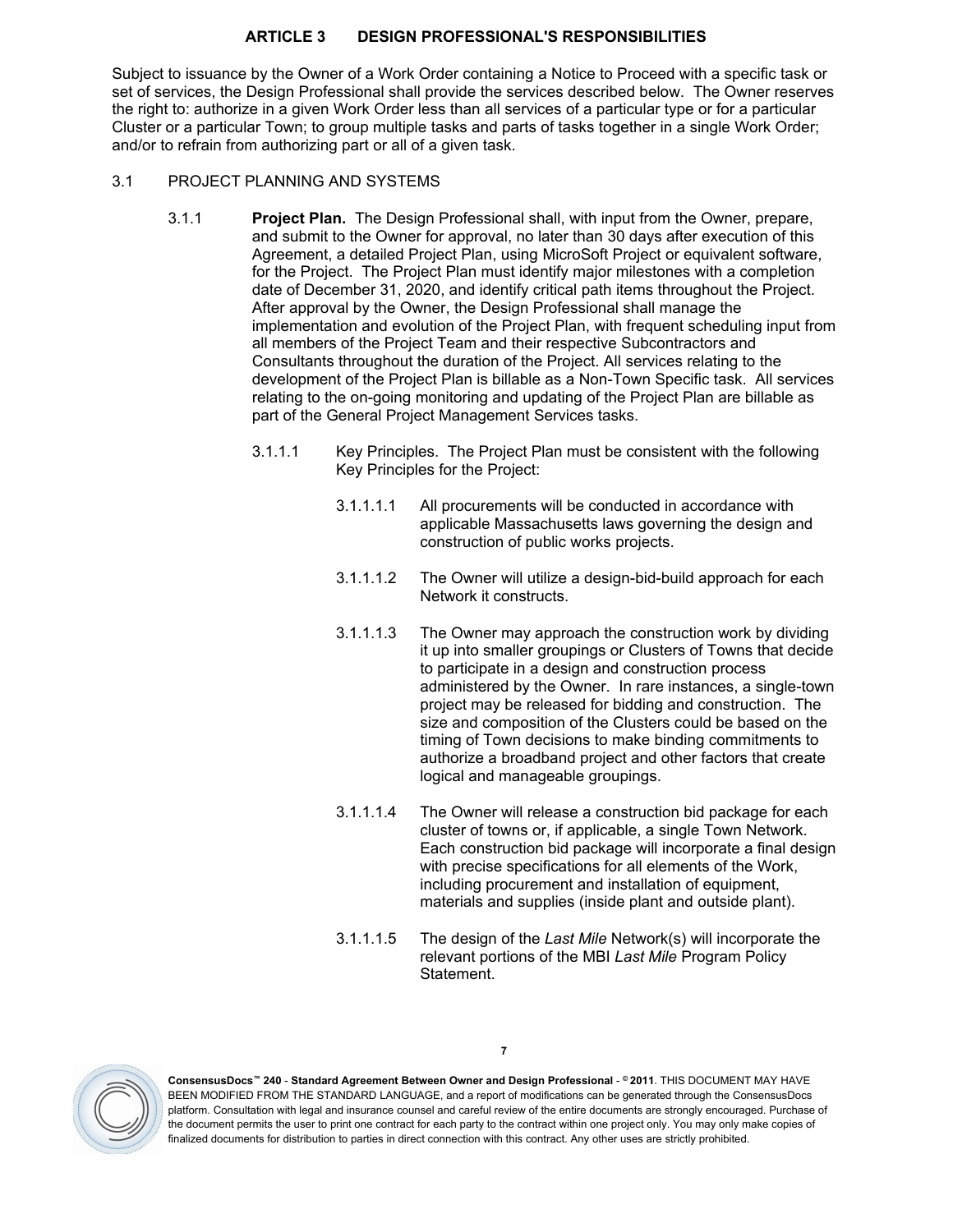## ARTICLE 3 DESIGN PROFESSIONAL'S RESPONSIBILITIES

Subject to issuance by the Owner of a Work Order containing a Notice to Proceed with a specific task or set of services, the Design Professional shall provide the services described below. The Owner reserves the right to: authorize in a given Work Order less than all services of a particular type or for a particular Cluster or a particular Town; to group multiple tasks and parts of tasks together in a single Work Order; and/or to refrain from authorizing part or all of a given task.

### 3.1 PROJECT PLANNING AND SYSTEMS

3.1.1 **Project Plan.** The Design Professional shall, with input from the Owner, prepare, and submit to the Owner for approval, no later than 30 days after execution of this Agreement, a detailed Project Plan, using MicroSoft Project or equivalent software, for the Project. The Project Plan must identify major milestones with a completion date of December 31, 2020, and identify critical path items throughout the Project. After approval by the Owner, the Design Professional shall manage the implementation and evolution of the Project Plan, with frequent scheduling input from all members of the Project Team and their respective Subcontractors and Consultants throughout the duration of the Project. All services relating to the development of the Project Plan is billable as a Non-Town Specific task. All services relating to the on-going monitoring and updating of the Project Plan are billable as part of the General Project Management Services tasks.

3.1.1.1 Key Principles. The Project Plan must be consistent with the following Key Principles for the Project:

3.1.1.1.1 All procurements will be conducted in accordance with applicable Massachusetts laws governing the design and construction of public works projects.

3.1.1.1.2 The Owner will utilize a design-bid-build approach for each Network it constructs.

3.1.1.1.3 The Owner may approach the construction work by dividing it up into smaller groupings or Clusters of Towns that decide to participate in a design and construction process administered by the Owner. In rare instances, a single-town project may be released for bidding and construction. The size and composition of the Clusters could be based on the timing of Town decisions to make binding commitments to authorize a broadband project and other factors that create logical and manageable groupings.

3.1.1.1.4 The Owner will release a construction bid package for each cluster of towns or, if applicable, a single Town Network. Each construction bid package will incorporate a final design with precise specifications for all elements of the Work, including procurement and installation of equipment, materials and supplies (inside plant and outside plant).

3.1.1.1.5 The design of the *Last Mile* Network(s) will incorporate the relevant portions of the MBI *Last Mile* Program Policy Statement.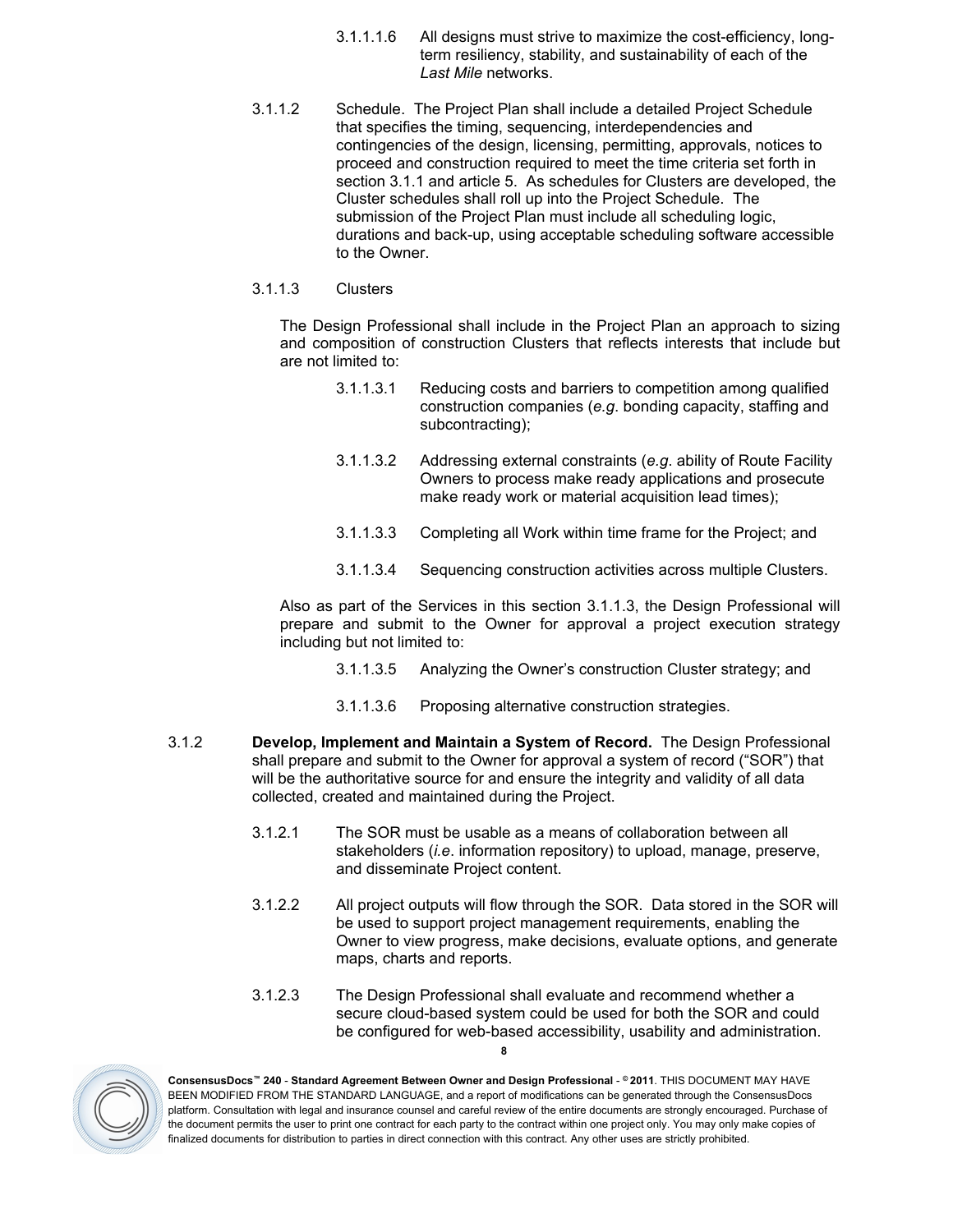3.1.1.1.6 All designs must strive to maximize the cost-efficiency, long-term resiliency, stability, and sustainability of each of the *Last Mile* networks.

3.1.1.2 Schedule. The Project Plan shall include a detailed Project Schedule that specifies the timing, sequencing, interdependencies and contingencies of the design, licensing, permitting, approvals, notices to proceed and construction required to meet the time criteria set forth in section 3.1.1 and article 5. As schedules for Clusters are developed, the Cluster schedules shall roll up into the Project Schedule. The submission of the Project Plan must include all scheduling logic, durations and back-up, using acceptable scheduling software accessible to the Owner.

3.1.1.3 Clusters

The Design Professional shall include in the Project Plan an approach to sizing and composition of construction Clusters that reflects interests that include but are not limited to:

3.1.1.3.1 Reducing costs and barriers to competition among qualified construction companies (*e.g*. bonding capacity, staffing and subcontracting);

3.1.1.3.2 Addressing external constraints (*e.g*. ability of Route Facility Owners to process make ready applications and prosecute make ready work or material acquisition lead times);

3.1.1.3.3 Completing all Work within time frame for the Project; and

3.1.1.3.4 Sequencing construction activities across multiple Clusters.

Also as part of the Services in this section 3.1.1.3, the Design Professional will prepare and submit to the Owner for approval a project execution strategy including but not limited to:

3.1.1.3.5 Analyzing the Owner's construction Cluster strategy; and

3.1.1.3.6 Proposing alternative construction strategies.

3.1.2 **Develop, Implement and Maintain a System of Record.** The Design Professional shall prepare and submit to the Owner for approval a system of record ("SOR") that will be the authoritative source for and ensure the integrity and validity of all data collected, created and maintained during the Project.

3.1.2.1 The SOR must be usable as a means of collaboration between all stakeholders (*i.e*. information repository) to upload, manage, preserve, and disseminate Project content.

3.1.2.2 All project outputs will flow through the SOR. Data stored in the SOR will be used to support project management requirements, enabling the Owner to view progress, make decisions, evaluate options, and generate maps, charts and reports.

3.1.2.3 The Design Professional shall evaluate and recommend whether a secure cloud-based system could be used for both the SOR and could be configured for web-based accessibility, usability and administration.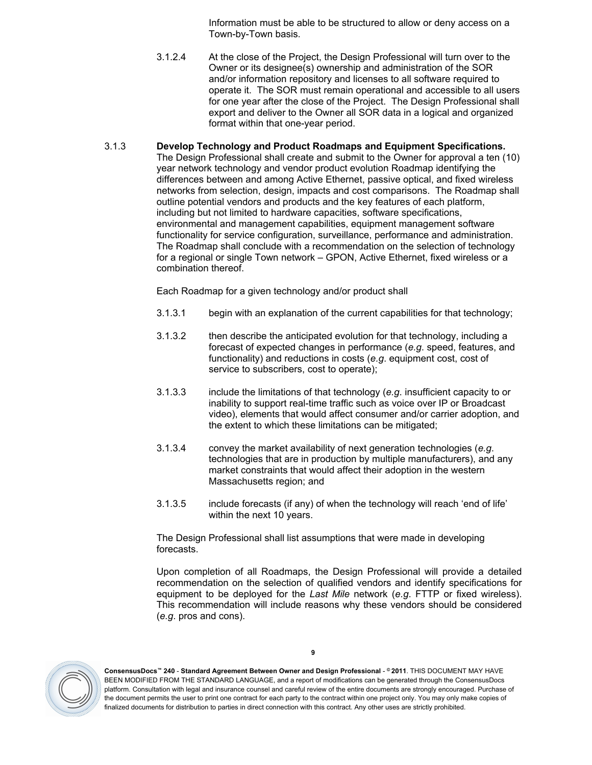Information must be able to be structured to allow or deny access on a Town-by-Town basis.

3.1.2.4 At the close of the Project, the Design Professional will turn over to the Owner or its designee(s) ownership and administration of the SOR and/or information repository and licenses to all software required to operate it. The SOR must remain operational and accessible to all users for one year after the close of the Project. The Design Professional shall export and deliver to the Owner all SOR data in a logical and organized format within that one-year period.

3.1.3 **Develop Technology and Product Roadmaps and Equipment Specifications.** The Design Professional shall create and submit to the Owner for approval a ten (10) year network technology and vendor product evolution Roadmap identifying the differences between and among Active Ethernet, passive optical, and fixed wireless networks from selection, design, impacts and cost comparisons. The Roadmap shall outline potential vendors and products and the key features of each platform, including but not limited to hardware capacities, software specifications, environmental and management capabilities, equipment management software functionality for service configuration, surveillance, performance and administration. The Roadmap shall conclude with a recommendation on the selection of technology for a regional or single Town network – GPON, Active Ethernet, fixed wireless or a combination thereof.

Each Roadmap for a given technology and/or product shall

3.1.3.1 begin with an explanation of the current capabilities for that technology;

3.1.3.2 then describe the anticipated evolution for that technology, including a forecast of expected changes in performance (*e.g*. speed, features, and functionality) and reductions in costs (*e.g*. equipment cost, cost of service to subscribers, cost to operate);

3.1.3.3 include the limitations of that technology (*e.g*. insufficient capacity to or inability to support real-time traffic such as voice over IP or Broadcast video), elements that would affect consumer and/or carrier adoption, and the extent to which these limitations can be mitigated;

3.1.3.4 convey the market availability of next generation technologies (*e.g*. technologies that are in production by multiple manufacturers), and any market constraints that would affect their adoption in the western Massachusetts region; and

3.1.3.5 include forecasts (if any) of when the technology will reach 'end of life' within the next 10 years.

The Design Professional shall list assumptions that were made in developing forecasts.

Upon completion of all Roadmaps, the Design Professional will provide a detailed recommendation on the selection of qualified vendors and identify specifications for equipment to be deployed for the *Last Mile* network (*e.g*. FTTP or fixed wireless). This recommendation will include reasons why these vendors should be considered (*e.g*. pros and cons).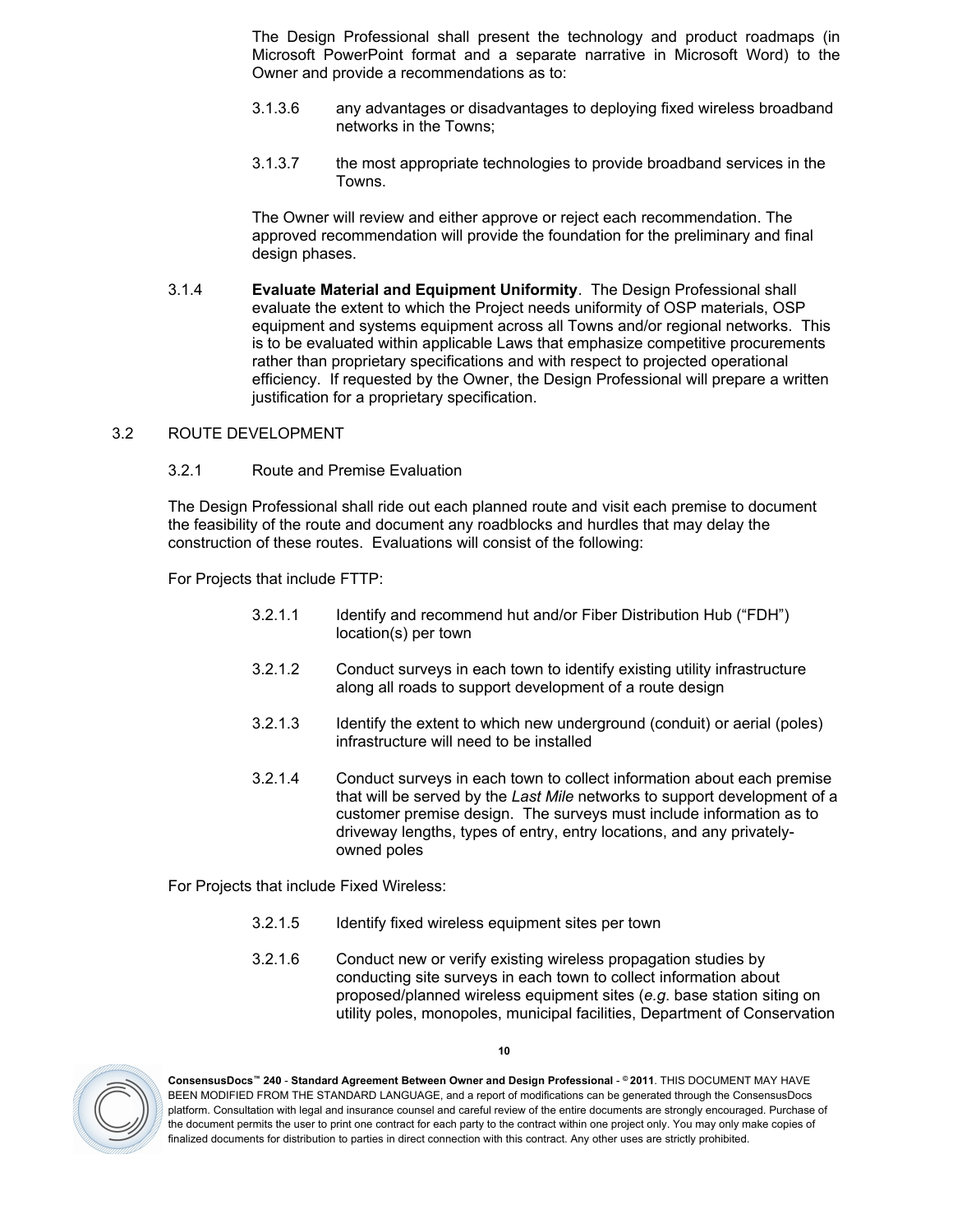The Design Professional shall present the technology and product roadmaps (in Microsoft PowerPoint format and a separate narrative in Microsoft Word) to the Owner and provide a recommendations as to:

3.1.3.6 any advantages or disadvantages to deploying fixed wireless broadband networks in the Towns;

3.1.3.7 the most appropriate technologies to provide broadband services in the Towns.

The Owner will review and either approve or reject each recommendation. The approved recommendation will provide the foundation for the preliminary and final design phases.

3.1.4 **Evaluate Material and Equipment Uniformity**. The Design Professional shall evaluate the extent to which the Project needs uniformity of OSP materials, OSP equipment and systems equipment across all Towns and/or regional networks. This is to be evaluated within applicable Laws that emphasize competitive procurements rather than proprietary specifications and with respect to projected operational efficiency. If requested by the Owner, the Design Professional will prepare a written justification for a proprietary specification.

3.2 ROUTE DEVELOPMENT

3.2.1 Route and Premise Evaluation

The Design Professional shall ride out each planned route and visit each premise to document the feasibility of the route and document any roadblocks and hurdles that may delay the construction of these routes. Evaluations will consist of the following:

For Projects that include FTTP:

3.2.1.1 Identify and recommend hut and/or Fiber Distribution Hub ("FDH") location(s) per town

3.2.1.2 Conduct surveys in each town to identify existing utility infrastructure along all roads to support development of a route design

3.2.1.3 Identify the extent to which new underground (conduit) or aerial (poles) infrastructure will need to be installed

3.2.1.4 Conduct surveys in each town to collect information about each premise that will be served by the *Last Mile* networks to support development of a customer premise design. The surveys must include information as to driveway lengths, types of entry, entry locations, and any privately-owned poles

For Projects that include Fixed Wireless:

3.2.1.5 Identify fixed wireless equipment sites per town

3.2.1.6 Conduct new or verify existing wireless propagation studies by conducting site surveys in each town to collect information about proposed/planned wireless equipment sites (*e.g.* base station siting on utility poles, monopoles, municipal facilities, Department of Conservation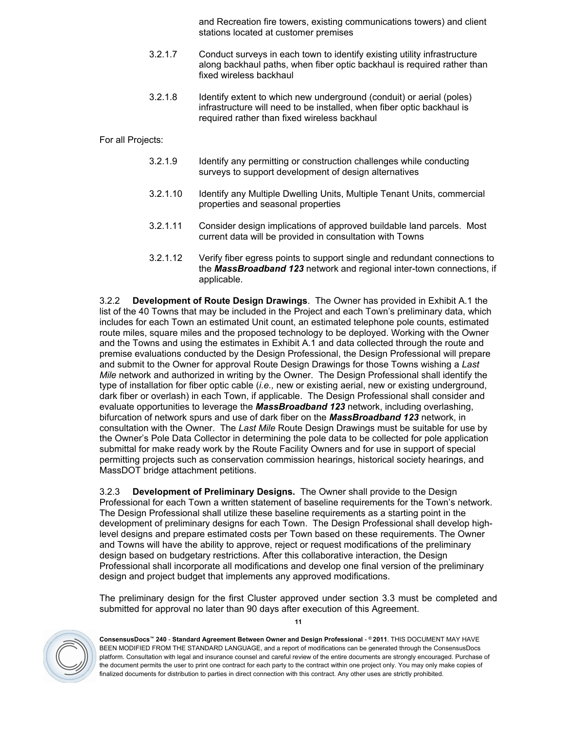and Recreation fire towers, existing communications towers) and client stations located at customer premises

3.2.1.7 Conduct surveys in each town to identify existing utility infrastructure along backhaul paths, when fiber optic backhaul is required rather than fixed wireless backhaul

3.2.1.8 Identify extent to which new underground (conduit) or aerial (poles) infrastructure will need to be installed, when fiber optic backhaul is required rather than fixed wireless backhaul

For all Projects:

3.2.1.9 Identify any permitting or construction challenges while conducting surveys to support development of design alternatives

3.2.1.10 Identify any Multiple Dwelling Units, Multiple Tenant Units, commercial properties and seasonal properties

3.2.1.11 Consider design implications of approved buildable land parcels. Most current data will be provided in consultation with Towns

3.2.1.12 Verify fiber egress points to support single and redundant connections to the ***MassBroadband 123*** network and regional inter-town connections, if applicable.

3.2.2 **Development of Route Design Drawings**. The Owner has provided in Exhibit A.1 the list of the 40 Towns that may be included in the Project and each Town's preliminary data, which includes for each Town an estimated Unit count, an estimated telephone pole counts, estimated route miles, square miles and the proposed technology to be deployed. Working with the Owner and the Towns and using the estimates in Exhibit A.1 and data collected through the route and premise evaluations conducted by the Design Professional, the Design Professional will prepare and submit to the Owner for approval Route Design Drawings for those Towns wishing a *Last Mile* network and authorized in writing by the Owner. The Design Professional shall identify the type of installation for fiber optic cable (*i.e.,* new or existing aerial, new or existing underground, dark fiber or overlash) in each Town, if applicable. The Design Professional shall consider and evaluate opportunities to leverage the ***MassBroadband 123*** network, including overlashing, bifurcation of network spurs and use of dark fiber on the ***MassBroadband 123*** network, in consultation with the Owner. The *Last Mile* Route Design Drawings must be suitable for use by the Owner's Pole Data Collector in determining the pole data to be collected for pole application submittal for make ready work by the Route Facility Owners and for use in support of special permitting projects such as conservation commission hearings, historical society hearings, and MassDOT bridge attachment petitions.

3.2.3 **Development of Preliminary Designs.** The Owner shall provide to the Design Professional for each Town a written statement of baseline requirements for the Town's network. The Design Professional shall utilize these baseline requirements as a starting point in the development of preliminary designs for each Town. The Design Professional shall develop high-level designs and prepare estimated costs per Town based on these requirements. The Owner and Towns will have the ability to approve, reject or request modifications of the preliminary design based on budgetary restrictions. After this collaborative interaction, the Design Professional shall incorporate all modifications and develop one final version of the preliminary design and project budget that implements any approved modifications.

The preliminary design for the first Cluster approved under section 3.3 must be completed and submitted for approval no later than 90 days after execution of this Agreement.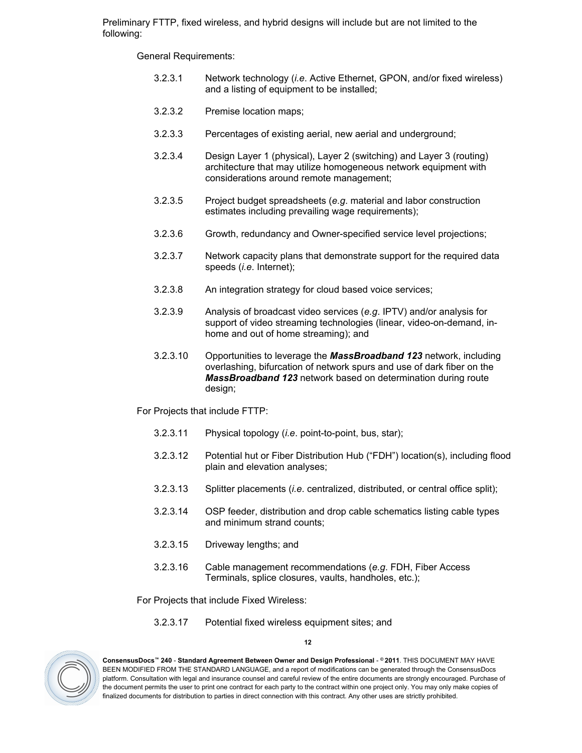Preliminary FTTP, fixed wireless, and hybrid designs will include but are not limited to the following:

General Requirements:

3.2.3.1 Network technology (*i.e*. Active Ethernet, GPON, and/or fixed wireless) and a listing of equipment to be installed;

3.2.3.2 Premise location maps;

3.2.3.3 Percentages of existing aerial, new aerial and underground;

3.2.3.4 Design Layer 1 (physical), Layer 2 (switching) and Layer 3 (routing) architecture that may utilize homogeneous network equipment with considerations around remote management;

3.2.3.5 Project budget spreadsheets (*e.g*. material and labor construction estimates including prevailing wage requirements);

3.2.3.6 Growth, redundancy and Owner-specified service level projections;

3.2.3.7 Network capacity plans that demonstrate support for the required data speeds (*i.e*. Internet);

3.2.3.8 An integration strategy for cloud based voice services;

3.2.3.9 Analysis of broadcast video services (*e.g*. IPTV) and/or analysis for support of video streaming technologies (linear, video-on-demand, in-home and out of home streaming); and

3.2.3.10 Opportunities to leverage the ***MassBroadband 123*** network, including overlashing, bifurcation of network spurs and use of dark fiber on the ***MassBroadband 123*** network based on determination during route design;

For Projects that include FTTP:

3.2.3.11 Physical topology (*i.e*. point-to-point, bus, star);

3.2.3.12 Potential hut or Fiber Distribution Hub ("FDH") location(s), including flood plain and elevation analyses;

3.2.3.13 Splitter placements (*i.e*. centralized, distributed, or central office split);

3.2.3.14 OSP feeder, distribution and drop cable schematics listing cable types and minimum strand counts;

3.2.3.15 Driveway lengths; and

3.2.3.16 Cable management recommendations (*e.g*. FDH, Fiber Access Terminals, splice closures, vaults, handholes, etc.);

For Projects that include Fixed Wireless:

3.2.3.17 Potential fixed wireless equipment sites; and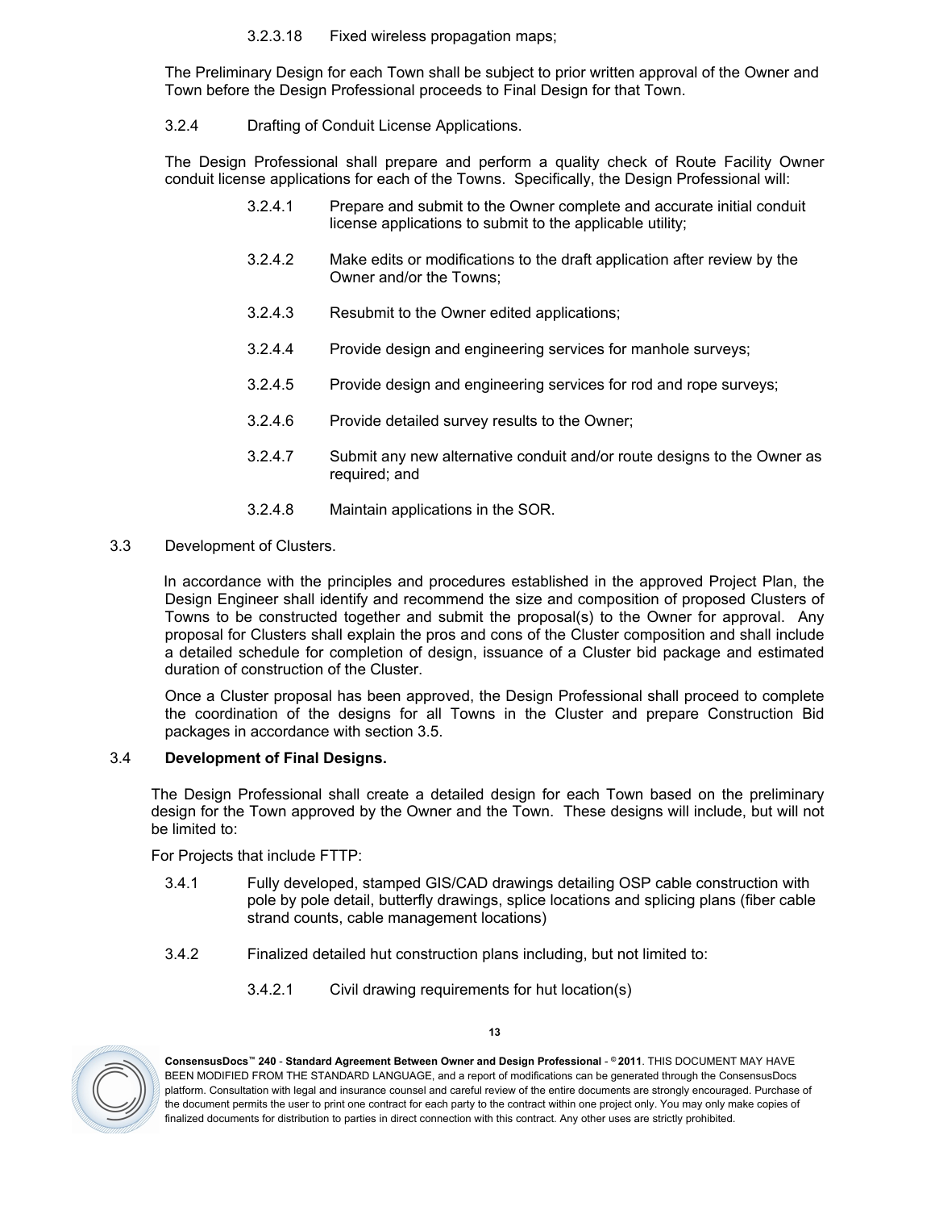3.2.3.18 Fixed wireless propagation maps;

The Preliminary Design for each Town shall be subject to prior written approval of the Owner and Town before the Design Professional proceeds to Final Design for that Town.

3.2.4 Drafting of Conduit License Applications.

The Design Professional shall prepare and perform a quality check of Route Facility Owner conduit license applications for each of the Towns. Specifically, the Design Professional will:

3.2.4.1 Prepare and submit to the Owner complete and accurate initial conduit license applications to submit to the applicable utility;

3.2.4.2 Make edits or modifications to the draft application after review by the Owner and/or the Towns;

3.2.4.3 Resubmit to the Owner edited applications;

3.2.4.4 Provide design and engineering services for manhole surveys;

3.2.4.5 Provide design and engineering services for rod and rope surveys;

3.2.4.6 Provide detailed survey results to the Owner;

3.2.4.7 Submit any new alternative conduit and/or route designs to the Owner as required; and

3.2.4.8 Maintain applications in the SOR.

3.3 Development of Clusters.

In accordance with the principles and procedures established in the approved Project Plan, the Design Engineer shall identify and recommend the size and composition of proposed Clusters of Towns to be constructed together and submit the proposal(s) to the Owner for approval. Any proposal for Clusters shall explain the pros and cons of the Cluster composition and shall include a detailed schedule for completion of design, issuance of a Cluster bid package and estimated duration of construction of the Cluster.

Once a Cluster proposal has been approved, the Design Professional shall proceed to complete the coordination of the designs for all Towns in the Cluster and prepare Construction Bid packages in accordance with section 3.5.

3.4 **Development of Final Designs.**

The Design Professional shall create a detailed design for each Town based on the preliminary design for the Town approved by the Owner and the Town. These designs will include, but will not be limited to:

For Projects that include FTTP:

3.4.1 Fully developed, stamped GIS/CAD drawings detailing OSP cable construction with pole by pole detail, butterfly drawings, splice locations and splicing plans (fiber cable strand counts, cable management locations)

3.4.2 Finalized detailed hut construction plans including, but not limited to:

3.4.2.1 Civil drawing requirements for hut location(s)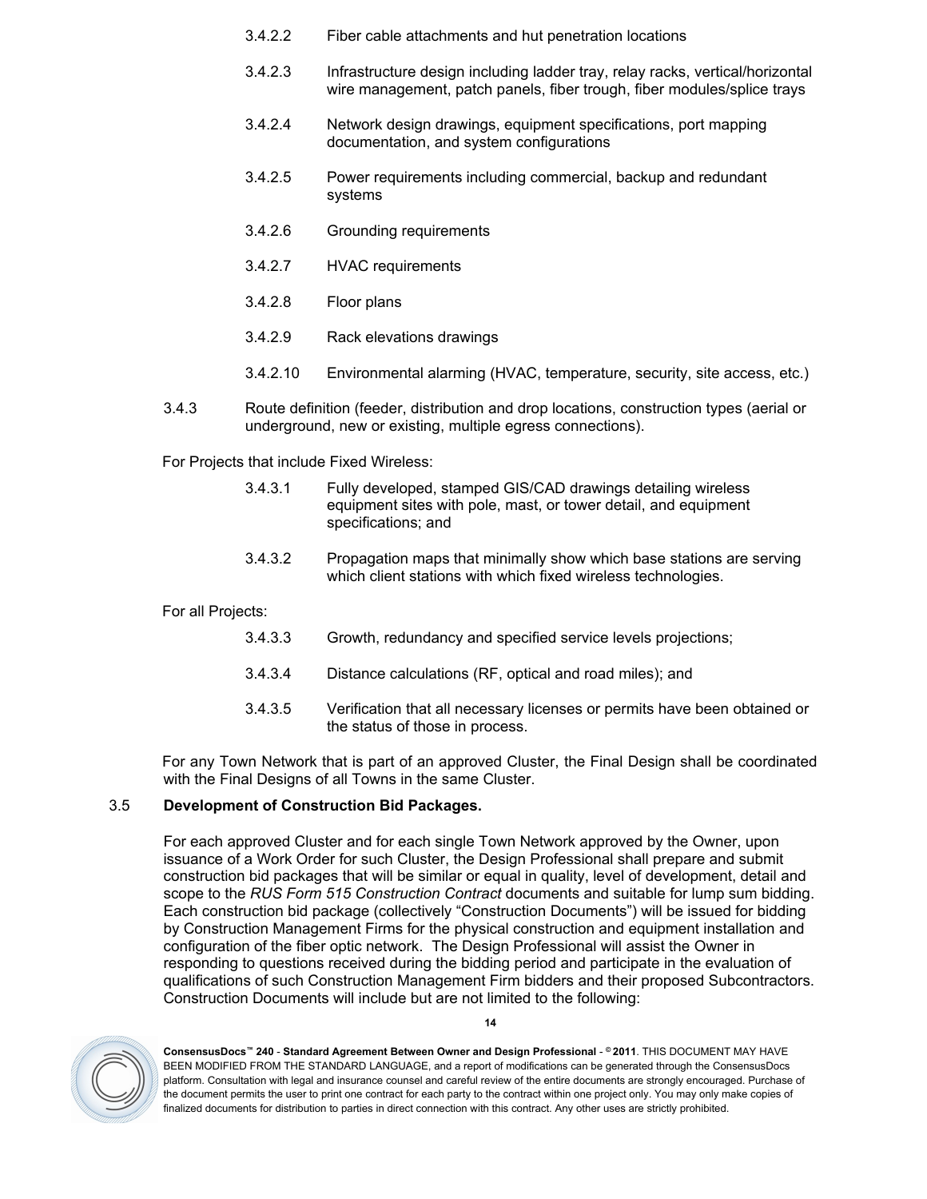3.4.2.2 Fiber cable attachments and hut penetration locations

3.4.2.3 Infrastructure design including ladder tray, relay racks, vertical/horizontal wire management, patch panels, fiber trough, fiber modules/splice trays

3.4.2.4 Network design drawings, equipment specifications, port mapping documentation, and system configurations

3.4.2.5 Power requirements including commercial, backup and redundant systems

3.4.2.6 Grounding requirements

3.4.2.7 HVAC requirements

3.4.2.8 Floor plans

3.4.2.9 Rack elevations drawings

3.4.2.10 Environmental alarming (HVAC, temperature, security, site access, etc.)

3.4.3 Route definition (feeder, distribution and drop locations, construction types (aerial or underground, new or existing, multiple egress connections).

For Projects that include Fixed Wireless:

3.4.3.1 Fully developed, stamped GIS/CAD drawings detailing wireless equipment sites with pole, mast, or tower detail, and equipment specifications; and

3.4.3.2 Propagation maps that minimally show which base stations are serving which client stations with which fixed wireless technologies.

For all Projects:

3.4.3.3 Growth, redundancy and specified service levels projections;

3.4.3.4 Distance calculations (RF, optical and road miles); and

3.4.3.5 Verification that all necessary licenses or permits have been obtained or the status of those in process.

For any Town Network that is part of an approved Cluster, the Final Design shall be coordinated with the Final Designs of all Towns in the same Cluster.

3.5 **Development of Construction Bid Packages.**

For each approved Cluster and for each single Town Network approved by the Owner, upon issuance of a Work Order for such Cluster, the Design Professional shall prepare and submit construction bid packages that will be similar or equal in quality, level of development, detail and scope to the *RUS Form 515 Construction Contract* documents and suitable for lump sum bidding. Each construction bid package (collectively "Construction Documents") will be issued for bidding by Construction Management Firms for the physical construction and equipment installation and configuration of the fiber optic network. The Design Professional will assist the Owner in responding to questions received during the bidding period and participate in the evaluation of qualifications of such Construction Management Firm bidders and their proposed Subcontractors. Construction Documents will include but are not limited to the following: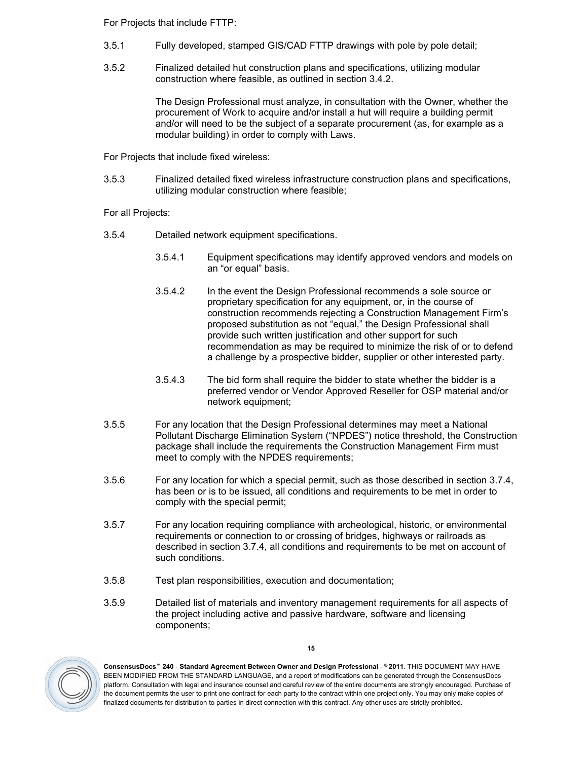For Projects that include FTTP:

3.5.1 Fully developed, stamped GIS/CAD FTTP drawings with pole by pole detail;

3.5.2 Finalized detailed hut construction plans and specifications, utilizing modular construction where feasible, as outlined in section 3.4.2.

The Design Professional must analyze, in consultation with the Owner, whether the procurement of Work to acquire and/or install a hut will require a building permit and/or will need to be the subject of a separate procurement (as, for example as a modular building) in order to comply with Laws.

For Projects that include fixed wireless:

3.5.3 Finalized detailed fixed wireless infrastructure construction plans and specifications, utilizing modular construction where feasible;

For all Projects:

3.5.4 Detailed network equipment specifications.

3.5.4.1 Equipment specifications may identify approved vendors and models on an "or equal" basis.

3.5.4.2 In the event the Design Professional recommends a sole source or proprietary specification for any equipment, or, in the course of construction recommends rejecting a Construction Management Firm's proposed substitution as not "equal," the Design Professional shall provide such written justification and other support for such recommendation as may be required to minimize the risk of or to defend a challenge by a prospective bidder, supplier or other interested party.

3.5.4.3 The bid form shall require the bidder to state whether the bidder is a preferred vendor or Vendor Approved Reseller for OSP material and/or network equipment;

3.5.5 For any location that the Design Professional determines may meet a National Pollutant Discharge Elimination System ("NPDES") notice threshold, the Construction package shall include the requirements the Construction Management Firm must meet to comply with the NPDES requirements;

3.5.6 For any location for which a special permit, such as those described in section 3.7.4, has been or is to be issued, all conditions and requirements to be met in order to comply with the special permit;

3.5.7 For any location requiring compliance with archeological, historic, or environmental requirements or connection to or crossing of bridges, highways or railroads as described in section 3.7.4, all conditions and requirements to be met on account of such conditions.

3.5.8 Test plan responsibilities, execution and documentation;

3.5.9 Detailed list of materials and inventory management requirements for all aspects of the project including active and passive hardware, software and licensing components;

**ConsensusDocs™ 240 - Standard Agreement Between Owner and Design Professional - © 2011**. THIS DOCUMENT MAY HAVE BEEN MODIFIED FROM THE STANDARD LANGUAGE, and a report of modifications can be generated through the ConsensusDocs platform. Consultation with legal and insurance counsel and careful review of the entire documents are strongly encouraged. Purchase of the document permits the user to print one contract for each party to the contract within one project only. You may only make copies of finalized documents for distribution to parties in direct connection with this contract. Any other uses are strictly prohibited.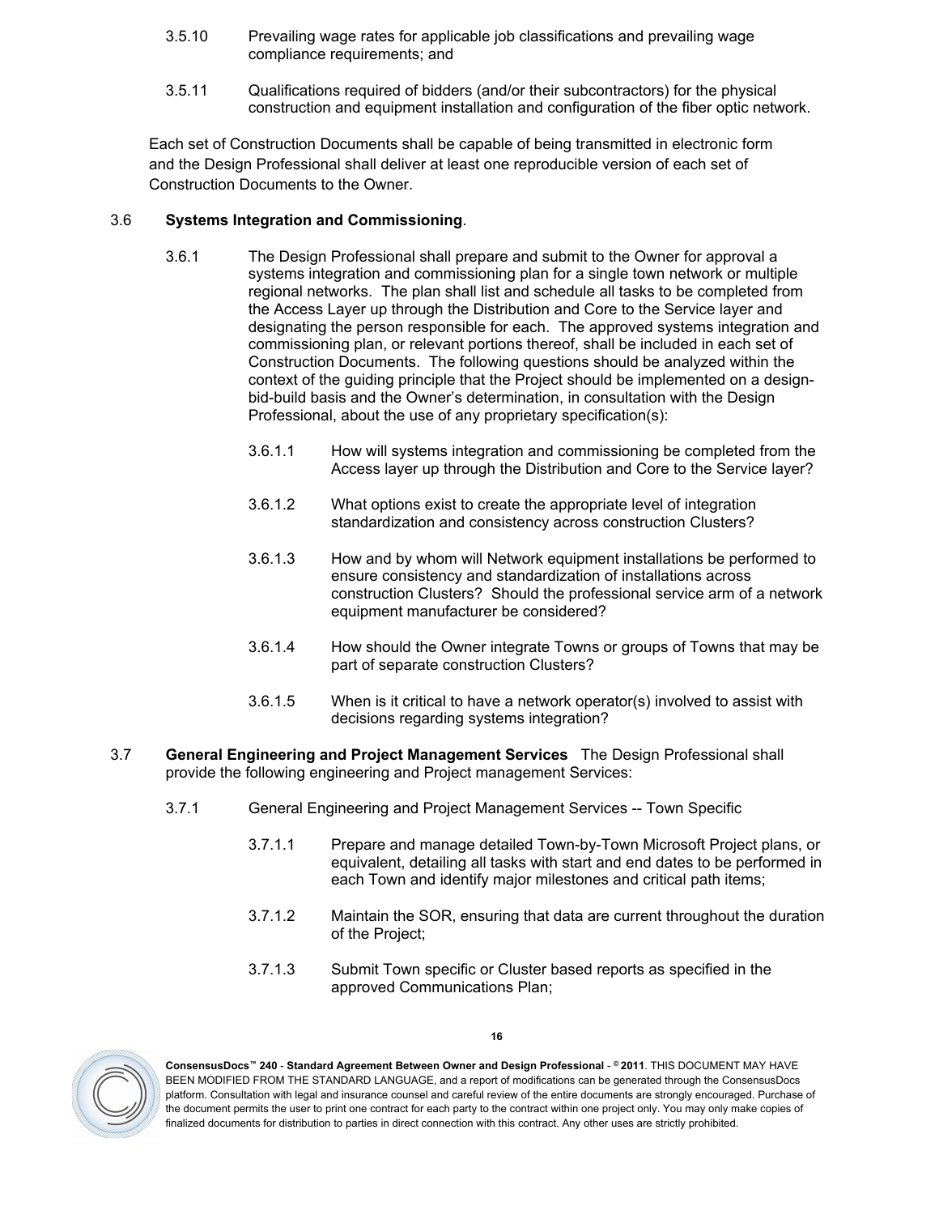3.5.10 Prevailing wage rates for applicable job classifications and prevailing wage compliance requirements; and

3.5.11 Qualifications required of bidders (and/or their subcontractors) for the physical construction and equipment installation and configuration of the fiber optic network.

Each set of Construction Documents shall be capable of being transmitted in electronic form and the Design Professional shall deliver at least one reproducible version of each set of Construction Documents to the Owner.

3.6 **Systems Integration and Commissioning**.

3.6.1 The Design Professional shall prepare and submit to the Owner for approval a systems integration and commissioning plan for a single town network or multiple regional networks. The plan shall list and schedule all tasks to be completed from the Access Layer up through the Distribution and Core to the Service layer and designating the person responsible for each. The approved systems integration and commissioning plan, or relevant portions thereof, shall be included in each set of Construction Documents. The following questions should be analyzed within the context of the guiding principle that the Project should be implemented on a design-bid-build basis and the Owner's determination, in consultation with the Design Professional, about the use of any proprietary specification(s):

3.6.1.1 How will systems integration and commissioning be completed from the Access layer up through the Distribution and Core to the Service layer?

3.6.1.2 What options exist to create the appropriate level of integration standardization and consistency across construction Clusters?

3.6.1.3 How and by whom will Network equipment installations be performed to ensure consistency and standardization of installations across construction Clusters? Should the professional service arm of a network equipment manufacturer be considered?

3.6.1.4 How should the Owner integrate Towns or groups of Towns that may be part of separate construction Clusters?

3.6.1.5 When is it critical to have a network operator(s) involved to assist with decisions regarding systems integration?

3.7 **General Engineering and Project Management Services** The Design Professional shall provide the following engineering and Project management Services:

3.7.1 General Engineering and Project Management Services -- Town Specific

3.7.1.1 Prepare and manage detailed Town-by-Town Microsoft Project plans, or equivalent, detailing all tasks with start and end dates to be performed in each Town and identify major milestones and critical path items;

3.7.1.2 Maintain the SOR, ensuring that data are current throughout the duration of the Project;

3.7.1.3 Submit Town specific or Cluster based reports as specified in the approved Communications Plan;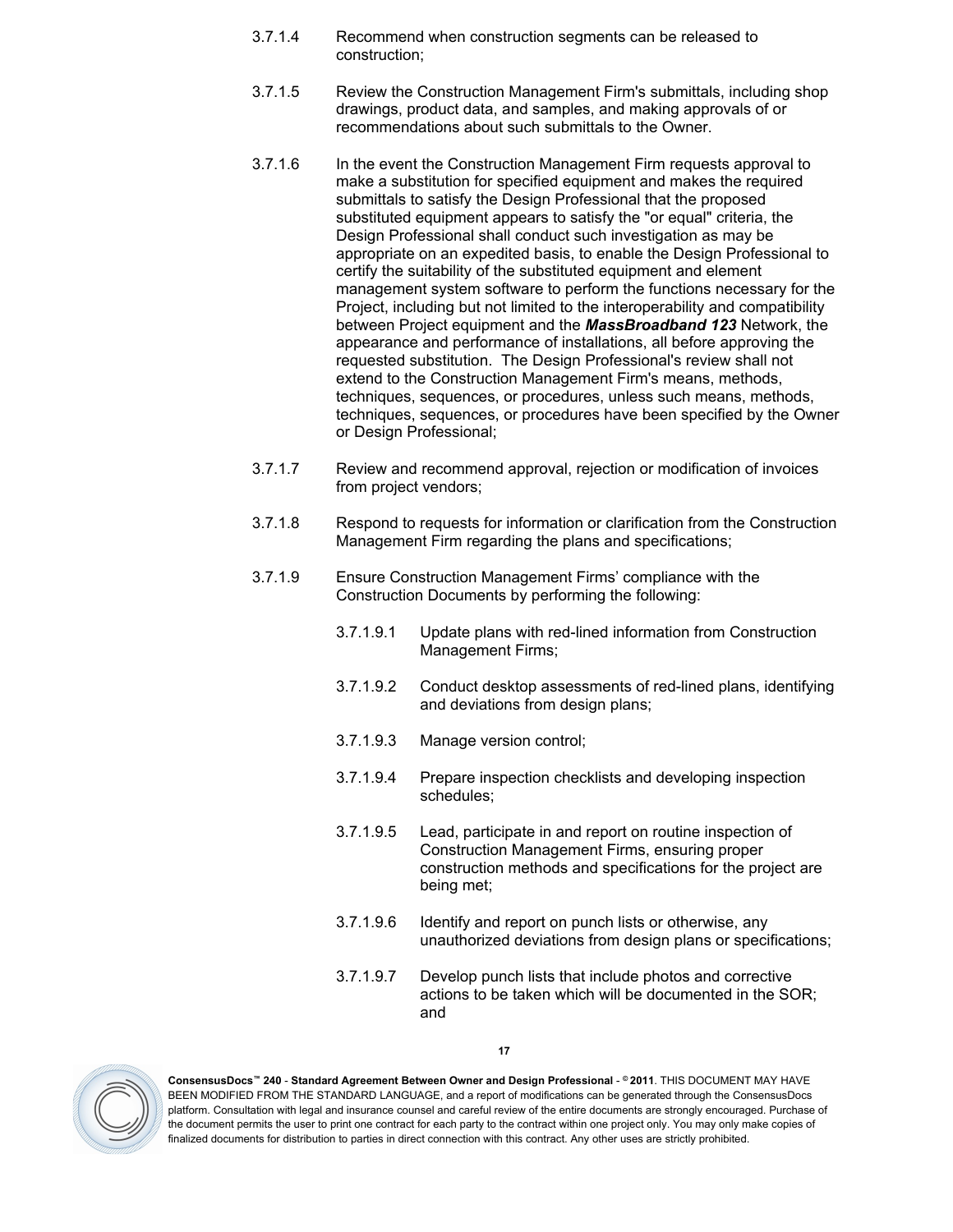3.7.1.4 Recommend when construction segments can be released to construction;

3.7.1.5 Review the Construction Management Firm's submittals, including shop drawings, product data, and samples, and making approvals of or recommendations about such submittals to the Owner.

3.7.1.6 In the event the Construction Management Firm requests approval to make a substitution for specified equipment and makes the required submittals to satisfy the Design Professional that the proposed substituted equipment appears to satisfy the "or equal" criteria, the Design Professional shall conduct such investigation as may be appropriate on an expedited basis, to enable the Design Professional to certify the suitability of the substituted equipment and element management system software to perform the functions necessary for the Project, including but not limited to the interoperability and compatibility between Project equipment and the ***MassBroadband 123*** Network, the appearance and performance of installations, all before approving the requested substitution. The Design Professional's review shall not extend to the Construction Management Firm's means, methods, techniques, sequences, or procedures, unless such means, methods, techniques, sequences, or procedures have been specified by the Owner or Design Professional;

3.7.1.7 Review and recommend approval, rejection or modification of invoices from project vendors;

3.7.1.8 Respond to requests for information or clarification from the Construction Management Firm regarding the plans and specifications;

3.7.1.9 Ensure Construction Management Firms' compliance with the Construction Documents by performing the following:

3.7.1.9.1 Update plans with red-lined information from Construction Management Firms;

3.7.1.9.2 Conduct desktop assessments of red-lined plans, identifying and deviations from design plans;

3.7.1.9.3 Manage version control;

3.7.1.9.4 Prepare inspection checklists and developing inspection schedules;

3.7.1.9.5 Lead, participate in and report on routine inspection of Construction Management Firms, ensuring proper construction methods and specifications for the project are being met;

3.7.1.9.6 Identify and report on punch lists or otherwise, any unauthorized deviations from design plans or specifications;

3.7.1.9.7 Develop punch lists that include photos and corrective actions to be taken which will be documented in the SOR; and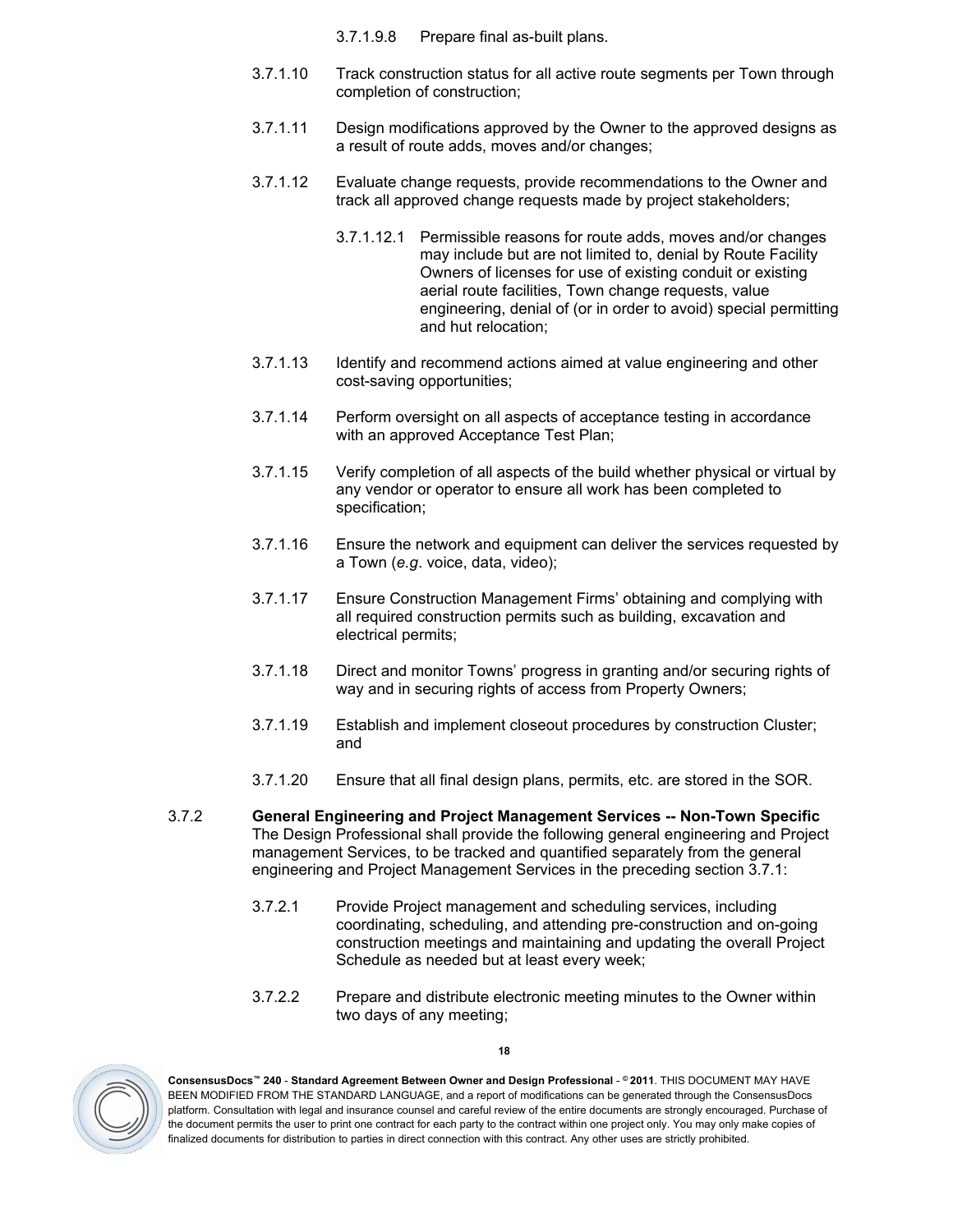3.7.1.9.8 Prepare final as-built plans.

3.7.1.10 Track construction status for all active route segments per Town through completion of construction;

3.7.1.11 Design modifications approved by the Owner to the approved designs as a result of route adds, moves and/or changes;

3.7.1.12 Evaluate change requests, provide recommendations to the Owner and track all approved change requests made by project stakeholders;

3.7.1.12.1 Permissible reasons for route adds, moves and/or changes may include but are not limited to, denial by Route Facility Owners of licenses for use of existing conduit or existing aerial route facilities, Town change requests, value engineering, denial of (or in order to avoid) special permitting and hut relocation;

3.7.1.13 Identify and recommend actions aimed at value engineering and other cost-saving opportunities;

3.7.1.14 Perform oversight on all aspects of acceptance testing in accordance with an approved Acceptance Test Plan;

3.7.1.15 Verify completion of all aspects of the build whether physical or virtual by any vendor or operator to ensure all work has been completed to specification;

3.7.1.16 Ensure the network and equipment can deliver the services requested by a Town (*e.g*. voice, data, video);

3.7.1.17 Ensure Construction Management Firms' obtaining and complying with all required construction permits such as building, excavation and electrical permits;

3.7.1.18 Direct and monitor Towns' progress in granting and/or securing rights of way and in securing rights of access from Property Owners;

3.7.1.19 Establish and implement closeout procedures by construction Cluster; and

3.7.1.20 Ensure that all final design plans, permits, etc. are stored in the SOR.

3.7.2 **General Engineering and Project Management Services -- Non-Town Specific** The Design Professional shall provide the following general engineering and Project management Services, to be tracked and quantified separately from the general engineering and Project Management Services in the preceding section 3.7.1:

3.7.2.1 Provide Project management and scheduling services, including coordinating, scheduling, and attending pre-construction and on-going construction meetings and maintaining and updating the overall Project Schedule as needed but at least every week;

3.7.2.2 Prepare and distribute electronic meeting minutes to the Owner within two days of any meeting;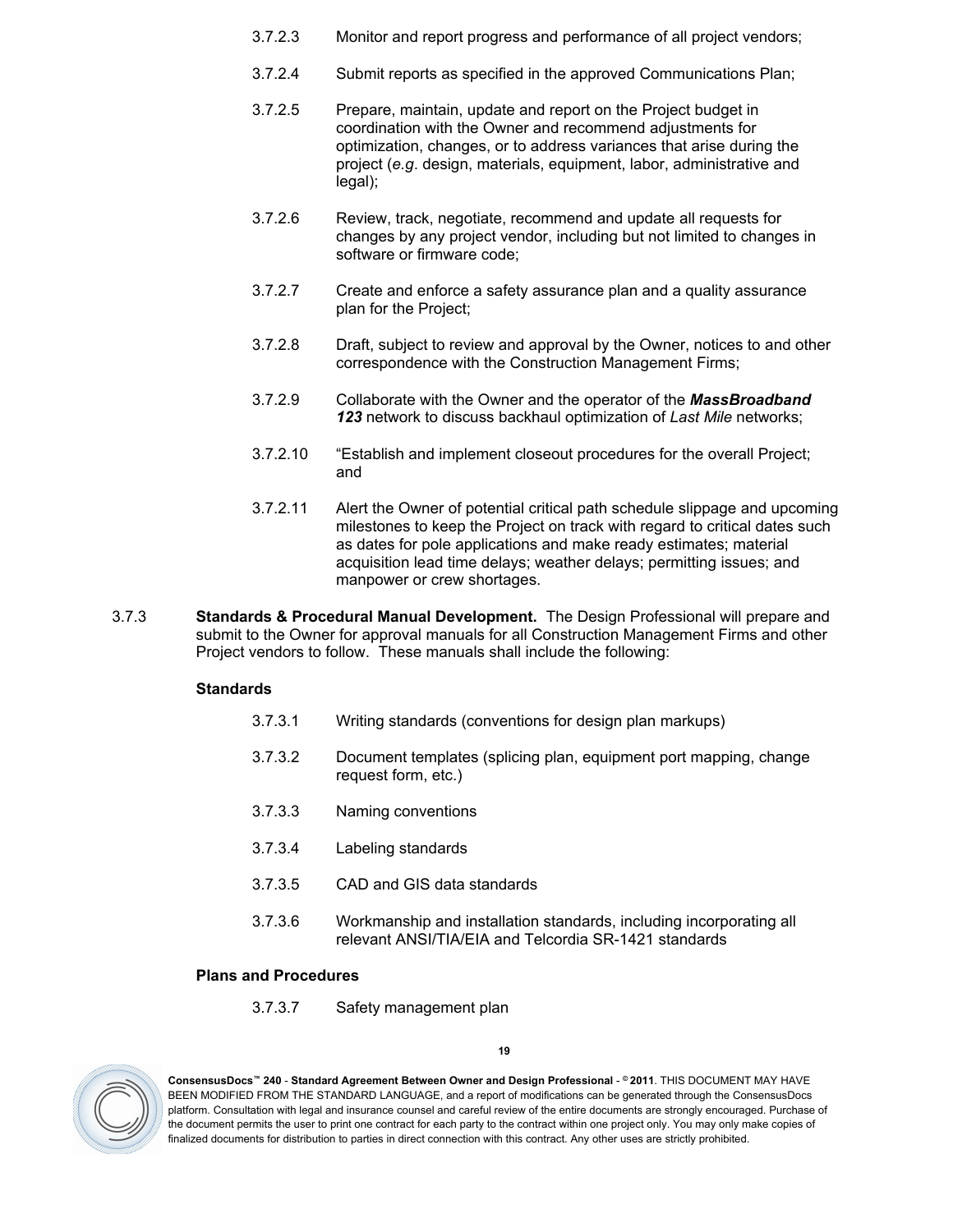3.7.2.3 Monitor and report progress and performance of all project vendors;

3.7.2.4 Submit reports as specified in the approved Communications Plan;

3.7.2.5 Prepare, maintain, update and report on the Project budget in coordination with the Owner and recommend adjustments for optimization, changes, or to address variances that arise during the project (*e.g*. design, materials, equipment, labor, administrative and legal);

3.7.2.6 Review, track, negotiate, recommend and update all requests for changes by any project vendor, including but not limited to changes in software or firmware code;

3.7.2.7 Create and enforce a safety assurance plan and a quality assurance plan for the Project;

3.7.2.8 Draft, subject to review and approval by the Owner, notices to and other correspondence with the Construction Management Firms;

3.7.2.9 Collaborate with the Owner and the operator of the ***MassBroadband 123*** network to discuss backhaul optimization of *Last Mile* networks;

3.7.2.10 "Establish and implement closeout procedures for the overall Project; and

3.7.2.11 Alert the Owner of potential critical path schedule slippage and upcoming milestones to keep the Project on track with regard to critical dates such as dates for pole applications and make ready estimates; material acquisition lead time delays; weather delays; permitting issues; and manpower or crew shortages.

3.7.3 **Standards & Procedural Manual Development.** The Design Professional will prepare and submit to the Owner for approval manuals for all Construction Management Firms and other Project vendors to follow. These manuals shall include the following:

**Standards**

3.7.3.1 Writing standards (conventions for design plan markups)

3.7.3.2 Document templates (splicing plan, equipment port mapping, change request form, etc.)

3.7.3.3 Naming conventions

3.7.3.4 Labeling standards

3.7.3.5 CAD and GIS data standards

3.7.3.6 Workmanship and installation standards, including incorporating all relevant ANSI/TIA/EIA and Telcordia SR-1421 standards

**Plans and Procedures**

3.7.3.7 Safety management plan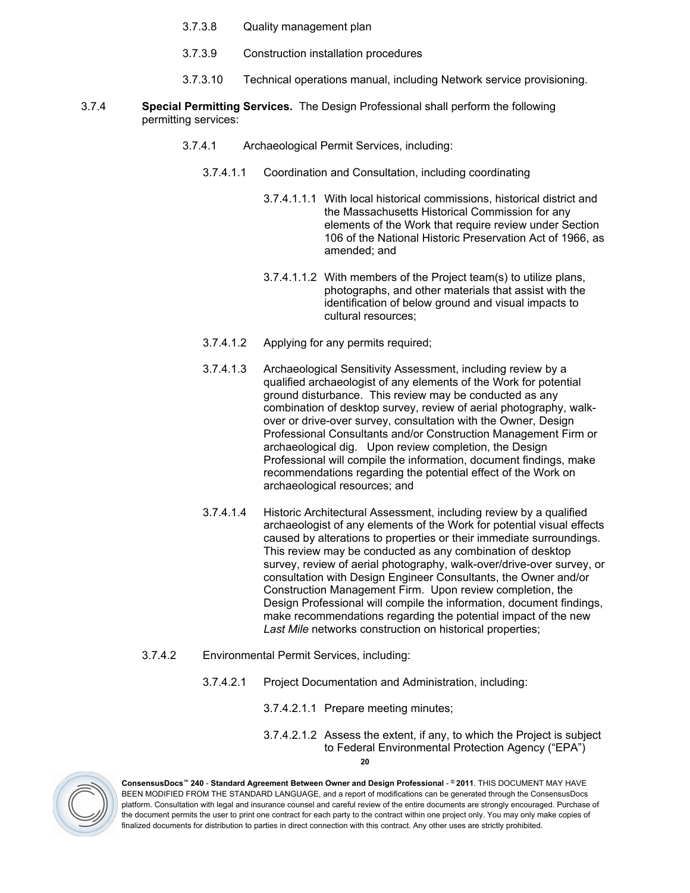3.7.3.8 Quality management plan

3.7.3.9 Construction installation procedures

3.7.3.10 Technical operations manual, including Network service provisioning.

3.7.4 **Special Permitting Services.** The Design Professional shall perform the following permitting services:

3.7.4.1 Archaeological Permit Services, including:

3.7.4.1.1 Coordination and Consultation, including coordinating

3.7.4.1.1.1 With local historical commissions, historical district and the Massachusetts Historical Commission for any elements of the Work that require review under Section 106 of the National Historic Preservation Act of 1966, as amended; and

3.7.4.1.1.2 With members of the Project team(s) to utilize plans, photographs, and other materials that assist with the identification of below ground and visual impacts to cultural resources;

3.7.4.1.2 Applying for any permits required;

3.7.4.1.3 Archaeological Sensitivity Assessment, including review by a qualified archaeologist of any elements of the Work for potential ground disturbance. This review may be conducted as any combination of desktop survey, review of aerial photography, walk-over or drive-over survey, consultation with the Owner, Design Professional Consultants and/or Construction Management Firm or archaeological dig. Upon review completion, the Design Professional will compile the information, document findings, make recommendations regarding the potential effect of the Work on archaeological resources; and

3.7.4.1.4 Historic Architectural Assessment, including review by a qualified archaeologist of any elements of the Work for potential visual effects caused by alterations to properties or their immediate surroundings. This review may be conducted as any combination of desktop survey, review of aerial photography, walk-over/drive-over survey, or consultation with Design Engineer Consultants, the Owner and/or Construction Management Firm. Upon review completion, the Design Professional will compile the information, document findings, make recommendations regarding the potential impact of the new *Last Mile* networks construction on historical properties;

3.7.4.2 Environmental Permit Services, including:

3.7.4.2.1 Project Documentation and Administration, including:

3.7.4.2.1.1 Prepare meeting minutes;

3.7.4.2.1.2 Assess the extent, if any, to which the Project is subject to Federal Environmental Protection Agency ("EPA")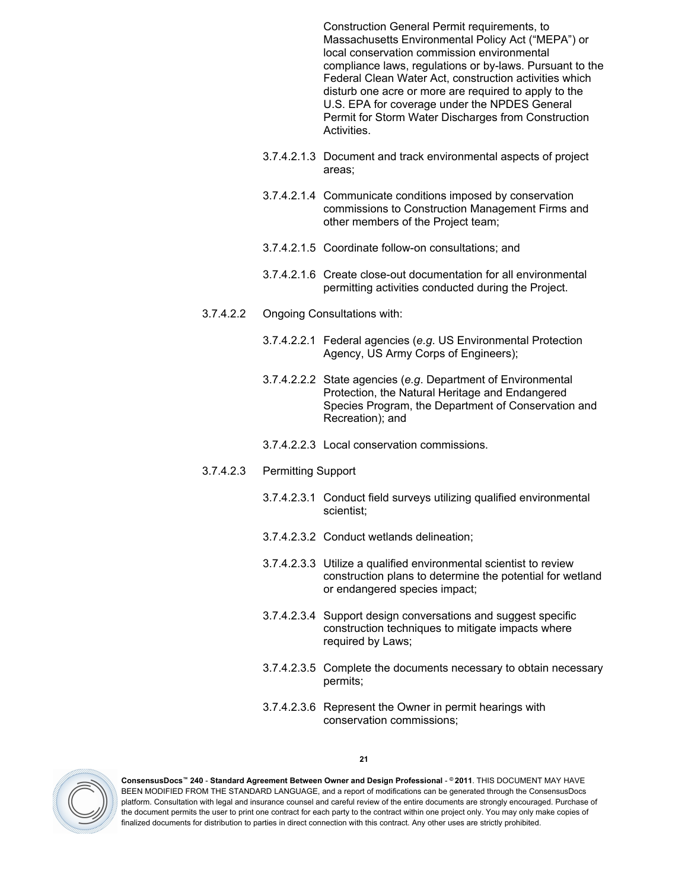Construction General Permit requirements, to Massachusetts Environmental Policy Act ("MEPA") or local conservation commission environmental compliance laws, regulations or by-laws. Pursuant to the Federal Clean Water Act, construction activities which disturb one acre or more are required to apply to the U.S. EPA for coverage under the NPDES General Permit for Storm Water Discharges from Construction Activities.

3.7.4.2.1.3 Document and track environmental aspects of project areas;

3.7.4.2.1.4 Communicate conditions imposed by conservation commissions to Construction Management Firms and other members of the Project team;

3.7.4.2.1.5 Coordinate follow-on consultations; and

3.7.4.2.1.6 Create close-out documentation for all environmental permitting activities conducted during the Project.

3.7.4.2.2 Ongoing Consultations with:

3.7.4.2.2.1 Federal agencies (*e.g*. US Environmental Protection Agency, US Army Corps of Engineers);

3.7.4.2.2.2 State agencies (*e.g*. Department of Environmental Protection, the Natural Heritage and Endangered Species Program, the Department of Conservation and Recreation); and

3.7.4.2.2.3 Local conservation commissions.

3.7.4.2.3 Permitting Support

3.7.4.2.3.1 Conduct field surveys utilizing qualified environmental scientist;

3.7.4.2.3.2 Conduct wetlands delineation;

3.7.4.2.3.3 Utilize a qualified environmental scientist to review construction plans to determine the potential for wetland or endangered species impact;

3.7.4.2.3.4 Support design conversations and suggest specific construction techniques to mitigate impacts where required by Laws;

3.7.4.2.3.5 Complete the documents necessary to obtain necessary permits;

3.7.4.2.3.6 Represent the Owner in permit hearings with conservation commissions;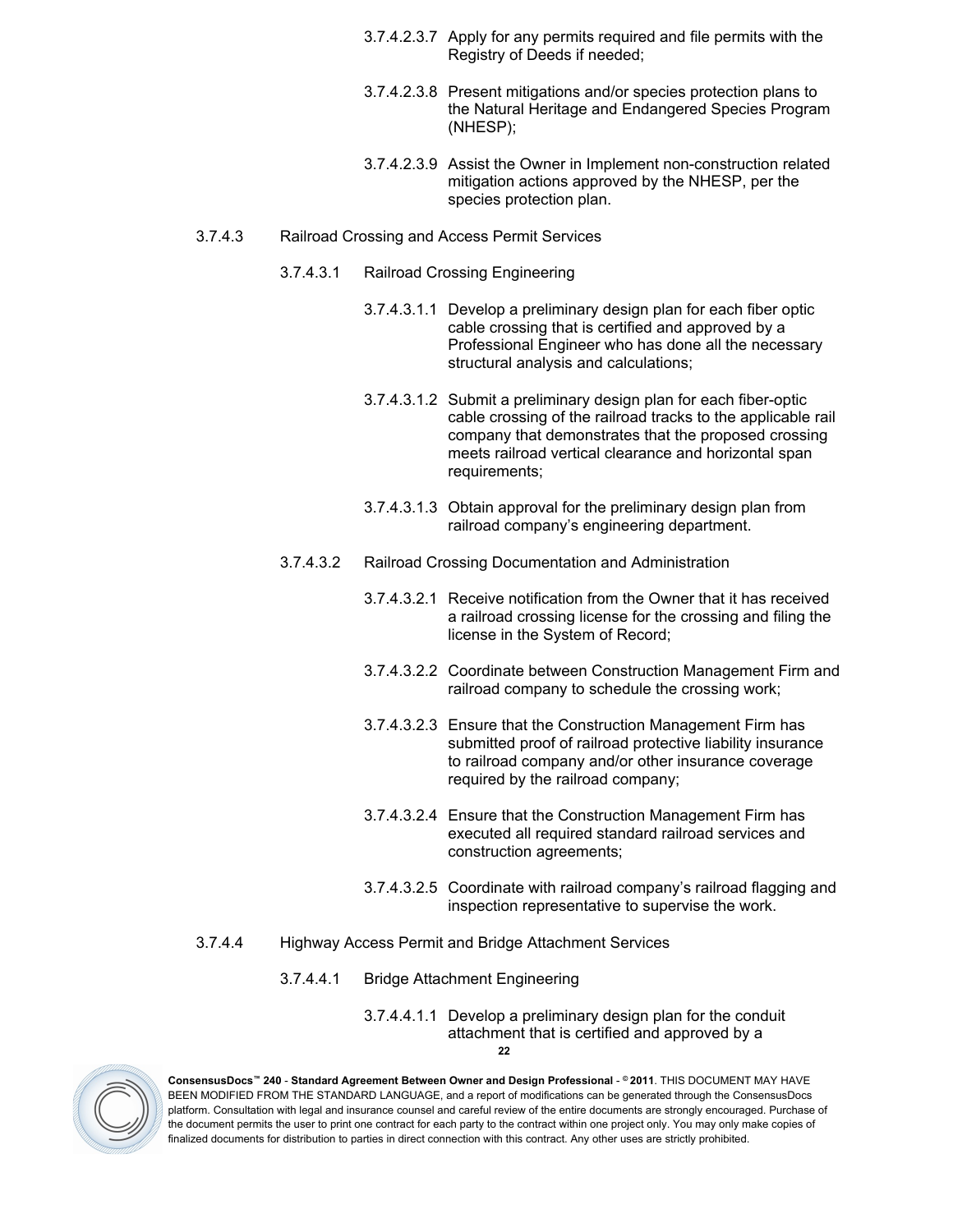3.7.4.2.3.7 Apply for any permits required and file permits with the Registry of Deeds if needed;

3.7.4.2.3.8 Present mitigations and/or species protection plans to the Natural Heritage and Endangered Species Program (NHESP);

3.7.4.2.3.9 Assist the Owner in Implement non-construction related mitigation actions approved by the NHESP, per the species protection plan.

3.7.4.3 Railroad Crossing and Access Permit Services

3.7.4.3.1 Railroad Crossing Engineering

3.7.4.3.1.1 Develop a preliminary design plan for each fiber optic cable crossing that is certified and approved by a Professional Engineer who has done all the necessary structural analysis and calculations;

3.7.4.3.1.2 Submit a preliminary design plan for each fiber-optic cable crossing of the railroad tracks to the applicable rail company that demonstrates that the proposed crossing meets railroad vertical clearance and horizontal span requirements;

3.7.4.3.1.3 Obtain approval for the preliminary design plan from railroad company's engineering department.

3.7.4.3.2 Railroad Crossing Documentation and Administration

3.7.4.3.2.1 Receive notification from the Owner that it has received a railroad crossing license for the crossing and filing the license in the System of Record;

3.7.4.3.2.2 Coordinate between Construction Management Firm and railroad company to schedule the crossing work;

3.7.4.3.2.3 Ensure that the Construction Management Firm has submitted proof of railroad protective liability insurance to railroad company and/or other insurance coverage required by the railroad company;

3.7.4.3.2.4 Ensure that the Construction Management Firm has executed all required standard railroad services and construction agreements;

3.7.4.3.2.5 Coordinate with railroad company's railroad flagging and inspection representative to supervise the work.

3.7.4.4 Highway Access Permit and Bridge Attachment Services

3.7.4.4.1 Bridge Attachment Engineering

3.7.4.4.1.1 Develop a preliminary design plan for the conduit attachment that is certified and approved by a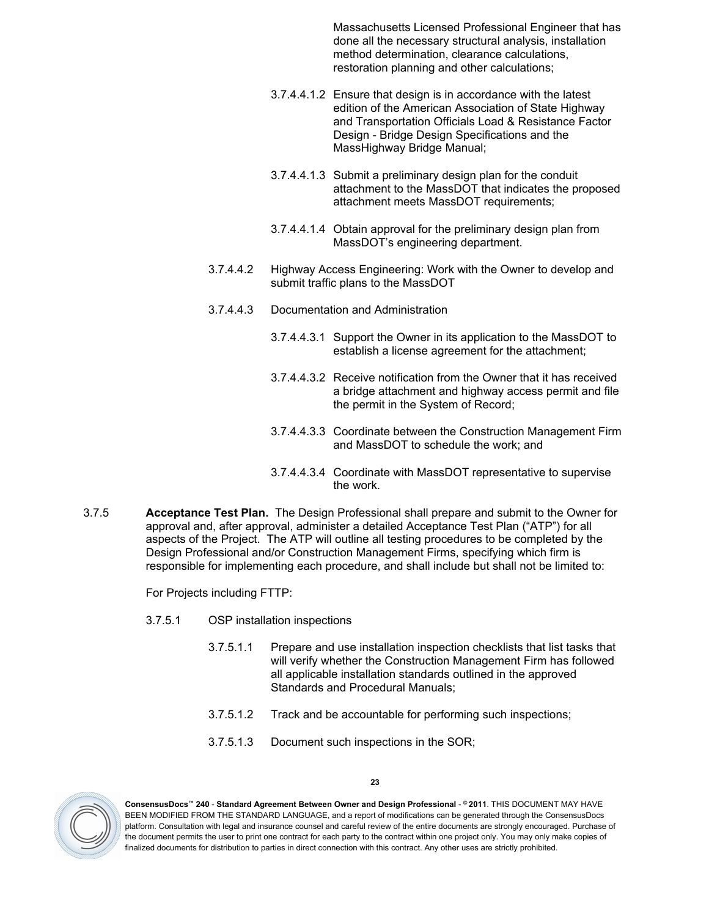Massachusetts Licensed Professional Engineer that has done all the necessary structural analysis, installation method determination, clearance calculations, restoration planning and other calculations;

3.7.4.4.1.2 Ensure that design is in accordance with the latest edition of the American Association of State Highway and Transportation Officials Load & Resistance Factor Design - Bridge Design Specifications and the MassHighway Bridge Manual;

3.7.4.4.1.3 Submit a preliminary design plan for the conduit attachment to the MassDOT that indicates the proposed attachment meets MassDOT requirements;

3.7.4.4.1.4 Obtain approval for the preliminary design plan from MassDOT's engineering department.

3.7.4.4.2 Highway Access Engineering: Work with the Owner to develop and submit traffic plans to the MassDOT

3.7.4.4.3 Documentation and Administration

3.7.4.4.3.1 Support the Owner in its application to the MassDOT to establish a license agreement for the attachment;

3.7.4.4.3.2 Receive notification from the Owner that it has received a bridge attachment and highway access permit and file the permit in the System of Record;

3.7.4.4.3.3 Coordinate between the Construction Management Firm and MassDOT to schedule the work; and

3.7.4.4.3.4 Coordinate with MassDOT representative to supervise the work.

3.7.5 **Acceptance Test Plan.** The Design Professional shall prepare and submit to the Owner for approval and, after approval, administer a detailed Acceptance Test Plan ("ATP") for all aspects of the Project. The ATP will outline all testing procedures to be completed by the Design Professional and/or Construction Management Firms, specifying which firm is responsible for implementing each procedure, and shall include but shall not be limited to:

For Projects including FTTP:

3.7.5.1 OSP installation inspections

3.7.5.1.1 Prepare and use installation inspection checklists that list tasks that will verify whether the Construction Management Firm has followed all applicable installation standards outlined in the approved Standards and Procedural Manuals;

3.7.5.1.2 Track and be accountable for performing such inspections;

3.7.5.1.3 Document such inspections in the SOR;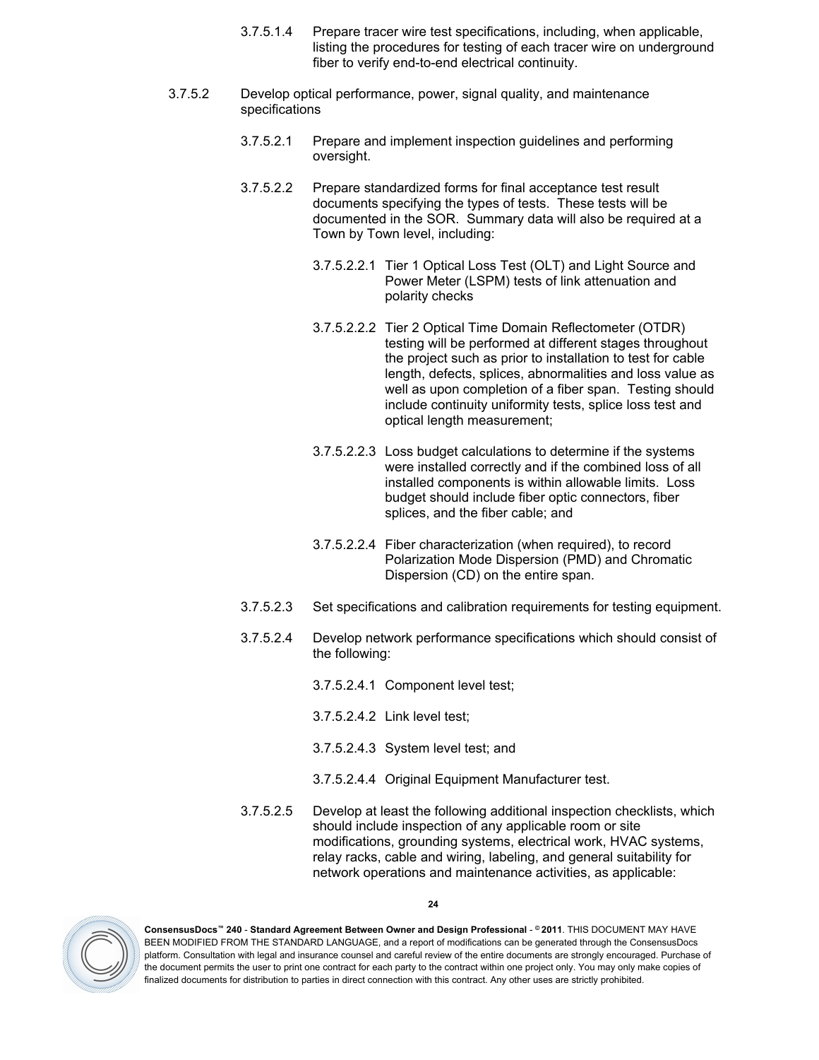3.7.5.1.4 Prepare tracer wire test specifications, including, when applicable, listing the procedures for testing of each tracer wire on underground fiber to verify end-to-end electrical continuity.

3.7.5.2 Develop optical performance, power, signal quality, and maintenance specifications

3.7.5.2.1 Prepare and implement inspection guidelines and performing oversight.

3.7.5.2.2 Prepare standardized forms for final acceptance test result documents specifying the types of tests. These tests will be documented in the SOR. Summary data will also be required at a Town by Town level, including:

3.7.5.2.2.1 Tier 1 Optical Loss Test (OLT) and Light Source and Power Meter (LSPM) tests of link attenuation and polarity checks

3.7.5.2.2.2 Tier 2 Optical Time Domain Reflectometer (OTDR) testing will be performed at different stages throughout the project such as prior to installation to test for cable length, defects, splices, abnormalities and loss value as well as upon completion of a fiber span. Testing should include continuity uniformity tests, splice loss test and optical length measurement;

3.7.5.2.2.3 Loss budget calculations to determine if the systems were installed correctly and if the combined loss of all installed components is within allowable limits. Loss budget should include fiber optic connectors, fiber splices, and the fiber cable; and

3.7.5.2.2.4 Fiber characterization (when required), to record Polarization Mode Dispersion (PMD) and Chromatic Dispersion (CD) on the entire span.

3.7.5.2.3 Set specifications and calibration requirements for testing equipment.

3.7.5.2.4 Develop network performance specifications which should consist of the following:

3.7.5.2.4.1 Component level test;

3.7.5.2.4.2 Link level test;

3.7.5.2.4.3 System level test; and

3.7.5.2.4.4 Original Equipment Manufacturer test.

3.7.5.2.5 Develop at least the following additional inspection checklists, which should include inspection of any applicable room or site modifications, grounding systems, electrical work, HVAC systems, relay racks, cable and wiring, labeling, and general suitability for network operations and maintenance activities, as applicable: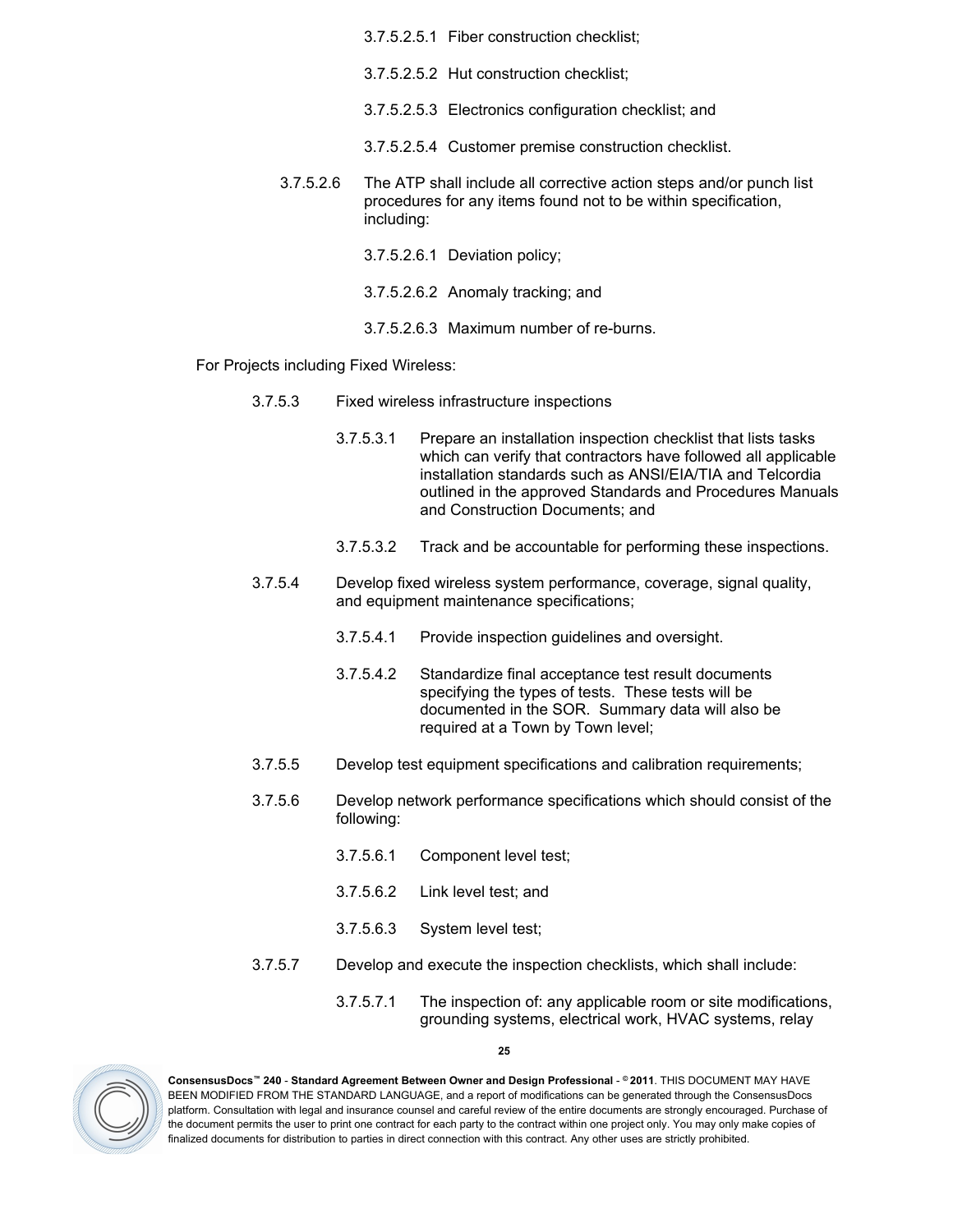3.7.5.2.5.1 Fiber construction checklist;

3.7.5.2.5.2 Hut construction checklist;

3.7.5.2.5.3 Electronics configuration checklist; and

3.7.5.2.5.4 Customer premise construction checklist.

3.7.5.2.6 The ATP shall include all corrective action steps and/or punch list procedures for any items found not to be within specification, including:

3.7.5.2.6.1 Deviation policy;

3.7.5.2.6.2 Anomaly tracking; and

3.7.5.2.6.3 Maximum number of re-burns.

For Projects including Fixed Wireless:

3.7.5.3 Fixed wireless infrastructure inspections

3.7.5.3.1 Prepare an installation inspection checklist that lists tasks which can verify that contractors have followed all applicable installation standards such as ANSI/EIA/TIA and Telcordia outlined in the approved Standards and Procedures Manuals and Construction Documents; and

3.7.5.3.2 Track and be accountable for performing these inspections.

3.7.5.4 Develop fixed wireless system performance, coverage, signal quality, and equipment maintenance specifications;

3.7.5.4.1 Provide inspection guidelines and oversight.

3.7.5.4.2 Standardize final acceptance test result documents specifying the types of tests. These tests will be documented in the SOR. Summary data will also be required at a Town by Town level;

3.7.5.5 Develop test equipment specifications and calibration requirements;

3.7.5.6 Develop network performance specifications which should consist of the following:

3.7.5.6.1 Component level test;

3.7.5.6.2 Link level test; and

3.7.5.6.3 System level test;

3.7.5.7 Develop and execute the inspection checklists, which shall include:

3.7.5.7.1 The inspection of: any applicable room or site modifications, grounding systems, electrical work, HVAC systems, relay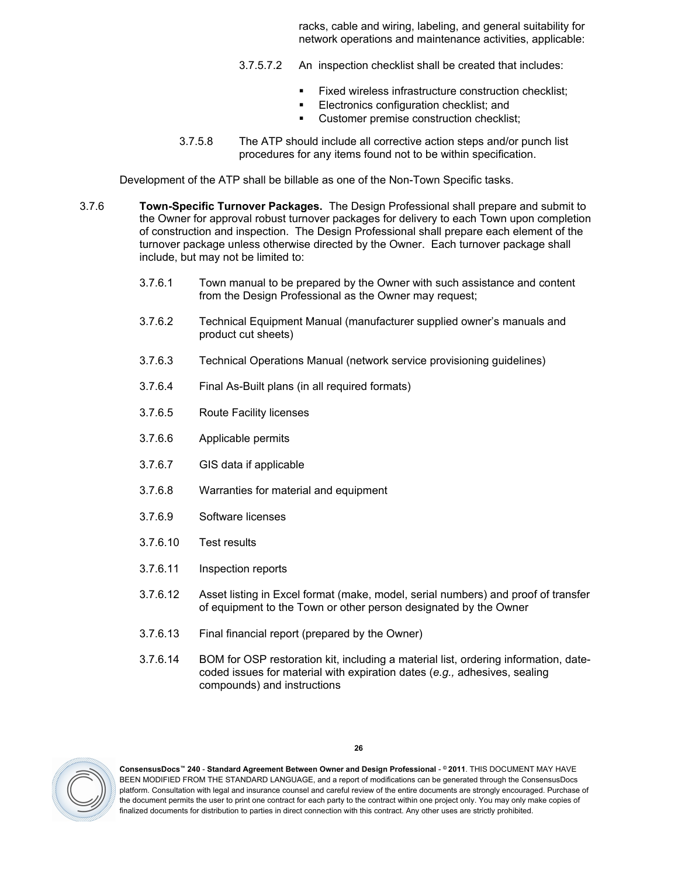racks, cable and wiring, labeling, and general suitability for network operations and maintenance activities, applicable:

3.7.5.7.2 An inspection checklist shall be created that includes:

- Fixed wireless infrastructure construction checklist;
- Electronics configuration checklist; and
- Customer premise construction checklist;

3.7.5.8 The ATP should include all corrective action steps and/or punch list procedures for any items found not to be within specification.

Development of the ATP shall be billable as one of the Non-Town Specific tasks.

3.7.6 **Town-Specific Turnover Packages.** The Design Professional shall prepare and submit to the Owner for approval robust turnover packages for delivery to each Town upon completion of construction and inspection. The Design Professional shall prepare each element of the turnover package unless otherwise directed by the Owner. Each turnover package shall include, but may not be limited to:

3.7.6.1 Town manual to be prepared by the Owner with such assistance and content from the Design Professional as the Owner may request;

3.7.6.2 Technical Equipment Manual (manufacturer supplied owner's manuals and product cut sheets)

3.7.6.3 Technical Operations Manual (network service provisioning guidelines)

3.7.6.4 Final As-Built plans (in all required formats)

3.7.6.5 Route Facility licenses

3.7.6.6 Applicable permits

3.7.6.7 GIS data if applicable

3.7.6.8 Warranties for material and equipment

3.7.6.9 Software licenses

3.7.6.10 Test results

3.7.6.11 Inspection reports

3.7.6.12 Asset listing in Excel format (make, model, serial numbers) and proof of transfer of equipment to the Town or other person designated by the Owner

3.7.6.13 Final financial report (prepared by the Owner)

3.7.6.14 BOM for OSP restoration kit, including a material list, ordering information, date-coded issues for material with expiration dates (*e.g.,* adhesives, sealing compounds) and instructions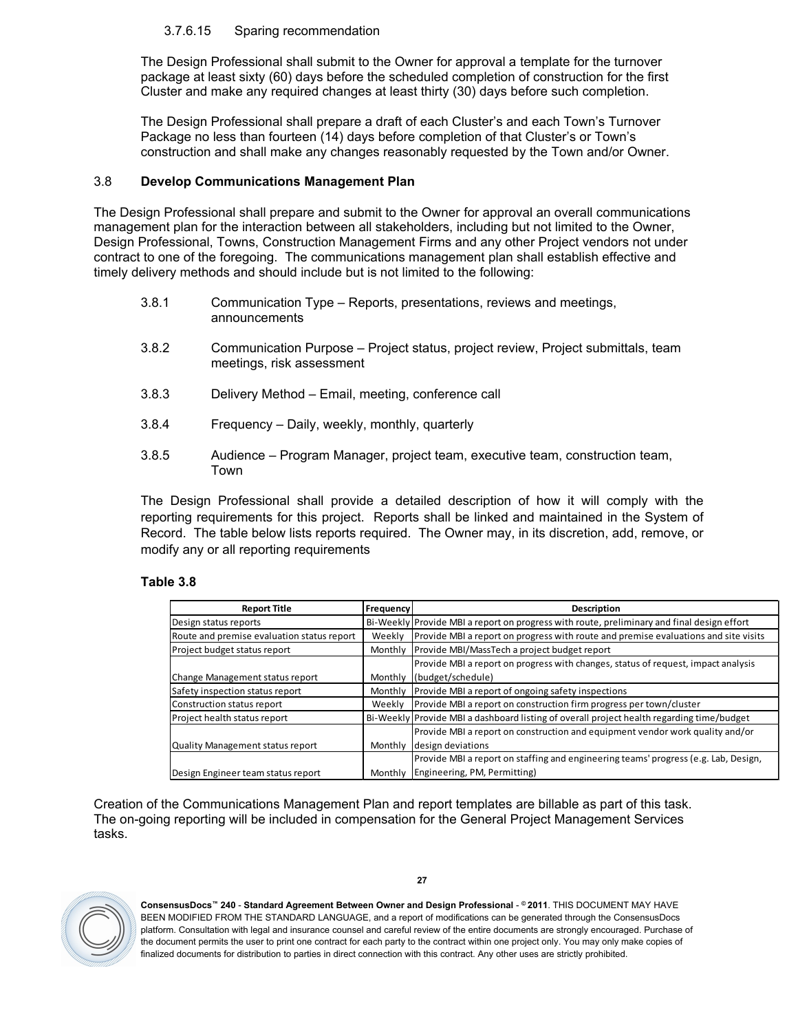3.7.6.15 Sparing recommendation

The Design Professional shall submit to the Owner for approval a template for the turnover package at least sixty (60) days before the scheduled completion of construction for the first Cluster and make any required changes at least thirty (30) days before such completion.

The Design Professional shall prepare a draft of each Cluster's and each Town's Turnover Package no less than fourteen (14) days before completion of that Cluster's or Town's construction and shall make any changes reasonably requested by the Town and/or Owner.

### 3.8 Develop Communications Management Plan

The Design Professional shall prepare and submit to the Owner for approval an overall communications management plan for the interaction between all stakeholders, including but not limited to the Owner, Design Professional, Towns, Construction Management Firms and any other Project vendors not under contract to one of the foregoing. The communications management plan shall establish effective and timely delivery methods and should include but is not limited to the following:

3.8.1 Communication Type – Reports, presentations, reviews and meetings, announcements

3.8.2 Communication Purpose – Project status, project review, Project submittals, team meetings, risk assessment

3.8.3 Delivery Method – Email, meeting, conference call

3.8.4 Frequency – Daily, weekly, monthly, quarterly

3.8.5 Audience – Program Manager, project team, executive team, construction team, Town

The Design Professional shall provide a detailed description of how it will comply with the reporting requirements for this project. Reports shall be linked and maintained in the System of Record. The table below lists reports required. The Owner may, in its discretion, add, remove, or modify any or all reporting requirements

**Table 3.8**

| Report Title | Frequency | Description |
|---|---|---|
| Design status reports | Bi-Weekly | Provide MBI a report on progress with route, preliminary and final design effort |
| Route and premise evaluation status report | Weekly | Provide MBI a report on progress with route and premise evaluations and site visits |
| Project budget status report | Monthly | Provide MBI/MassTech a project budget report |
| Change Management status report | Monthly | Provide MBI a report on progress with changes, status of request, impact analysis (budget/schedule) |
| Safety inspection status report | Monthly | Provide MBI a report of ongoing safety inspections |
| Construction status report | Weekly | Provide MBI a report on construction firm progress per town/cluster |
| Project health status report | Bi-Weekly | Provide MBI a dashboard listing of overall project health regarding time/budget |
| Quality Management status report | Monthly | Provide MBI a report on construction and equipment vendor work quality and/or design deviations |
| Design Engineer team status report | Monthly | Provide MBI a report on staffing and engineering teams' progress (e.g. Lab, Design, Engineering, PM, Permitting) |

Creation of the Communications Management Plan and report templates are billable as part of this task. The on-going reporting will be included in compensation for the General Project Management Services tasks.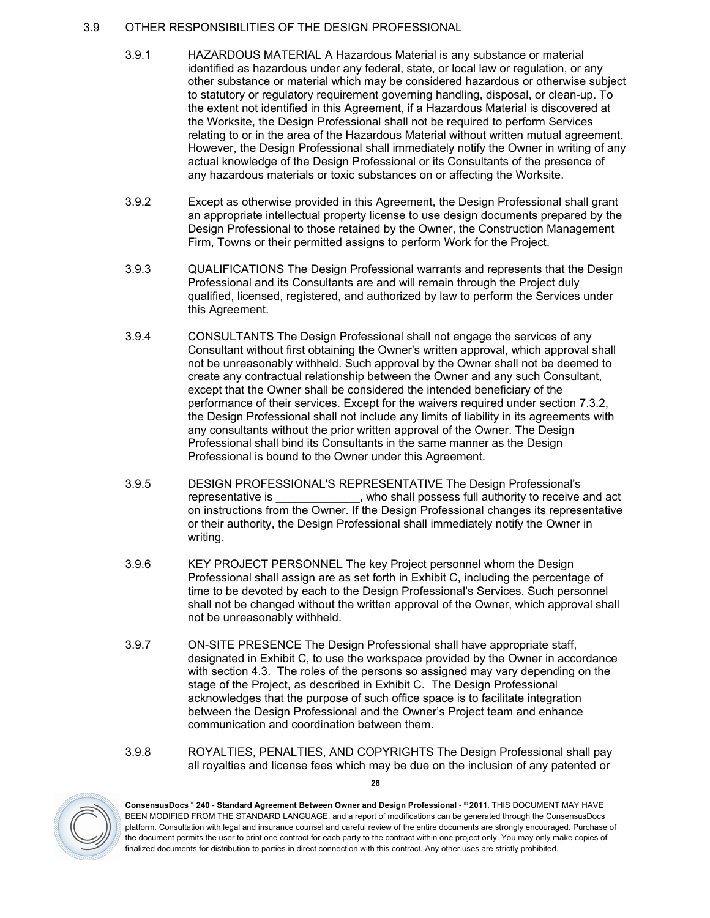## 3.9 OTHER RESPONSIBILITIES OF THE DESIGN PROFESSIONAL

3.9.1 HAZARDOUS MATERIAL A Hazardous Material is any substance or material identified as hazardous under any federal, state, or local law or regulation, or any other substance or material which may be considered hazardous or otherwise subject to statutory or regulatory requirement governing handling, disposal, or clean-up. To the extent not identified in this Agreement, if a Hazardous Material is discovered at the Worksite, the Design Professional shall not be required to perform Services relating to or in the area of the Hazardous Material without written mutual agreement. However, the Design Professional shall immediately notify the Owner in writing of any actual knowledge of the Design Professional or its Consultants of the presence of any hazardous materials or toxic substances on or affecting the Worksite.

3.9.2 Except as otherwise provided in this Agreement, the Design Professional shall grant an appropriate intellectual property license to use design documents prepared by the Design Professional to those retained by the Owner, the Construction Management Firm, Towns or their permitted assigns to perform Work for the Project.

3.9.3 QUALIFICATIONS The Design Professional warrants and represents that the Design Professional and its Consultants are and will remain through the Project duly qualified, licensed, registered, and authorized by law to perform the Services under this Agreement.

3.9.4 CONSULTANTS The Design Professional shall not engage the services of any Consultant without first obtaining the Owner's written approval, which approval shall not be unreasonably withheld. Such approval by the Owner shall not be deemed to create any contractual relationship between the Owner and any such Consultant, except that the Owner shall be considered the intended beneficiary of the performance of their services. Except for the waivers required under section 7.3.2, the Design Professional shall not include any limits of liability in its agreements with any consultants without the prior written approval of the Owner. The Design Professional shall bind its Consultants in the same manner as the Design Professional is bound to the Owner under this Agreement.

3.9.5 DESIGN PROFESSIONAL'S REPRESENTATIVE The Design Professional's representative is _____________, who shall possess full authority to receive and act on instructions from the Owner. If the Design Professional changes its representative or their authority, the Design Professional shall immediately notify the Owner in writing.

3.9.6 KEY PROJECT PERSONNEL The key Project personnel whom the Design Professional shall assign are as set forth in Exhibit C, including the percentage of time to be devoted by each to the Design Professional's Services. Such personnel shall not be changed without the written approval of the Owner, which approval shall not be unreasonably withheld.

3.9.7 ON-SITE PRESENCE The Design Professional shall have appropriate staff, designated in Exhibit C, to use the workspace provided by the Owner in accordance with section 4.3. The roles of the persons so assigned may vary depending on the stage of the Project, as described in Exhibit C. The Design Professional acknowledges that the purpose of such office space is to facilitate integration between the Design Professional and the Owner's Project team and enhance communication and coordination between them.

3.9.8 ROYALTIES, PENALTIES, AND COPYRIGHTS The Design Professional shall pay all royalties and license fees which may be due on the inclusion of any patented or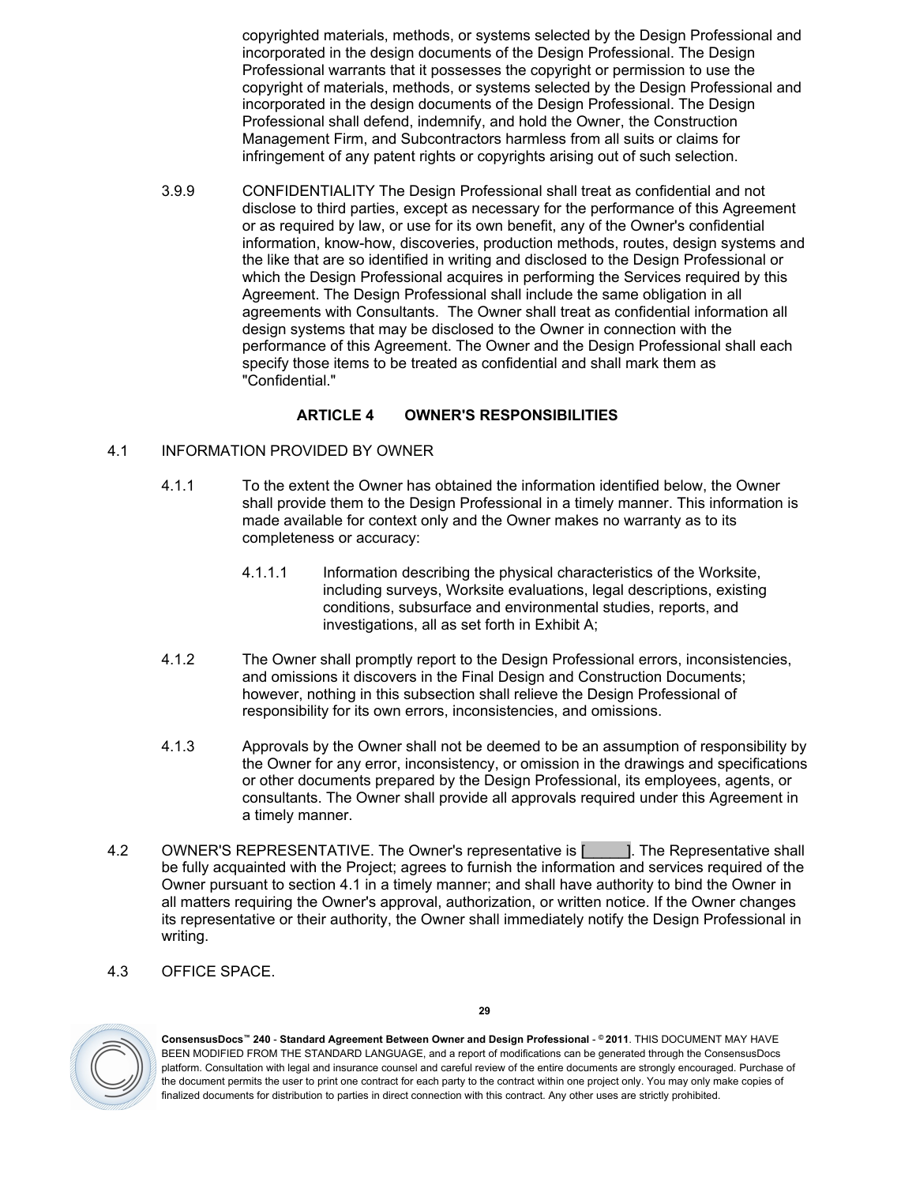copyrighted materials, methods, or systems selected by the Design Professional and incorporated in the design documents of the Design Professional. The Design Professional warrants that it possesses the copyright or permission to use the copyright of materials, methods, or systems selected by the Design Professional and incorporated in the design documents of the Design Professional. The Design Professional shall defend, indemnify, and hold the Owner, the Construction Management Firm, and Subcontractors harmless from all suits or claims for infringement of any patent rights or copyrights arising out of such selection.

3.9.9 CONFIDENTIALITY The Design Professional shall treat as confidential and not disclose to third parties, except as necessary for the performance of this Agreement or as required by law, or use for its own benefit, any of the Owner's confidential information, know-how, discoveries, production methods, routes, design systems and the like that are so identified in writing and disclosed to the Design Professional or which the Design Professional acquires in performing the Services required by this Agreement. The Design Professional shall include the same obligation in all agreements with Consultants. The Owner shall treat as confidential information all design systems that may be disclosed to the Owner in connection with the performance of this Agreement. The Owner and the Design Professional shall each specify those items to be treated as confidential and shall mark them as "Confidential."

## ARTICLE 4 OWNER'S RESPONSIBILITIES

4.1 INFORMATION PROVIDED BY OWNER

4.1.1 To the extent the Owner has obtained the information identified below, the Owner shall provide them to the Design Professional in a timely manner. This information is made available for context only and the Owner makes no warranty as to its completeness or accuracy:

4.1.1.1 Information describing the physical characteristics of the Worksite, including surveys, Worksite evaluations, legal descriptions, existing conditions, subsurface and environmental studies, reports, and investigations, all as set forth in Exhibit A;

4.1.2 The Owner shall promptly report to the Design Professional errors, inconsistencies, and omissions it discovers in the Final Design and Construction Documents; however, nothing in this subsection shall relieve the Design Professional of responsibility for its own errors, inconsistencies, and omissions.

4.1.3 Approvals by the Owner shall not be deemed to be an assumption of responsibility by the Owner for any error, inconsistency, or omission in the drawings and specifications or other documents prepared by the Design Professional, its employees, agents, or consultants. The Owner shall provide all approvals required under this Agreement in a timely manner.

4.2 OWNER'S REPRESENTATIVE. The Owner's representative is [_____]. The Representative shall be fully acquainted with the Project; agrees to furnish the information and services required of the Owner pursuant to section 4.1 in a timely manner; and shall have authority to bind the Owner in all matters requiring the Owner's approval, authorization, or written notice. If the Owner changes its representative or their authority, the Owner shall immediately notify the Design Professional in writing.

4.3 OFFICE SPACE.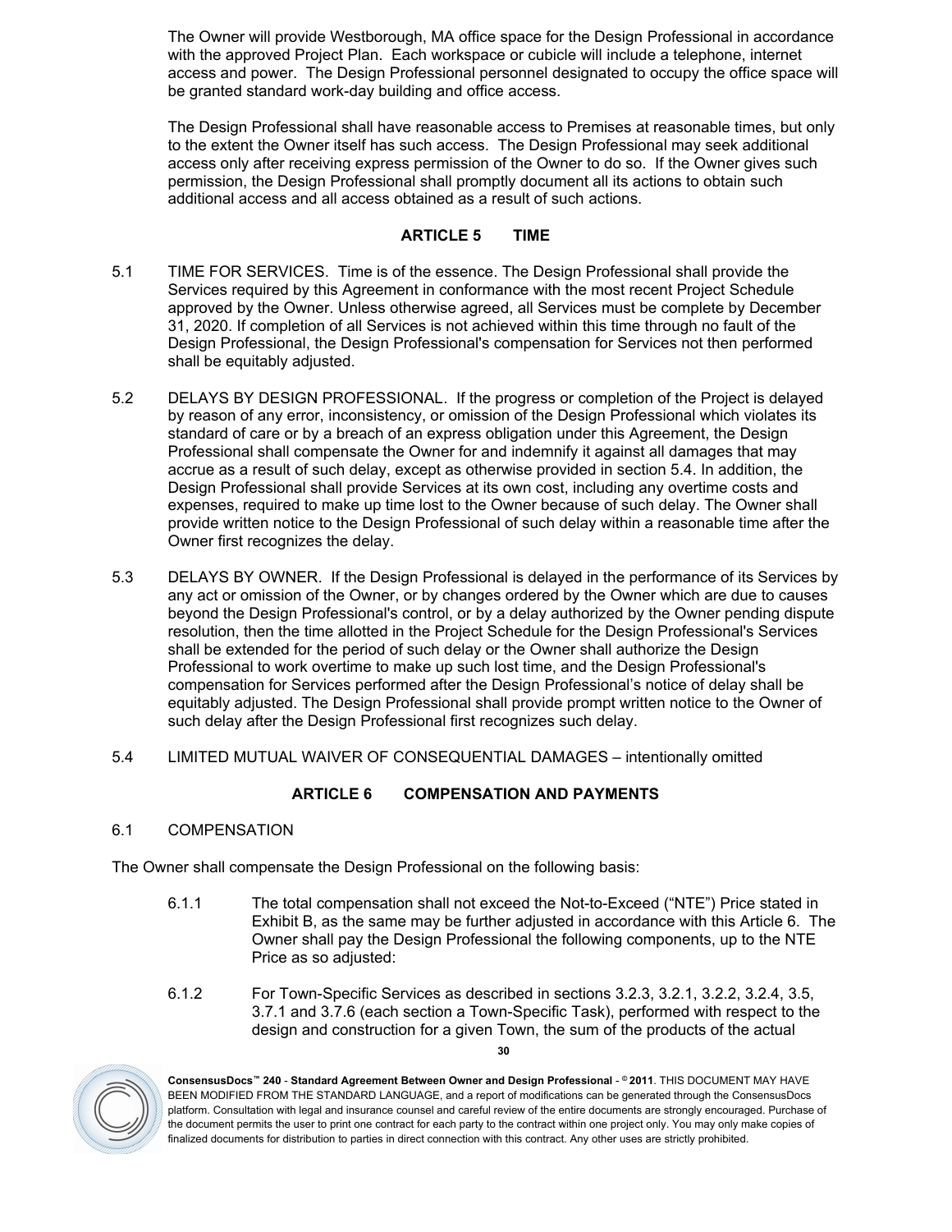The Owner will provide Westborough, MA office space for the Design Professional in accordance with the approved Project Plan. Each workspace or cubicle will include a telephone, internet access and power. The Design Professional personnel designated to occupy the office space will be granted standard work-day building and office access.

The Design Professional shall have reasonable access to Premises at reasonable times, but only to the extent the Owner itself has such access. The Design Professional may seek additional access only after receiving express permission of the Owner to do so. If the Owner gives such permission, the Design Professional shall promptly document all its actions to obtain such additional access and all access obtained as a result of such actions.

## ARTICLE 5 TIME

5.1 TIME FOR SERVICES. Time is of the essence. The Design Professional shall provide the Services required by this Agreement in conformance with the most recent Project Schedule approved by the Owner. Unless otherwise agreed, all Services must be complete by December 31, 2020. If completion of all Services is not achieved within this time through no fault of the Design Professional, the Design Professional's compensation for Services not then performed shall be equitably adjusted.

5.2 DELAYS BY DESIGN PROFESSIONAL. If the progress or completion of the Project is delayed by reason of any error, inconsistency, or omission of the Design Professional which violates its standard of care or by a breach of an express obligation under this Agreement, the Design Professional shall compensate the Owner for and indemnify it against all damages that may accrue as a result of such delay, except as otherwise provided in section 5.4. In addition, the Design Professional shall provide Services at its own cost, including any overtime costs and expenses, required to make up time lost to the Owner because of such delay. The Owner shall provide written notice to the Design Professional of such delay within a reasonable time after the Owner first recognizes the delay.

5.3 DELAYS BY OWNER. If the Design Professional is delayed in the performance of its Services by any act or omission of the Owner, or by changes ordered by the Owner which are due to causes beyond the Design Professional's control, or by a delay authorized by the Owner pending dispute resolution, then the time allotted in the Project Schedule for the Design Professional's Services shall be extended for the period of such delay or the Owner shall authorize the Design Professional to work overtime to make up such lost time, and the Design Professional's compensation for Services performed after the Design Professional's notice of delay shall be equitably adjusted. The Design Professional shall provide prompt written notice to the Owner of such delay after the Design Professional first recognizes such delay.

5.4 LIMITED MUTUAL WAIVER OF CONSEQUENTIAL DAMAGES – intentionally omitted

## ARTICLE 6 COMPENSATION AND PAYMENTS

6.1 COMPENSATION

The Owner shall compensate the Design Professional on the following basis:

6.1.1 The total compensation shall not exceed the Not-to-Exceed ("NTE") Price stated in Exhibit B, as the same may be further adjusted in accordance with this Article 6. The Owner shall pay the Design Professional the following components, up to the NTE Price as so adjusted:

6.1.2 For Town-Specific Services as described in sections 3.2.3, 3.2.1, 3.2.2, 3.2.4, 3.5, 3.7.1 and 3.7.6 (each section a Town-Specific Task), performed with respect to the design and construction for a given Town, the sum of the products of the actual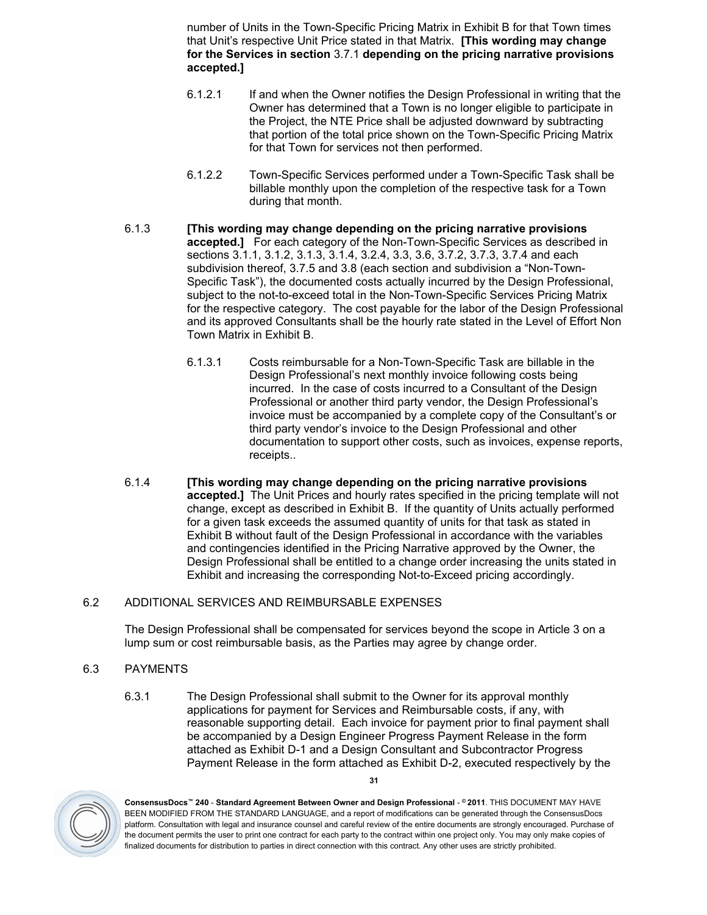number of Units in the Town-Specific Pricing Matrix in Exhibit B for that Town times that Unit's respective Unit Price stated in that Matrix. **[This wording may change for the Services in section** 3.7.1 **depending on the pricing narrative provisions accepted.]**

6.1.2.1 If and when the Owner notifies the Design Professional in writing that the Owner has determined that a Town is no longer eligible to participate in the Project, the NTE Price shall be adjusted downward by subtracting that portion of the total price shown on the Town-Specific Pricing Matrix for that Town for services not then performed.

6.1.2.2 Town-Specific Services performed under a Town-Specific Task shall be billable monthly upon the completion of the respective task for a Town during that month.

6.1.3 **[This wording may change depending on the pricing narrative provisions accepted.]** For each category of the Non-Town-Specific Services as described in sections 3.1.1, 3.1.2, 3.1.3, 3.1.4, 3.2.4, 3.3, 3.6, 3.7.2, 3.7.3, 3.7.4 and each subdivision thereof, 3.7.5 and 3.8 (each section and subdivision a "Non-Town-Specific Task"), the documented costs actually incurred by the Design Professional, subject to the not-to-exceed total in the Non-Town-Specific Services Pricing Matrix for the respective category. The cost payable for the labor of the Design Professional and its approved Consultants shall be the hourly rate stated in the Level of Effort Non Town Matrix in Exhibit B.

6.1.3.1 Costs reimbursable for a Non-Town-Specific Task are billable in the Design Professional's next monthly invoice following costs being incurred. In the case of costs incurred to a Consultant of the Design Professional or another third party vendor, the Design Professional's invoice must be accompanied by a complete copy of the Consultant's or third party vendor's invoice to the Design Professional and other documentation to support other costs, such as invoices, expense reports, receipts..

6.1.4 **[This wording may change depending on the pricing narrative provisions accepted.]** The Unit Prices and hourly rates specified in the pricing template will not change, except as described in Exhibit B. If the quantity of Units actually performed for a given task exceeds the assumed quantity of units for that task as stated in Exhibit B without fault of the Design Professional in accordance with the variables and contingencies identified in the Pricing Narrative approved by the Owner, the Design Professional shall be entitled to a change order increasing the units stated in Exhibit and increasing the corresponding Not-to-Exceed pricing accordingly.

## 6.2 ADDITIONAL SERVICES AND REIMBURSABLE EXPENSES

The Design Professional shall be compensated for services beyond the scope in Article 3 on a lump sum or cost reimbursable basis, as the Parties may agree by change order.

## 6.3 PAYMENTS

6.3.1 The Design Professional shall submit to the Owner for its approval monthly applications for payment for Services and Reimbursable costs, if any, with reasonable supporting detail. Each invoice for payment prior to final payment shall be accompanied by a Design Engineer Progress Payment Release in the form attached as Exhibit D-1 and a Design Consultant and Subcontractor Progress Payment Release in the form attached as Exhibit D-2, executed respectively by the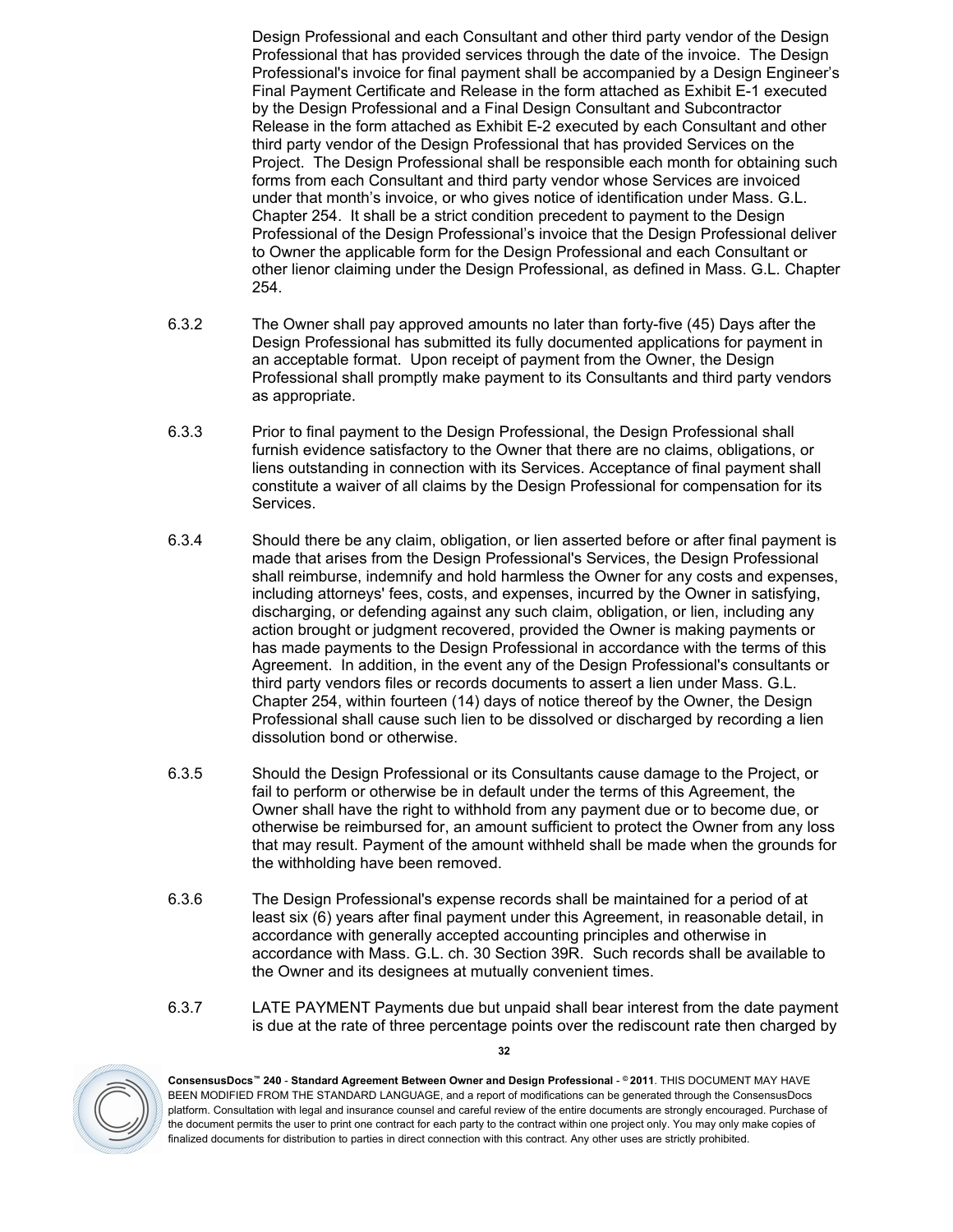Design Professional and each Consultant and other third party vendor of the Design Professional that has provided services through the date of the invoice. The Design Professional's invoice for final payment shall be accompanied by a Design Engineer's Final Payment Certificate and Release in the form attached as Exhibit E-1 executed by the Design Professional and a Final Design Consultant and Subcontractor Release in the form attached as Exhibit E-2 executed by each Consultant and other third party vendor of the Design Professional that has provided Services on the Project. The Design Professional shall be responsible each month for obtaining such forms from each Consultant and third party vendor whose Services are invoiced under that month's invoice, or who gives notice of identification under Mass. G.L. Chapter 254. It shall be a strict condition precedent to payment to the Design Professional of the Design Professional's invoice that the Design Professional deliver to Owner the applicable form for the Design Professional and each Consultant or other lienor claiming under the Design Professional, as defined in Mass. G.L. Chapter 254.

6.3.2 The Owner shall pay approved amounts no later than forty-five (45) Days after the Design Professional has submitted its fully documented applications for payment in an acceptable format. Upon receipt of payment from the Owner, the Design Professional shall promptly make payment to its Consultants and third party vendors as appropriate.

6.3.3 Prior to final payment to the Design Professional, the Design Professional shall furnish evidence satisfactory to the Owner that there are no claims, obligations, or liens outstanding in connection with its Services. Acceptance of final payment shall constitute a waiver of all claims by the Design Professional for compensation for its Services.

6.3.4 Should there be any claim, obligation, or lien asserted before or after final payment is made that arises from the Design Professional's Services, the Design Professional shall reimburse, indemnify and hold harmless the Owner for any costs and expenses, including attorneys' fees, costs, and expenses, incurred by the Owner in satisfying, discharging, or defending against any such claim, obligation, or lien, including any action brought or judgment recovered, provided the Owner is making payments or has made payments to the Design Professional in accordance with the terms of this Agreement. In addition, in the event any of the Design Professional's consultants or third party vendors files or records documents to assert a lien under Mass. G.L. Chapter 254, within fourteen (14) days of notice thereof by the Owner, the Design Professional shall cause such lien to be dissolved or discharged by recording a lien dissolution bond or otherwise.

6.3.5 Should the Design Professional or its Consultants cause damage to the Project, or fail to perform or otherwise be in default under the terms of this Agreement, the Owner shall have the right to withhold from any payment due or to become due, or otherwise be reimbursed for, an amount sufficient to protect the Owner from any loss that may result. Payment of the amount withheld shall be made when the grounds for the withholding have been removed.

6.3.6 The Design Professional's expense records shall be maintained for a period of at least six (6) years after final payment under this Agreement, in reasonable detail, in accordance with generally accepted accounting principles and otherwise in accordance with Mass. G.L. ch. 30 Section 39R. Such records shall be available to the Owner and its designees at mutually convenient times.

6.3.7 LATE PAYMENT Payments due but unpaid shall bear interest from the date payment is due at the rate of three percentage points over the rediscount rate then charged by

**ConsensusDocs™ 240 - Standard Agreement Between Owner and Design Professional - © 2011**. THIS DOCUMENT MAY HAVE BEEN MODIFIED FROM THE STANDARD LANGUAGE, and a report of modifications can be generated through the ConsensusDocs platform. Consultation with legal and insurance counsel and careful review of the entire documents are strongly encouraged. Purchase of the document permits the user to print one contract for each party to the contract within one project only. You may only make copies of finalized documents for distribution to parties in direct connection with this contract. Any other uses are strictly prohibited.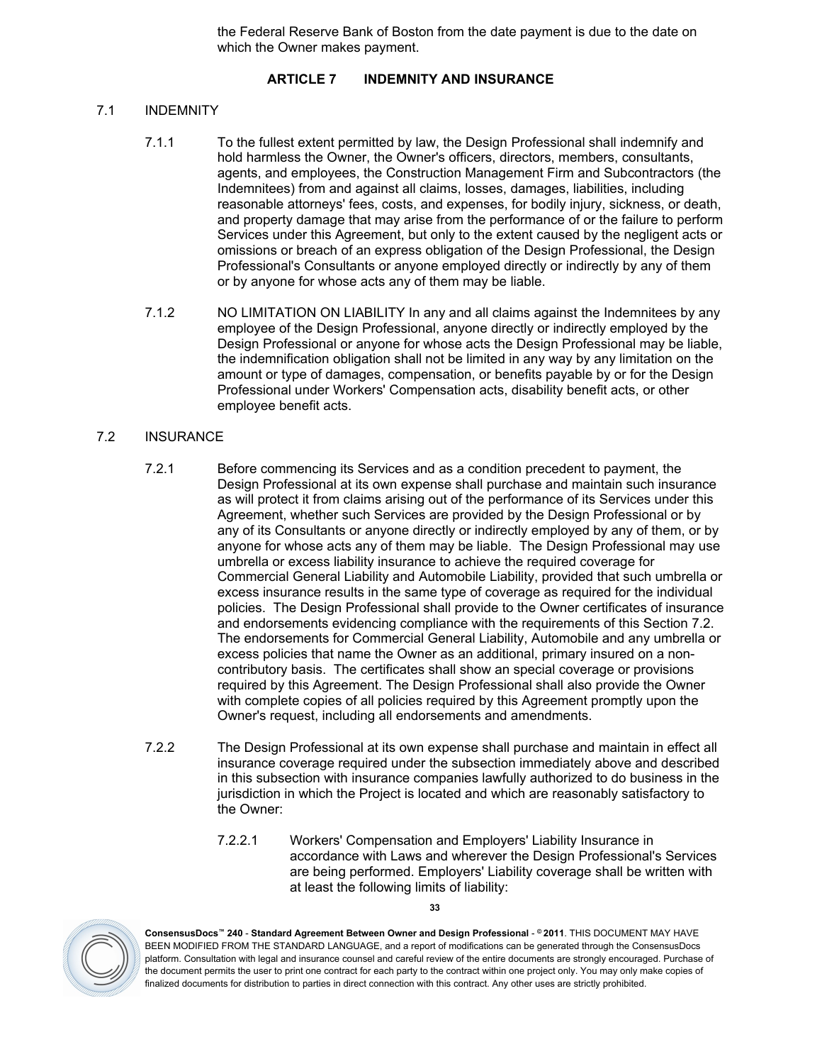the Federal Reserve Bank of Boston from the date payment is due to the date on which the Owner makes payment.

## ARTICLE 7 INDEMNITY AND INSURANCE

### 7.1 INDEMNITY

7.1.1 To the fullest extent permitted by law, the Design Professional shall indemnify and hold harmless the Owner, the Owner's officers, directors, members, consultants, agents, and employees, the Construction Management Firm and Subcontractors (the Indemnitees) from and against all claims, losses, damages, liabilities, including reasonable attorneys' fees, costs, and expenses, for bodily injury, sickness, or death, and property damage that may arise from the performance of or the failure to perform Services under this Agreement, but only to the extent caused by the negligent acts or omissions or breach of an express obligation of the Design Professional, the Design Professional's Consultants or anyone employed directly or indirectly by any of them or by anyone for whose acts any of them may be liable.

7.1.2 NO LIMITATION ON LIABILITY In any and all claims against the Indemnitees by any employee of the Design Professional, anyone directly or indirectly employed by the Design Professional or anyone for whose acts the Design Professional may be liable, the indemnification obligation shall not be limited in any way by any limitation on the amount or type of damages, compensation, or benefits payable by or for the Design Professional under Workers' Compensation acts, disability benefit acts, or other employee benefit acts.

### 7.2 INSURANCE

7.2.1 Before commencing its Services and as a condition precedent to payment, the Design Professional at its own expense shall purchase and maintain such insurance as will protect it from claims arising out of the performance of its Services under this Agreement, whether such Services are provided by the Design Professional or by any of its Consultants or anyone directly or indirectly employed by any of them, or by anyone for whose acts any of them may be liable. The Design Professional may use umbrella or excess liability insurance to achieve the required coverage for Commercial General Liability and Automobile Liability, provided that such umbrella or excess insurance results in the same type of coverage as required for the individual policies. The Design Professional shall provide to the Owner certificates of insurance and endorsements evidencing compliance with the requirements of this Section 7.2. The endorsements for Commercial General Liability, Automobile and any umbrella or excess policies that name the Owner as an additional, primary insured on a non-contributory basis. The certificates shall show an special coverage or provisions required by this Agreement. The Design Professional shall also provide the Owner with complete copies of all policies required by this Agreement promptly upon the Owner's request, including all endorsements and amendments.

7.2.2 The Design Professional at its own expense shall purchase and maintain in effect all insurance coverage required under the subsection immediately above and described in this subsection with insurance companies lawfully authorized to do business in the jurisdiction in which the Project is located and which are reasonably satisfactory to the Owner:

7.2.2.1 Workers' Compensation and Employers' Liability Insurance in accordance with Laws and wherever the Design Professional's Services are being performed. Employers' Liability coverage shall be written with at least the following limits of liability: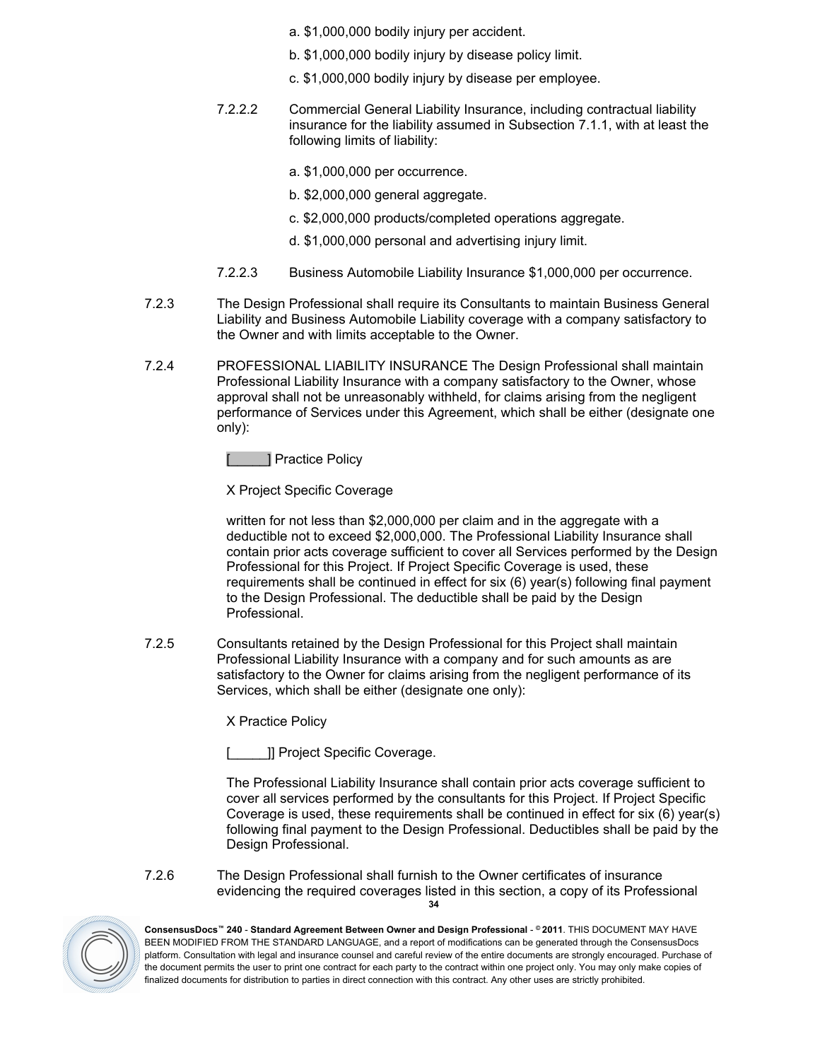a. $1,000,000 bodily injury per accident.

b. $1,000,000 bodily injury by disease policy limit.

c. $1,000,000 bodily injury by disease per employee.

7.2.2.2 Commercial General Liability Insurance, including contractual liability insurance for the liability assumed in Subsection 7.1.1, with at least the following limits of liability:

a. $1,000,000 per occurrence.

b. $2,000,000 general aggregate.

c. $2,000,000 products/completed operations aggregate.

d. $1,000,000 personal and advertising injury limit.

7.2.2.3 Business Automobile Liability Insurance $1,000,000 per occurrence.

7.2.3 The Design Professional shall require its Consultants to maintain Business General Liability and Business Automobile Liability coverage with a company satisfactory to the Owner and with limits acceptable to the Owner.

7.2.4 PROFESSIONAL LIABILITY INSURANCE The Design Professional shall maintain Professional Liability Insurance with a company satisfactory to the Owner, whose approval shall not be unreasonably withheld, for claims arising from the negligent performance of Services under this Agreement, which shall be either (designate one only):

[_____] Practice Policy

X Project Specific Coverage

written for not less than $2,000,000 per claim and in the aggregate with a deductible not to exceed $2,000,000. The Professional Liability Insurance shall contain prior acts coverage sufficient to cover all Services performed by the Design Professional for this Project. If Project Specific Coverage is used, these requirements shall be continued in effect for six (6) year(s) following final payment to the Design Professional. The deductible shall be paid by the Design Professional.

7.2.5 Consultants retained by the Design Professional for this Project shall maintain Professional Liability Insurance with a company and for such amounts as are satisfactory to the Owner for claims arising from the negligent performance of its Services, which shall be either (designate one only):

X Practice Policy

[_____]] Project Specific Coverage.

The Professional Liability Insurance shall contain prior acts coverage sufficient to cover all services performed by the consultants for this Project. If Project Specific Coverage is used, these requirements shall be continued in effect for six (6) year(s) following final payment to the Design Professional. Deductibles shall be paid by the Design Professional.

7.2.6 The Design Professional shall furnish to the Owner certificates of insurance evidencing the required coverages listed in this section, a copy of its Professional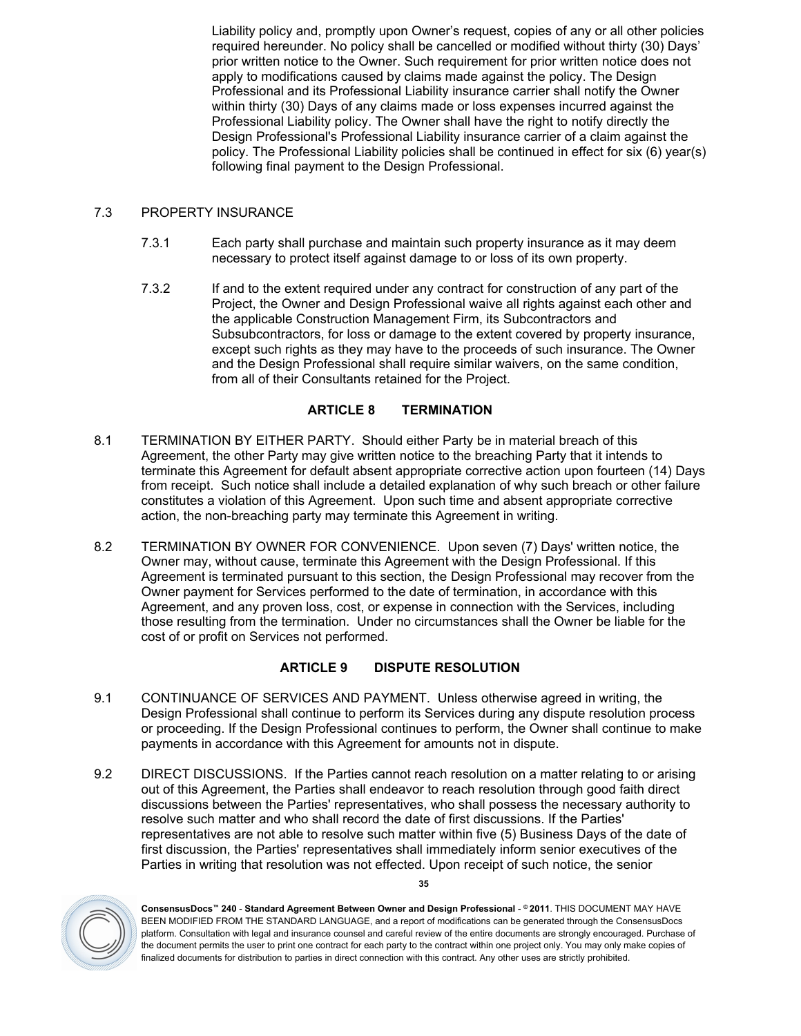Liability policy and, promptly upon Owner's request, copies of any or all other policies required hereunder. No policy shall be cancelled or modified without thirty (30) Days' prior written notice to the Owner. Such requirement for prior written notice does not apply to modifications caused by claims made against the policy. The Design Professional and its Professional Liability insurance carrier shall notify the Owner within thirty (30) Days of any claims made or loss expenses incurred against the Professional Liability policy. The Owner shall have the right to notify directly the Design Professional's Professional Liability insurance carrier of a claim against the policy. The Professional Liability policies shall be continued in effect for six (6) year(s) following final payment to the Design Professional.

7.3 PROPERTY INSURANCE

7.3.1 Each party shall purchase and maintain such property insurance as it may deem necessary to protect itself against damage to or loss of its own property.

7.3.2 If and to the extent required under any contract for construction of any part of the Project, the Owner and Design Professional waive all rights against each other and the applicable Construction Management Firm, its Subcontractors and Subsubcontractors, for loss or damage to the extent covered by property insurance, except such rights as they may have to the proceeds of such insurance. The Owner and the Design Professional shall require similar waivers, on the same condition, from all of their Consultants retained for the Project.

## ARTICLE 8 TERMINATION

8.1 TERMINATION BY EITHER PARTY. Should either Party be in material breach of this Agreement, the other Party may give written notice to the breaching Party that it intends to terminate this Agreement for default absent appropriate corrective action upon fourteen (14) Days from receipt. Such notice shall include a detailed explanation of why such breach or other failure constitutes a violation of this Agreement. Upon such time and absent appropriate corrective action, the non-breaching party may terminate this Agreement in writing.

8.2 TERMINATION BY OWNER FOR CONVENIENCE. Upon seven (7) Days' written notice, the Owner may, without cause, terminate this Agreement with the Design Professional. If this Agreement is terminated pursuant to this section, the Design Professional may recover from the Owner payment for Services performed to the date of termination, in accordance with this Agreement, and any proven loss, cost, or expense in connection with the Services, including those resulting from the termination. Under no circumstances shall the Owner be liable for the cost of or profit on Services not performed.

## ARTICLE 9 DISPUTE RESOLUTION

9.1 CONTINUANCE OF SERVICES AND PAYMENT. Unless otherwise agreed in writing, the Design Professional shall continue to perform its Services during any dispute resolution process or proceeding. If the Design Professional continues to perform, the Owner shall continue to make payments in accordance with this Agreement for amounts not in dispute.

9.2 DIRECT DISCUSSIONS. If the Parties cannot reach resolution on a matter relating to or arising out of this Agreement, the Parties shall endeavor to reach resolution through good faith direct discussions between the Parties' representatives, who shall possess the necessary authority to resolve such matter and who shall record the date of first discussions. If the Parties' representatives are not able to resolve such matter within five (5) Business Days of the date of first discussion, the Parties' representatives shall immediately inform senior executives of the Parties in writing that resolution was not effected. Upon receipt of such notice, the senior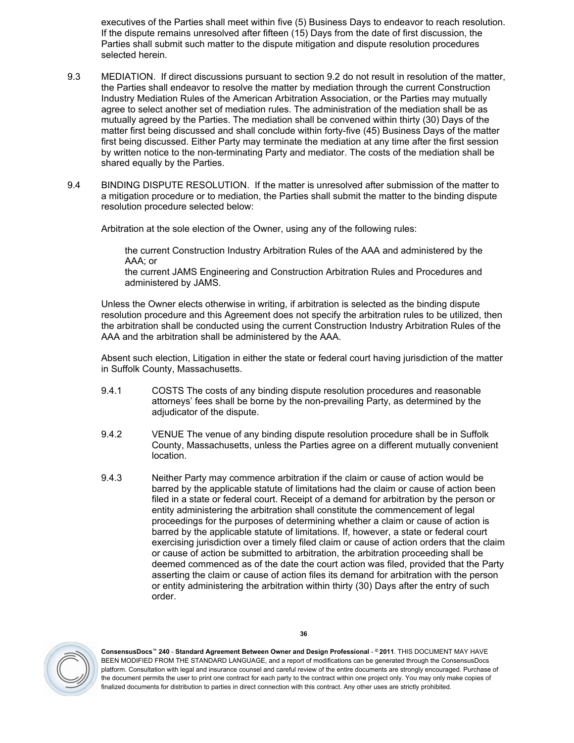executives of the Parties shall meet within five (5) Business Days to endeavor to reach resolution. If the dispute remains unresolved after fifteen (15) Days from the date of first discussion, the Parties shall submit such matter to the dispute mitigation and dispute resolution procedures selected herein.

9.3 MEDIATION. If direct discussions pursuant to section 9.2 do not result in resolution of the matter, the Parties shall endeavor to resolve the matter by mediation through the current Construction Industry Mediation Rules of the American Arbitration Association, or the Parties may mutually agree to select another set of mediation rules. The administration of the mediation shall be as mutually agreed by the Parties. The mediation shall be convened within thirty (30) Days of the matter first being discussed and shall conclude within forty-five (45) Business Days of the matter first being discussed. Either Party may terminate the mediation at any time after the first session by written notice to the non-terminating Party and mediator. The costs of the mediation shall be shared equally by the Parties.

9.4 BINDING DISPUTE RESOLUTION. If the matter is unresolved after submission of the matter to a mitigation procedure or to mediation, the Parties shall submit the matter to the binding dispute resolution procedure selected below:

Arbitration at the sole election of the Owner, using any of the following rules:

the current Construction Industry Arbitration Rules of the AAA and administered by the AAA; or
the current JAMS Engineering and Construction Arbitration Rules and Procedures and administered by JAMS.

Unless the Owner elects otherwise in writing, if arbitration is selected as the binding dispute resolution procedure and this Agreement does not specify the arbitration rules to be utilized, then the arbitration shall be conducted using the current Construction Industry Arbitration Rules of the AAA and the arbitration shall be administered by the AAA.

Absent such election, Litigation in either the state or federal court having jurisdiction of the matter in Suffolk County, Massachusetts.

9.4.1 COSTS The costs of any binding dispute resolution procedures and reasonable attorneys' fees shall be borne by the non-prevailing Party, as determined by the adjudicator of the dispute.

9.4.2 VENUE The venue of any binding dispute resolution procedure shall be in Suffolk County, Massachusetts, unless the Parties agree on a different mutually convenient location.

9.4.3 Neither Party may commence arbitration if the claim or cause of action would be barred by the applicable statute of limitations had the claim or cause of action been filed in a state or federal court. Receipt of a demand for arbitration by the person or entity administering the arbitration shall constitute the commencement of legal proceedings for the purposes of determining whether a claim or cause of action is barred by the applicable statute of limitations. If, however, a state or federal court exercising jurisdiction over a timely filed claim or cause of action orders that the claim or cause of action be submitted to arbitration, the arbitration proceeding shall be deemed commenced as of the date the court action was filed, provided that the Party asserting the claim or cause of action files its demand for arbitration with the person or entity administering the arbitration within thirty (30) Days after the entry of such order.

**ConsensusDocs™ 240 - Standard Agreement Between Owner and Design Professional - © 2011**. THIS DOCUMENT MAY HAVE BEEN MODIFIED FROM THE STANDARD LANGUAGE, and a report of modifications can be generated through the ConsensusDocs platform. Consultation with legal and insurance counsel and careful review of the entire documents are strongly encouraged. Purchase of the document permits the user to print one contract for each party to the contract within one project only. You may only make copies of finalized documents for distribution to parties in direct connection with this contract. Any other uses are strictly prohibited.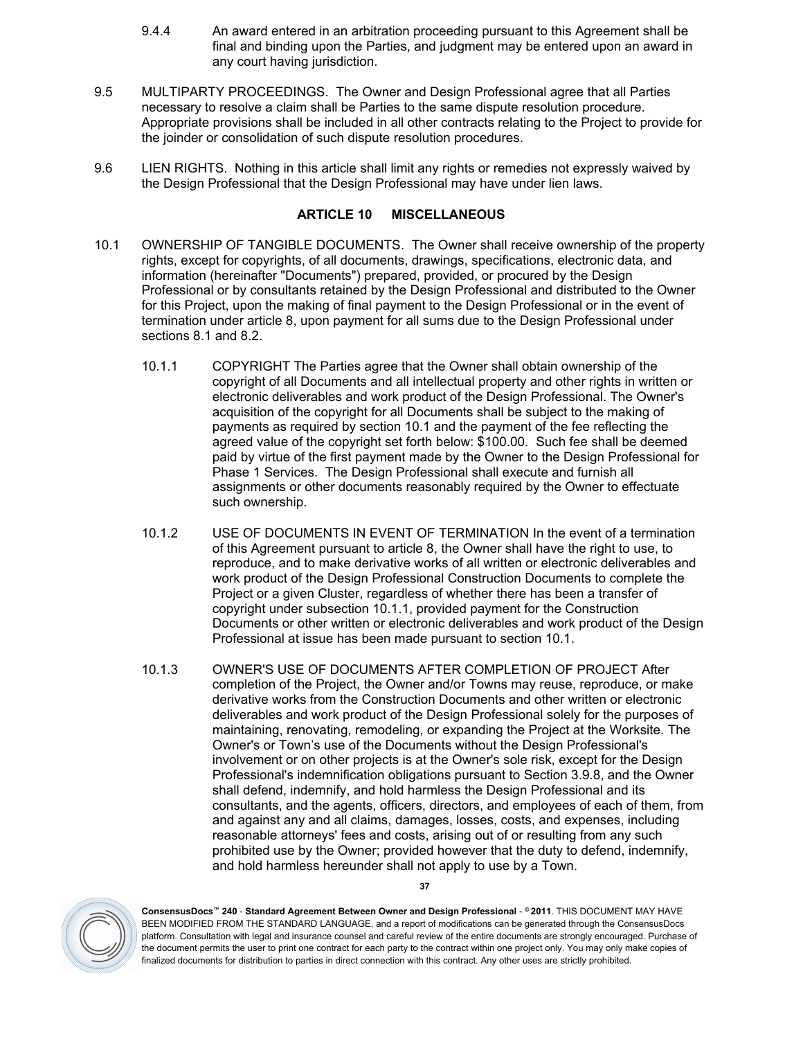9.4.4 An award entered in an arbitration proceeding pursuant to this Agreement shall be final and binding upon the Parties, and judgment may be entered upon an award in any court having jurisdiction.

9.5 MULTIPARTY PROCEEDINGS. The Owner and Design Professional agree that all Parties necessary to resolve a claim shall be Parties to the same dispute resolution procedure. Appropriate provisions shall be included in all other contracts relating to the Project to provide for the joinder or consolidation of such dispute resolution procedures.

9.6 LIEN RIGHTS. Nothing in this article shall limit any rights or remedies not expressly waived by the Design Professional that the Design Professional may have under lien laws.

## ARTICLE 10 MISCELLANEOUS

10.1 OWNERSHIP OF TANGIBLE DOCUMENTS. The Owner shall receive ownership of the property rights, except for copyrights, of all documents, drawings, specifications, electronic data, and information (hereinafter "Documents") prepared, provided, or procured by the Design Professional or by consultants retained by the Design Professional and distributed to the Owner for this Project, upon the making of final payment to the Design Professional or in the event of termination under article 8, upon payment for all sums due to the Design Professional under sections 8.1 and 8.2.

10.1.1 COPYRIGHT The Parties agree that the Owner shall obtain ownership of the copyright of all Documents and all intellectual property and other rights in written or electronic deliverables and work product of the Design Professional. The Owner's acquisition of the copyright for all Documents shall be subject to the making of payments as required by section 10.1 and the payment of the fee reflecting the agreed value of the copyright set forth below: $100.00. Such fee shall be deemed paid by virtue of the first payment made by the Owner to the Design Professional for Phase 1 Services. The Design Professional shall execute and furnish all assignments or other documents reasonably required by the Owner to effectuate such ownership.

10.1.2 USE OF DOCUMENTS IN EVENT OF TERMINATION In the event of a termination of this Agreement pursuant to article 8, the Owner shall have the right to use, to reproduce, and to make derivative works of all written or electronic deliverables and work product of the Design Professional Construction Documents to complete the Project or a given Cluster, regardless of whether there has been a transfer of copyright under subsection 10.1.1, provided payment for the Construction Documents or other written or electronic deliverables and work product of the Design Professional at issue has been made pursuant to section 10.1.

10.1.3 OWNER'S USE OF DOCUMENTS AFTER COMPLETION OF PROJECT After completion of the Project, the Owner and/or Towns may reuse, reproduce, or make derivative works from the Construction Documents and other written or electronic deliverables and work product of the Design Professional solely for the purposes of maintaining, renovating, remodeling, or expanding the Project at the Worksite. The Owner's or Town's use of the Documents without the Design Professional's involvement or on other projects is at the Owner's sole risk, except for the Design Professional's indemnification obligations pursuant to Section 3.9.8, and the Owner shall defend, indemnify, and hold harmless the Design Professional and its consultants, and the agents, officers, directors, and employees of each of them, from and against any and all claims, damages, losses, costs, and expenses, including reasonable attorneys' fees and costs, arising out of or resulting from any such prohibited use by the Owner; provided however that the duty to defend, indemnify, and hold harmless hereunder shall not apply to use by a Town.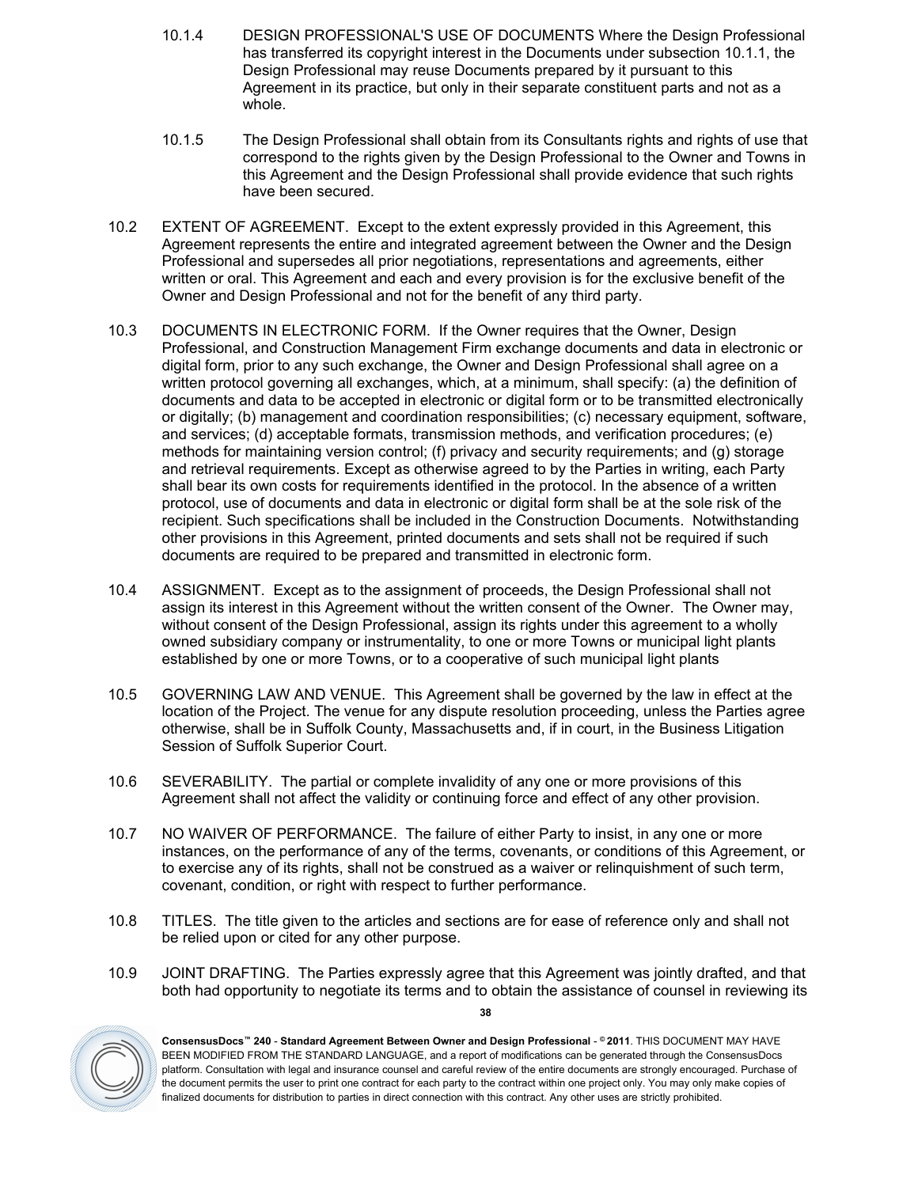10.1.4 DESIGN PROFESSIONAL'S USE OF DOCUMENTS Where the Design Professional has transferred its copyright interest in the Documents under subsection 10.1.1, the Design Professional may reuse Documents prepared by it pursuant to this Agreement in its practice, but only in their separate constituent parts and not as a whole.

10.1.5 The Design Professional shall obtain from its Consultants rights and rights of use that correspond to the rights given by the Design Professional to the Owner and Towns in this Agreement and the Design Professional shall provide evidence that such rights have been secured.

10.2 EXTENT OF AGREEMENT. Except to the extent expressly provided in this Agreement, this Agreement represents the entire and integrated agreement between the Owner and the Design Professional and supersedes all prior negotiations, representations and agreements, either written or oral. This Agreement and each and every provision is for the exclusive benefit of the Owner and Design Professional and not for the benefit of any third party.

10.3 DOCUMENTS IN ELECTRONIC FORM. If the Owner requires that the Owner, Design Professional, and Construction Management Firm exchange documents and data in electronic or digital form, prior to any such exchange, the Owner and Design Professional shall agree on a written protocol governing all exchanges, which, at a minimum, shall specify: (a) the definition of documents and data to be accepted in electronic or digital form or to be transmitted electronically or digitally; (b) management and coordination responsibilities; (c) necessary equipment, software, and services; (d) acceptable formats, transmission methods, and verification procedures; (e) methods for maintaining version control; (f) privacy and security requirements; and (g) storage and retrieval requirements. Except as otherwise agreed to by the Parties in writing, each Party shall bear its own costs for requirements identified in the protocol. In the absence of a written protocol, use of documents and data in electronic or digital form shall be at the sole risk of the recipient. Such specifications shall be included in the Construction Documents. Notwithstanding other provisions in this Agreement, printed documents and sets shall not be required if such documents are required to be prepared and transmitted in electronic form.

10.4 ASSIGNMENT. Except as to the assignment of proceeds, the Design Professional shall not assign its interest in this Agreement without the written consent of the Owner. The Owner may, without consent of the Design Professional, assign its rights under this agreement to a wholly owned subsidiary company or instrumentality, to one or more Towns or municipal light plants established by one or more Towns, or to a cooperative of such municipal light plants

10.5 GOVERNING LAW AND VENUE. This Agreement shall be governed by the law in effect at the location of the Project. The venue for any dispute resolution proceeding, unless the Parties agree otherwise, shall be in Suffolk County, Massachusetts and, if in court, in the Business Litigation Session of Suffolk Superior Court.

10.6 SEVERABILITY. The partial or complete invalidity of any one or more provisions of this Agreement shall not affect the validity or continuing force and effect of any other provision.

10.7 NO WAIVER OF PERFORMANCE. The failure of either Party to insist, in any one or more instances, on the performance of any of the terms, covenants, or conditions of this Agreement, or to exercise any of its rights, shall not be construed as a waiver or relinquishment of such term, covenant, condition, or right with respect to further performance.

10.8 TITLES. The title given to the articles and sections are for ease of reference only and shall not be relied upon or cited for any other purpose.

10.9 JOINT DRAFTING. The Parties expressly agree that this Agreement was jointly drafted, and that both had opportunity to negotiate its terms and to obtain the assistance of counsel in reviewing its

**ConsensusDocs™ 240 - Standard Agreement Between Owner and Design Professional - © 2011**. THIS DOCUMENT MAY HAVE BEEN MODIFIED FROM THE STANDARD LANGUAGE, and a report of modifications can be generated through the ConsensusDocs platform. Consultation with legal and insurance counsel and careful review of the entire documents are strongly encouraged. Purchase of the document permits the user to print one contract for each party to the contract within one project only. You may only make copies of finalized documents for distribution to parties in direct connection with this contract. Any other uses are strictly prohibited.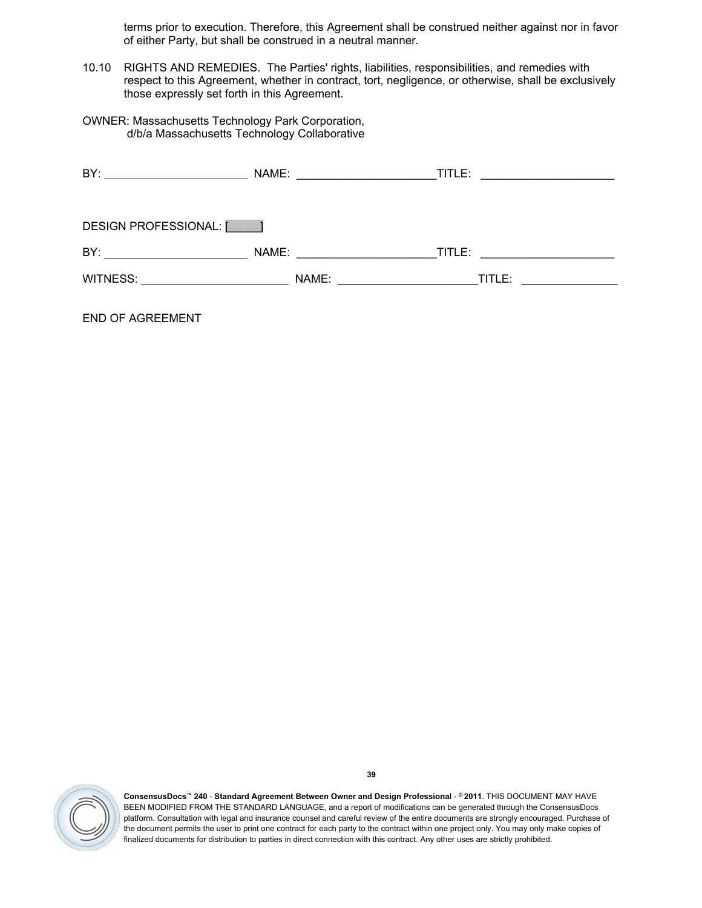terms prior to execution. Therefore, this Agreement shall be construed neither against nor in favor of either Party, but shall be construed in a neutral manner.

10.10 RIGHTS AND REMEDIES. The Parties' rights, liabilities, responsibilities, and remedies with respect to this Agreement, whether in contract, tort, negligence, or otherwise, shall be exclusively those expressly set forth in this Agreement.

OWNER: Massachusetts Technology Park Corporation,
d/b/a Massachusetts Technology Collaborative

BY: ______________________ NAME: _____________________TITLE: ____________________

DESIGN PROFESSIONAL: [_____]

BY: ______________________ NAME: _____________________TITLE: ____________________

WITNESS: ______________________ NAME: _____________________TITLE: ______________

END OF AGREEMENT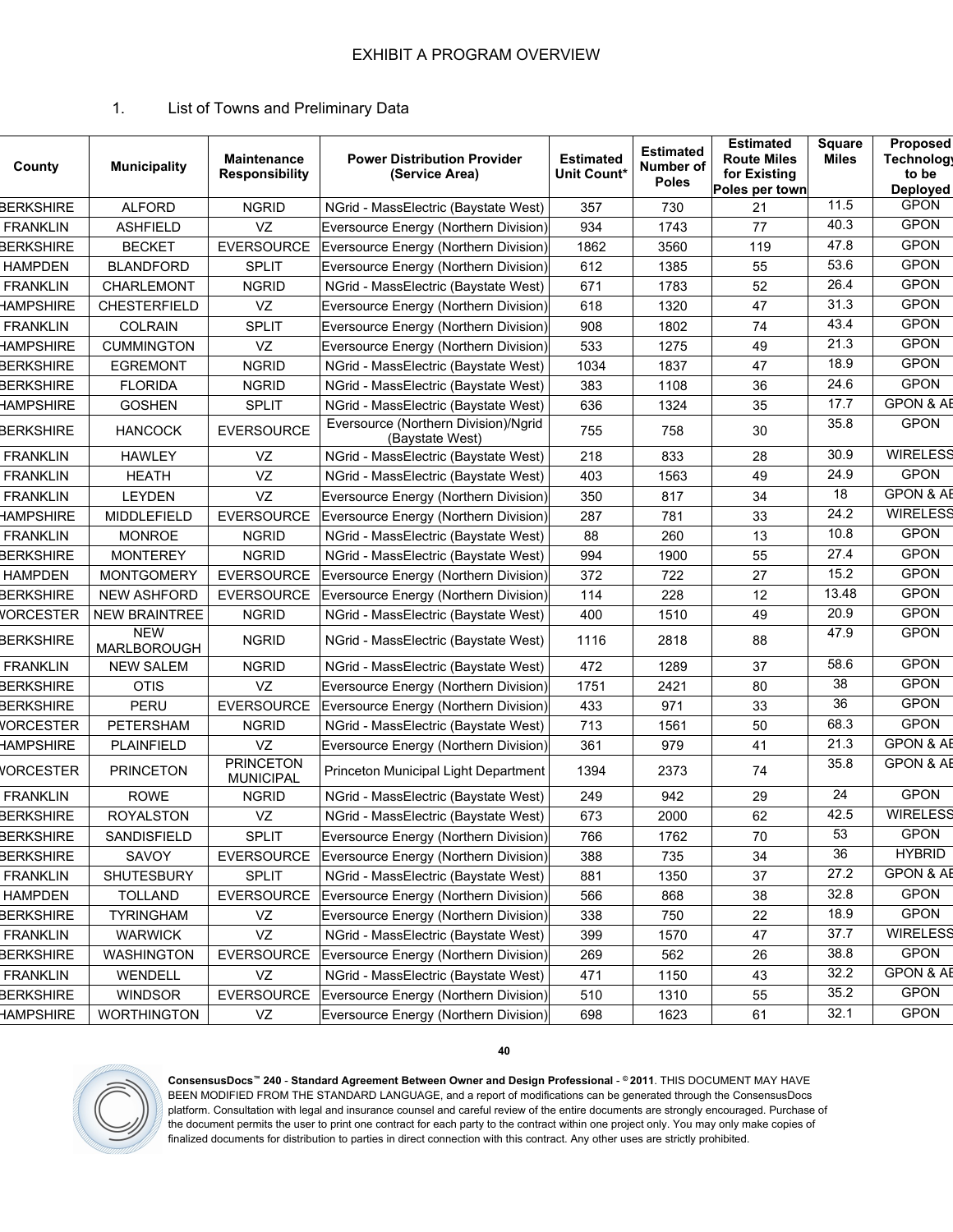# EXHIBIT A PROGRAM OVERVIEW

1. List of Towns and Preliminary Data

| County | Municipality | Maintenance Responsibility | Power Distribution Provider (Service Area) | Estimated Unit Count* | Estimated Number of Poles | Estimated Route Miles for Existing Poles per town | Square Miles | Proposed Technology to be Deployed |
|---|---|---|---|---|---|---|---|---|
| BERKSHIRE | ALFORD | NGRID | NGrid - MassElectric (Baystate West) | 357 | 730 | 21 | 11.5 | GPON |
| FRANKLIN | ASHFIELD | VZ | Eversource Energy (Northern Division) | 934 | 1743 | 77 | 40.3 | GPON |
| BERKSHIRE | BECKET | EVERSOURCE | Eversource Energy (Northern Division) | 1862 | 3560 | 119 | 47.8 | GPON |
| HAMPDEN | BLANDFORD | SPLIT | Eversource Energy (Northern Division) | 612 | 1385 | 55 | 53.6 | GPON |
| FRANKLIN | CHARLEMONT | NGRID | NGrid - MassElectric (Baystate West) | 671 | 1783 | 52 | 26.4 | GPON |
| HAMPSHIRE | CHESTERFIELD | VZ | Eversource Energy (Northern Division) | 618 | 1320 | 47 | 31.3 | GPON |
| FRANKLIN | COLRAIN | SPLIT | Eversource Energy (Northern Division) | 908 | 1802 | 74 | 43.4 | GPON |
| HAMPSHIRE | CUMMINGTON | VZ | Eversource Energy (Northern Division) | 533 | 1275 | 49 | 21.3 | GPON |
| BERKSHIRE | EGREMONT | NGRID | NGrid - MassElectric (Baystate West) | 1034 | 1837 | 47 | 18.9 | GPON |
| BERKSHIRE | FLORIDA | NGRID | NGrid - MassElectric (Baystate West) | 383 | 1108 | 36 | 24.6 | GPON |
| HAMPSHIRE | GOSHEN | SPLIT | NGrid - MassElectric (Baystate West) | 636 | 1324 | 35 | 17.7 | GPON & AE |
| BERKSHIRE | HANCOCK | EVERSOURCE | Eversource (Northern Division)/Ngrid (Baystate West) | 755 | 758 | 30 | 35.8 | GPON |
| FRANKLIN | HAWLEY | VZ | NGrid - MassElectric (Baystate West) | 218 | 833 | 28 | 30.9 | WIRELESS |
| FRANKLIN | HEATH | VZ | NGrid - MassElectric (Baystate West) | 403 | 1563 | 49 | 24.9 | GPON |
| FRANKLIN | LEYDEN | VZ | Eversource Energy (Northern Division) | 350 | 817 | 34 | 18 | GPON & AE |
| HAMPSHIRE | MIDDLEFIELD | EVERSOURCE | Eversource Energy (Northern Division) | 287 | 781 | 33 | 24.2 | WIRELESS |
| FRANKLIN | MONROE | NGRID | NGrid - MassElectric (Baystate West) | 88 | 260 | 13 | 10.8 | GPON |
| BERKSHIRE | MONTEREY | NGRID | NGrid - MassElectric (Baystate West) | 994 | 1900 | 55 | 27.4 | GPON |
| HAMPDEN | MONTGOMERY | EVERSOURCE | Eversource Energy (Northern Division) | 372 | 722 | 27 | 15.2 | GPON |
| BERKSHIRE | NEW ASHFORD | EVERSOURCE | Eversource Energy (Northern Division) | 114 | 228 | 12 | 13.48 | GPON |
| WORCESTER | NEW BRAINTREE | NGRID | NGrid - MassElectric (Baystate West) | 400 | 1510 | 49 | 20.9 | GPON |
| BERKSHIRE | NEW MARLBOROUGH | NGRID | NGrid - MassElectric (Baystate West) | 1116 | 2818 | 88 | 47.9 | GPON |
| FRANKLIN | NEW SALEM | NGRID | NGrid - MassElectric (Baystate West) | 472 | 1289 | 37 | 58.6 | GPON |
| BERKSHIRE | OTIS | VZ | Eversource Energy (Northern Division) | 1751 | 2421 | 80 | 38 | GPON |
| BERKSHIRE | PERU | EVERSOURCE | Eversource Energy (Northern Division) | 433 | 971 | 33 | 36 | GPON |
| WORCESTER | PETERSHAM | NGRID | NGrid - MassElectric (Baystate West) | 713 | 1561 | 50 | 68.3 | GPON |
| HAMPSHIRE | PLAINFIELD | VZ | Eversource Energy (Northern Division) | 361 | 979 | 41 | 21.3 | GPON & AE |
| WORCESTER | PRINCETON | PRINCETON MUNICIPAL | Princeton Municipal Light Department | 1394 | 2373 | 74 | 35.8 | GPON & AE |
| FRANKLIN | ROWE | NGRID | NGrid - MassElectric (Baystate West) | 249 | 942 | 29 | 24 | GPON |
| BERKSHIRE | ROYALSTON | VZ | NGrid - MassElectric (Baystate West) | 673 | 2000 | 62 | 42.5 | WIRELESS |
| BERKSHIRE | SANDISFIELD | SPLIT | Eversource Energy (Northern Division) | 766 | 1762 | 70 | 53 | GPON |
| BERKSHIRE | SAVOY | EVERSOURCE | Eversource Energy (Northern Division) | 388 | 735 | 34 | 36 | HYBRID |
| FRANKLIN | SHUTESBURY | SPLIT | NGrid - MassElectric (Baystate West) | 881 | 1350 | 37 | 27.2 | GPON & AE |
| HAMPDEN | TOLLAND | EVERSOURCE | Eversource Energy (Northern Division) | 566 | 868 | 38 | 32.8 | GPON |
| BERKSHIRE | TYRINGHAM | VZ | Eversource Energy (Northern Division) | 338 | 750 | 22 | 18.9 | GPON |
| FRANKLIN | WARWICK | VZ | NGrid - MassElectric (Baystate West) | 399 | 1570 | 47 | 37.7 | WIRELESS |
| BERKSHIRE | WASHINGTON | EVERSOURCE | Eversource Energy (Northern Division) | 269 | 562 | 26 | 38.8 | GPON |
| FRANKLIN | WENDELL | VZ | NGrid - MassElectric (Baystate West) | 471 | 1150 | 43 | 32.2 | GPON & AE |
| BERKSHIRE | WINDSOR | EVERSOURCE | Eversource Energy (Northern Division) | 510 | 1310 | 55 | 35.2 | GPON |
| HAMPSHIRE | WORTHINGTON | VZ | Eversource Energy (Northern Division) | 698 | 1623 | 61 | 32.1 | GPON |

**ConsensusDocs™ 240 - Standard Agreement Between Owner and Design Professional - © 2011**. THIS DOCUMENT MAY HAVE BEEN MODIFIED FROM THE STANDARD LANGUAGE, and a report of modifications can be generated through the ConsensusDocs platform. Consultation with legal and insurance counsel and careful review of the entire documents are strongly encouraged. Purchase of the document permits the user to print one contract for each party to the contract within one project only. You may only make copies of finalized documents for distribution to parties in direct connection with this contract. Any other uses are strictly prohibited.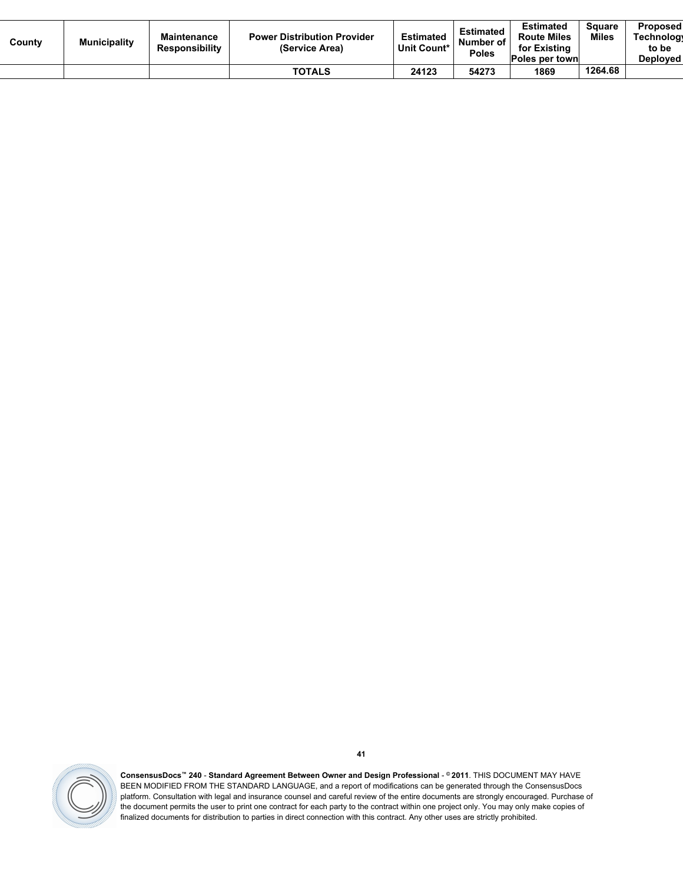| County | Municipality | Maintenance Responsibility | Power Distribution Provider (Service Area) | Estimated Unit Count* | Estimated Number of Poles | Estimated Route Miles for Existing Poles per town | Square Miles | Proposed Technology to be Deployed |
|---|---|---|---|---|---|---|---|---|
| | | | TOTALS | 24123 | 54273 | 1869 | 1264.68 | |

**ConsensusDocs™ 240 - Standard Agreement Between Owner and Design Professional - © 2011**. THIS DOCUMENT MAY HAVE BEEN MODIFIED FROM THE STANDARD LANGUAGE, and a report of modifications can be generated through the ConsensusDocs platform. Consultation with legal and insurance counsel and careful review of the entire documents are strongly encouraged. Purchase of the document permits the user to print one contract for each party to the contract within one project only. You may only make copies of finalized documents for distribution to parties in direct connection with this contract. Any other uses are strictly prohibited.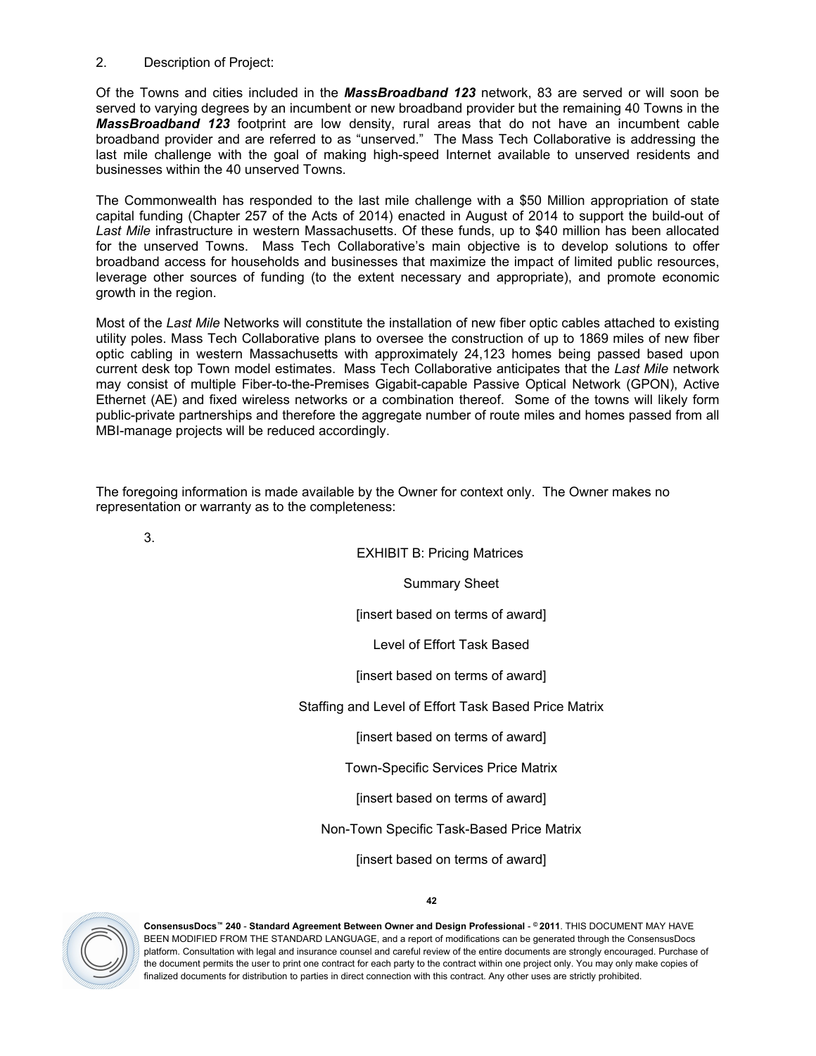2. Description of Project:

Of the Towns and cities included in the ***MassBroadband 123*** network, 83 are served or will soon be served to varying degrees by an incumbent or new broadband provider but the remaining 40 Towns in the ***MassBroadband 123*** footprint are low density, rural areas that do not have an incumbent cable broadband provider and are referred to as "unserved." The Mass Tech Collaborative is addressing the last mile challenge with the goal of making high-speed Internet available to unserved residents and businesses within the 40 unserved Towns.

The Commonwealth has responded to the last mile challenge with a $50 Million appropriation of state capital funding (Chapter 257 of the Acts of 2014) enacted in August of 2014 to support the build-out of *Last Mile* infrastructure in western Massachusetts. Of these funds, up to $40 million has been allocated for the unserved Towns. Mass Tech Collaborative's main objective is to develop solutions to offer broadband access for households and businesses that maximize the impact of limited public resources, leverage other sources of funding (to the extent necessary and appropriate), and promote economic growth in the region.

Most of the *Last Mile* Networks will constitute the installation of new fiber optic cables attached to existing utility poles. Mass Tech Collaborative plans to oversee the construction of up to 1869 miles of new fiber optic cabling in western Massachusetts with approximately 24,123 homes being passed based upon current desk top Town model estimates. Mass Tech Collaborative anticipates that the *Last Mile* network may consist of multiple Fiber-to-the-Premises Gigabit-capable Passive Optical Network (GPON), Active Ethernet (AE) and fixed wireless networks or a combination thereof. Some of the towns will likely form public-private partnerships and therefore the aggregate number of route miles and homes passed from all MBI-manage projects will be reduced accordingly.

The foregoing information is made available by the Owner for context only. The Owner makes no representation or warranty as to the completeness:

3.

EXHIBIT B: Pricing Matrices

Summary Sheet

[insert based on terms of award]

Level of Effort Task Based

[insert based on terms of award]

Staffing and Level of Effort Task Based Price Matrix

[insert based on terms of award]

Town-Specific Services Price Matrix

[insert based on terms of award]

Non-Town Specific Task-Based Price Matrix

[insert based on terms of award]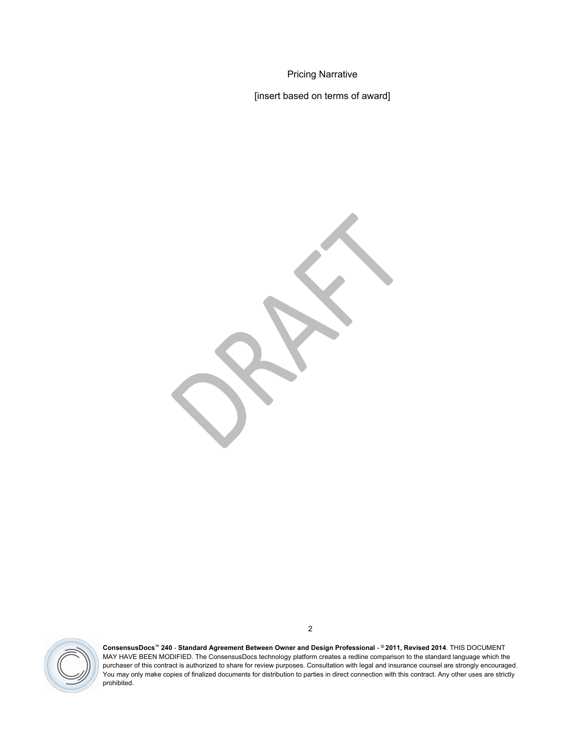Pricing Narrative

[insert based on terms of award]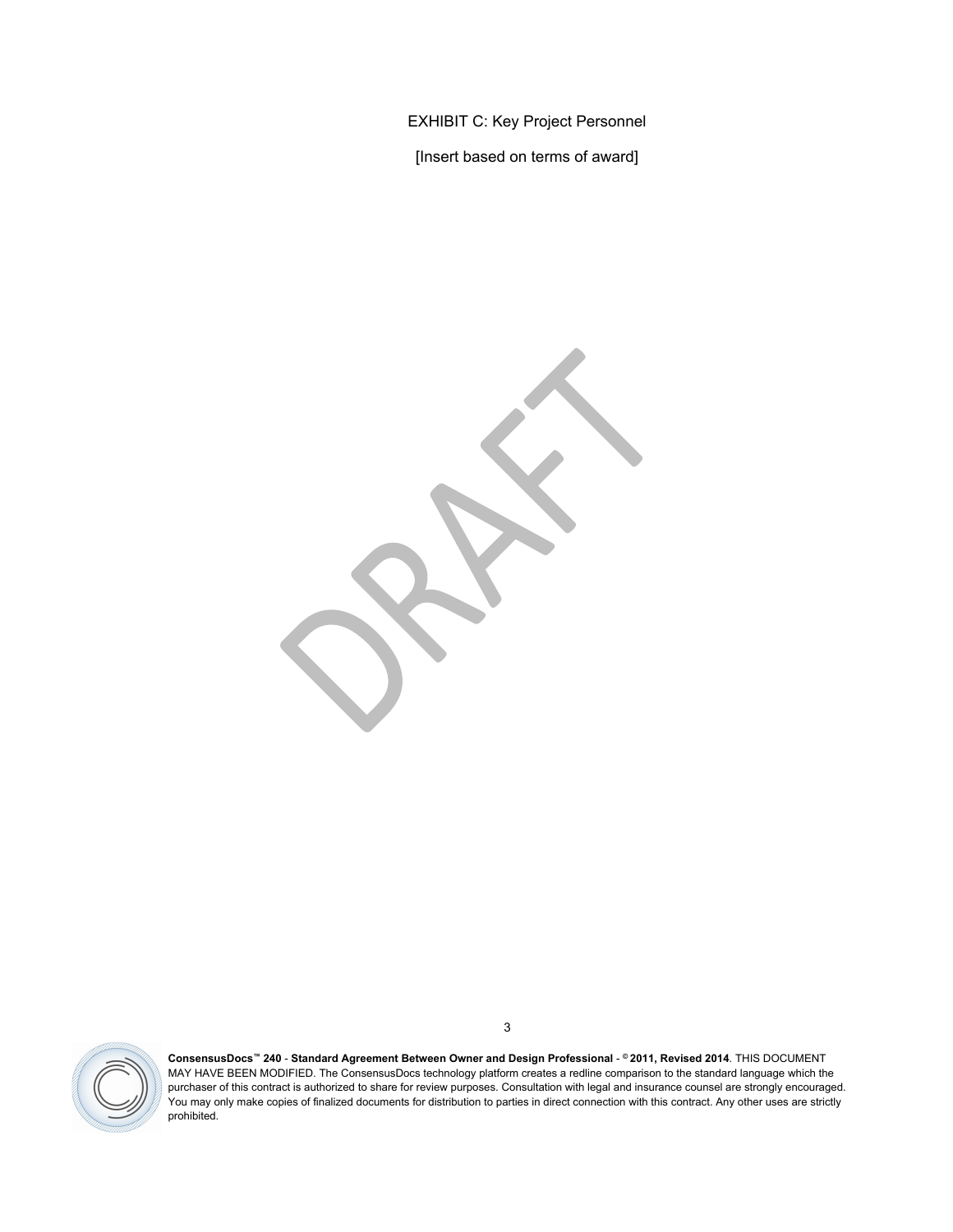EXHIBIT C: Key Project Personnel

[Insert based on terms of award]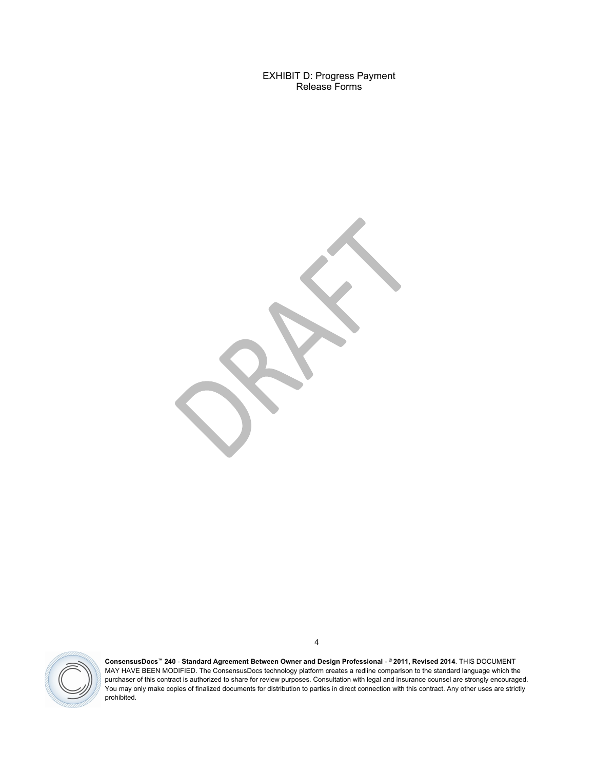EXHIBIT D: Progress Payment
Release Forms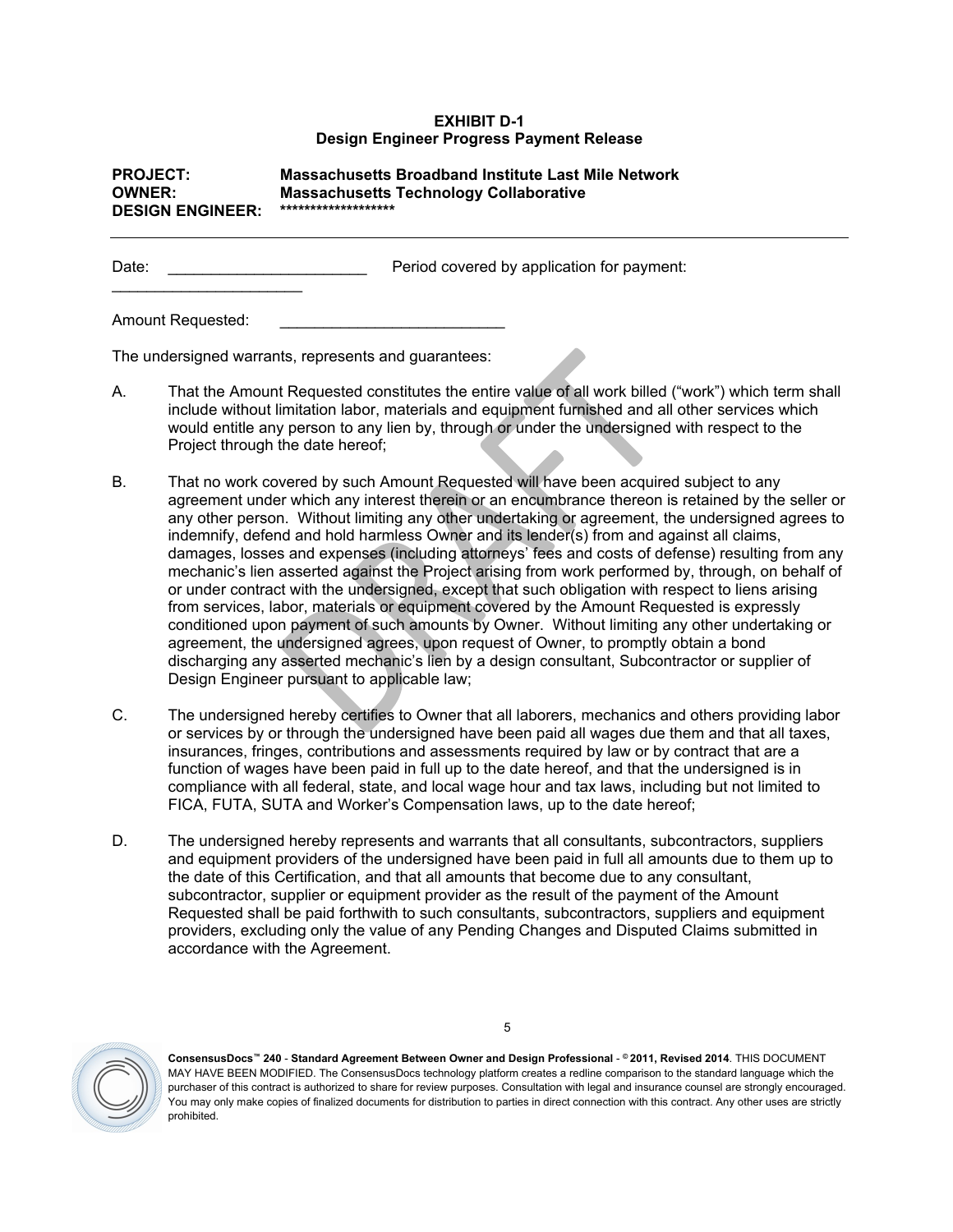**EXHIBIT D-1**
**Design Engineer Progress Payment Release**

**PROJECT:** **Massachusetts Broadband Institute Last Mile Network**
**OWNER:** **Massachusetts Technology Collaborative**
**DESIGN ENGINEER:** *******************

---

Date: ______________________ Period covered by application for payment: ______________________

Amount Requested: _________________________

The undersigned warrants, represents and guarantees:

A. That the Amount Requested constitutes the entire value of all work billed ("work") which term shall include without limitation labor, materials and equipment furnished and all other services which would entitle any person to any lien by, through or under the undersigned with respect to the Project through the date hereof;

B. That no work covered by such Amount Requested will have been acquired subject to any agreement under which any interest therein or an encumbrance thereon is retained by the seller or any other person. Without limiting any other undertaking or agreement, the undersigned agrees to indemnify, defend and hold harmless Owner and its lender(s) from and against all claims, damages, losses and expenses (including attorneys' fees and costs of defense) resulting from any mechanic's lien asserted against the Project arising from work performed by, through, on behalf of or under contract with the undersigned, except that such obligation with respect to liens arising from services, labor, materials or equipment covered by the Amount Requested is expressly conditioned upon payment of such amounts by Owner. Without limiting any other undertaking or agreement, the undersigned agrees, upon request of Owner, to promptly obtain a bond discharging any asserted mechanic's lien by a design consultant, Subcontractor or supplier of Design Engineer pursuant to applicable law;

C. The undersigned hereby certifies to Owner that all laborers, mechanics and others providing labor or services by or through the undersigned have been paid all wages due them and that all taxes, insurances, fringes, contributions and assessments required by law or by contract that are a function of wages have been paid in full up to the date hereof, and that the undersigned is in compliance with all federal, state, and local wage hour and tax laws, including but not limited to FICA, FUTA, SUTA and Worker's Compensation laws, up to the date hereof;

D. The undersigned hereby represents and warrants that all consultants, subcontractors, suppliers and equipment providers of the undersigned have been paid in full all amounts due to them up to the date of this Certification, and that all amounts that become due to any consultant, subcontractor, supplier or equipment provider as the result of the payment of the Amount Requested shall be paid forthwith to such consultants, subcontractors, suppliers and equipment providers, excluding only the value of any Pending Changes and Disputed Claims submitted in accordance with the Agreement.

**ConsensusDocs™ 240** - **Standard Agreement Between Owner and Design Professional** - **© 2011, Revised 2014**. THIS DOCUMENT MAY HAVE BEEN MODIFIED. The ConsensusDocs technology platform creates a redline comparison to the standard language which the purchaser of this contract is authorized to share for review purposes. Consultation with legal and insurance counsel are strongly encouraged. You may only make copies of finalized documents for distribution to parties in direct connection with this contract. Any other uses are strictly prohibited.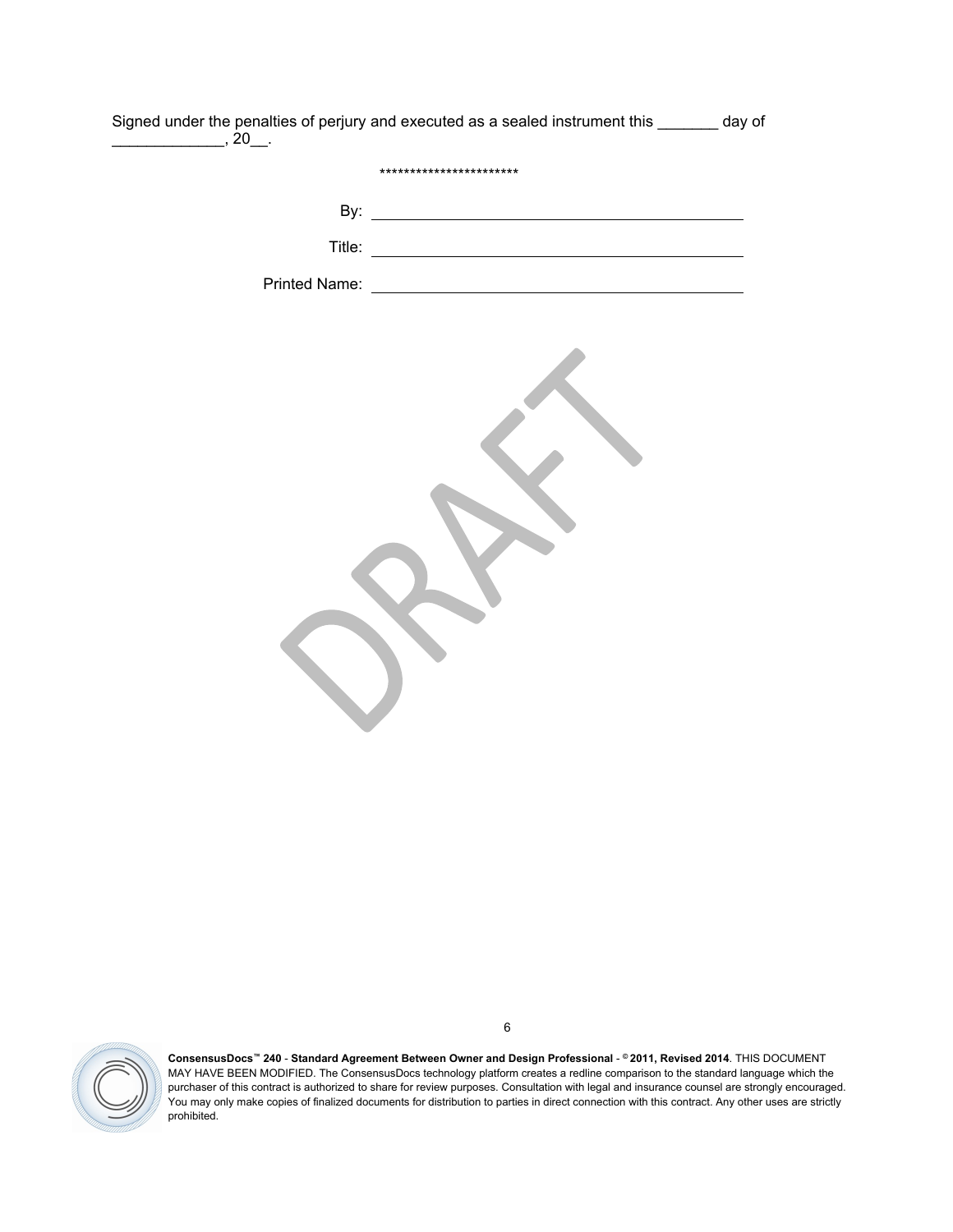Signed under the penalties of perjury and executed as a sealed instrument this _______ day of _____________, 20__.

***********************

By: ____________________________________________

Title: ____________________________________________

Printed Name: ____________________________________________

DRAFT

**ConsensusDocs™ 240 - Standard Agreement Between Owner and Design Professional - © 2011, Revised 2014**. THIS DOCUMENT MAY HAVE BEEN MODIFIED. The ConsensusDocs technology platform creates a redline comparison to the standard language which the purchaser of this contract is authorized to share for review purposes. Consultation with legal and insurance counsel are strongly encouraged. You may only make copies of finalized documents for distribution to parties in direct connection with this contract. Any other uses are strictly prohibited.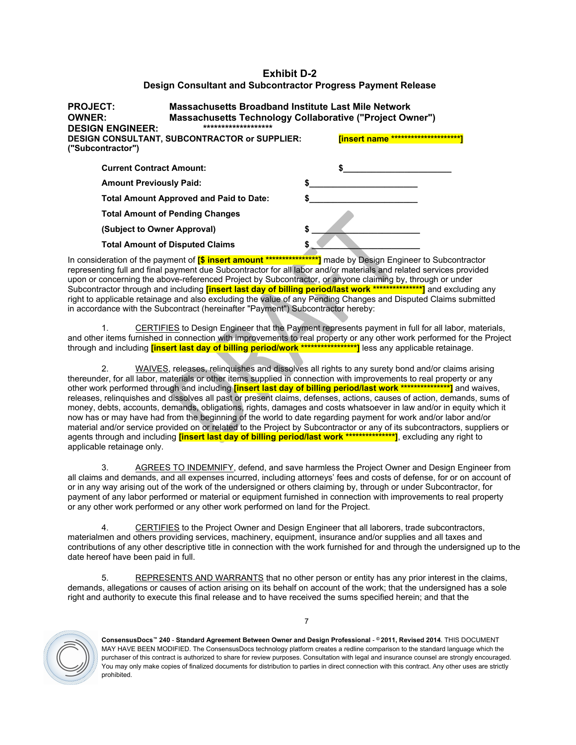# Exhibit D-2

## Design Consultant and Subcontractor Progress Payment Release

**PROJECT:** **Massachusetts Broadband Institute Last Mile Network**
**OWNER:** **Massachusetts Technology Collaborative ("Project Owner")**
**DESIGN ENGINEER:** ********************
**DESIGN CONSULTANT, SUBCONTRACTOR or SUPPLIER:** **[insert name ********************]**
**("Subcontractor")**

| | |
|---|---|
| **Current Contract Amount:** | $______________________ |
| **Amount Previously Paid:** | $______________________ |
| **Total Amount Approved and Paid to Date:** | $______________________ |
| **Total Amount of Pending Changes** | |
| **(Subject to Owner Approval)** | $ ______________________ |
| **Total Amount of Disputed Claims** | $ ______________________ |

In consideration of the payment of **[$ insert amount ****************]** made by Design Engineer to Subcontractor representing full and final payment due Subcontractor for all labor and/or materials and related services provided upon or concerning the above-referenced Project by Subcontractor, or anyone claiming by, through or under Subcontractor through and including **[insert last day of billing period/last work ***************]** and excluding any right to applicable retainage and also excluding the value of any Pending Changes and Disputed Claims submitted in accordance with the Subcontract (hereinafter "Payment") Subcontractor hereby:

1. CERTIFIES to Design Engineer that the Payment represents payment in full for all labor, materials, and other items furnished in connection with improvements to real property or any other work performed for the Project through and including **[insert last day of billing period/work ****************]** less any applicable retainage.

2. WAIVES, releases, relinquishes and dissolves all rights to any surety bond and/or claims arising thereunder, for all labor, materials or other items supplied in connection with improvements to real property or any other work performed through and including **[insert last day of billing period/last work ***************]** and waives, releases, relinquishes and dissolves all past or present claims, defenses, actions, causes of action, demands, sums of money, debts, accounts, demands, obligations, rights, damages and costs whatsoever in law and/or in equity which it now has or may have had from the beginning of the world to date regarding payment for work and/or labor and/or material and/or service provided on or related to the Project by Subcontractor or any of its subcontractors, suppliers or agents through and including **[insert last day of billing period/last work ***************]**, excluding any right to applicable retainage only.

3. AGREES TO INDEMNIFY, defend, and save harmless the Project Owner and Design Engineer from all claims and demands, and all expenses incurred, including attorneys' fees and costs of defense, for or on account of or in any way arising out of the work of the undersigned or others claiming by, through or under Subcontractor, for payment of any labor performed or material or equipment furnished in connection with improvements to real property or any other work performed or any other work performed on land for the Project.

4. CERTIFIES to the Project Owner and Design Engineer that all laborers, trade subcontractors, materialmen and others providing services, machinery, equipment, insurance and/or supplies and all taxes and contributions of any other descriptive title in connection with the work furnished for and through the undersigned up to the date hereof have been paid in full.

5. REPRESENTS AND WARRANTS that no other person or entity has any prior interest in the claims, demands, allegations or causes of action arising on its behalf on account of the work; that the undersigned has a sole right and authority to execute this final release and to have received the sums specified herein; and that the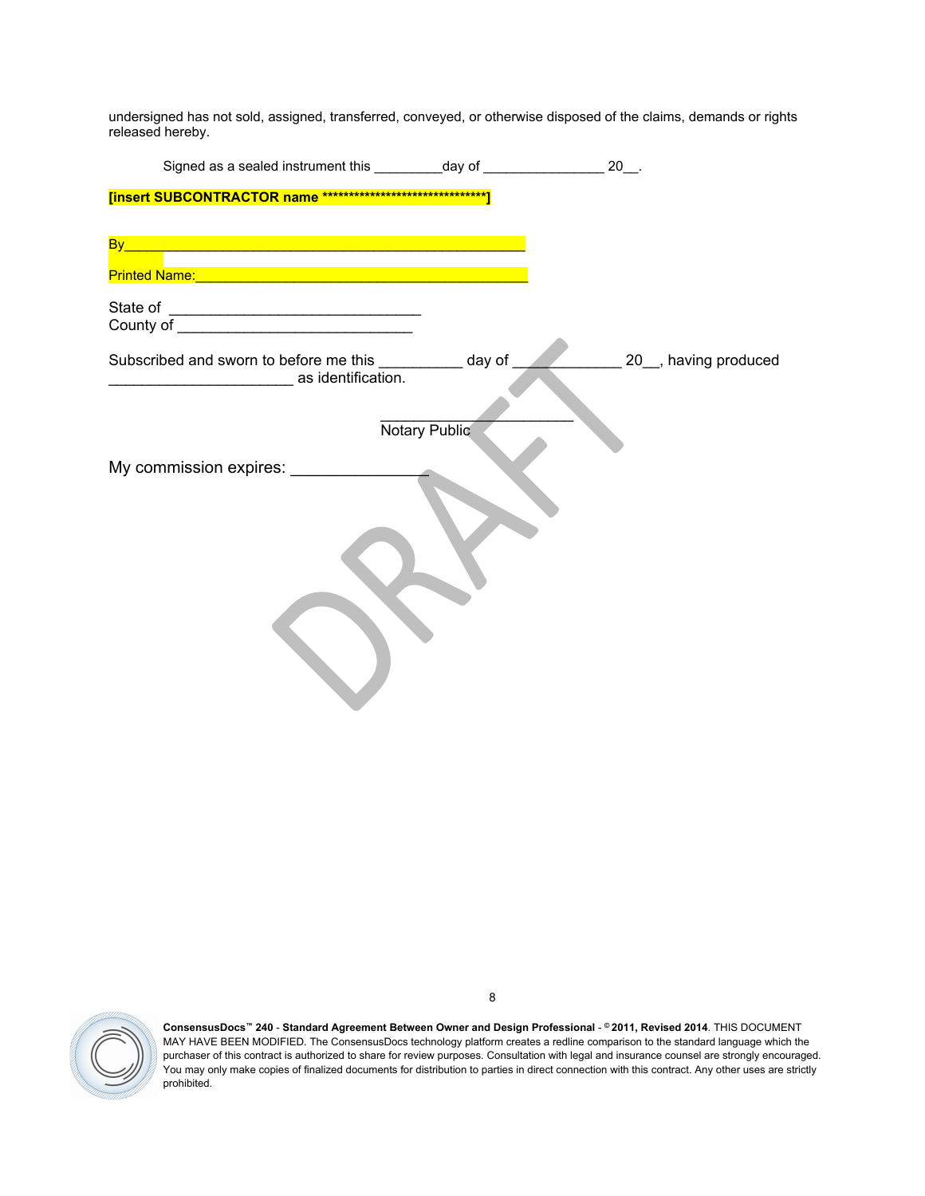undersigned has not sold, assigned, transferred, conveyed, or otherwise disposed of the claims, demands or rights released hereby.

Signed as a sealed instrument this _________day of ________________ 20__.

**[insert SUBCONTRACTOR name *******************************]**

By_____________________________________________________

Printed Name:_____________________________________________

State of _______________________________

County of _____________________________

Subscribed and sworn to before me this __________ day of _____________ 20__, having produced ______________________ as identification.

________________________

Notary Public

My commission expires: _______________

**ConsensusDocs™ 240 - Standard Agreement Between Owner and Design Professional - © 2011, Revised 2014**. THIS DOCUMENT MAY HAVE BEEN MODIFIED. The ConsensusDocs technology platform creates a redline comparison to the standard language which the purchaser of this contract is authorized to share for review purposes. Consultation with legal and insurance counsel are strongly encouraged. You may only make copies of finalized documents for distribution to parties in direct connection with this contract. Any other uses are strictly prohibited.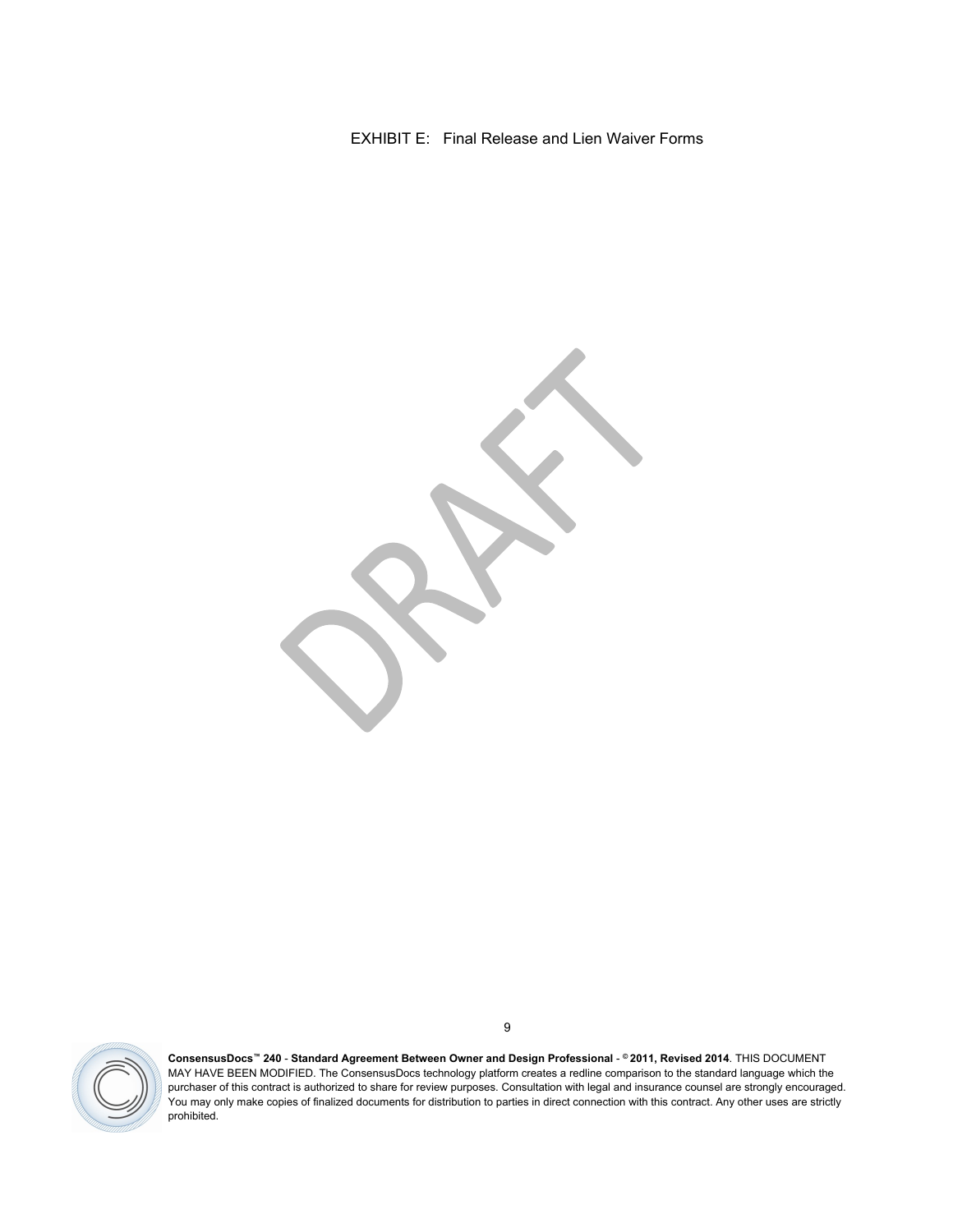# EXHIBIT E: Final Release and Lien Waiver Forms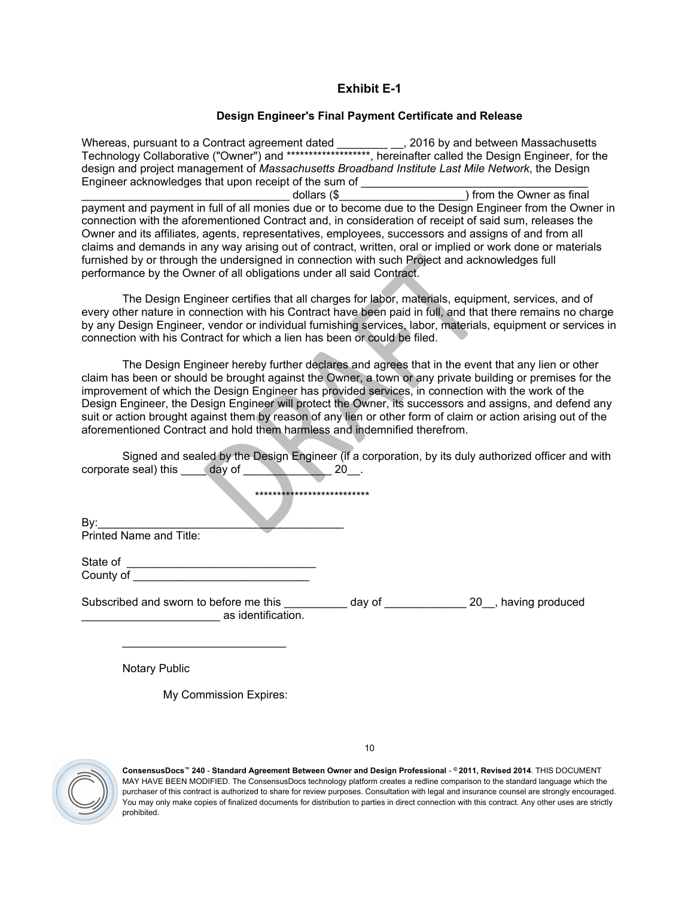## Exhibit E-1

### Design Engineer's Final Payment Certificate and Release

Whereas, pursuant to a Contract agreement dated ________ __, 2016 by and between Massachusetts Technology Collaborative ("Owner") and *******************, hereinafter called the Design Engineer, for the design and project management of *Massachusetts Broadband Institute Last Mile Network*, the Design Engineer acknowledges that upon receipt of the sum of ____________________________________ _________________________________ dollars ($____________________) from the Owner as final payment and payment in full of all monies due or to become due to the Design Engineer from the Owner in connection with the aforementioned Contract and, in consideration of receipt of said sum, releases the Owner and its affiliates, agents, representatives, employees, successors and assigns of and from all claims and demands in any way arising out of contract, written, oral or implied or work done or materials furnished by or through the undersigned in connection with such Project and acknowledges full performance by the Owner of all obligations under all said Contract.

The Design Engineer certifies that all charges for labor, materials, equipment, services, and of every other nature in connection with his Contract have been paid in full, and that there remains no charge by any Design Engineer, vendor or individual furnishing services, labor, materials, equipment or services in connection with his Contract for which a lien has been or could be filed.

The Design Engineer hereby further declares and agrees that in the event that any lien or other claim has been or should be brought against the Owner, a town or any private building or premises for the improvement of which the Design Engineer has provided services, in connection with the work of the Design Engineer, the Design Engineer will protect the Owner, its successors and assigns, and defend any suit or action brought against them by reason of any lien or other form of claim or action arising out of the aforementioned Contract and hold them harmless and indemnified therefrom.

Signed and sealed by the Design Engineer (if a corporation, by its duly authorized officer and with corporate seal) this ____ day of _____________ 20__.

***************************

By:________________________________________
Printed Name and Title:

State of ______________________________
County of ____________________________

Subscribed and sworn to before me this __________ day of _____________ 20__, having produced ______________________ as identification.

__________________________

Notary Public

My Commission Expires: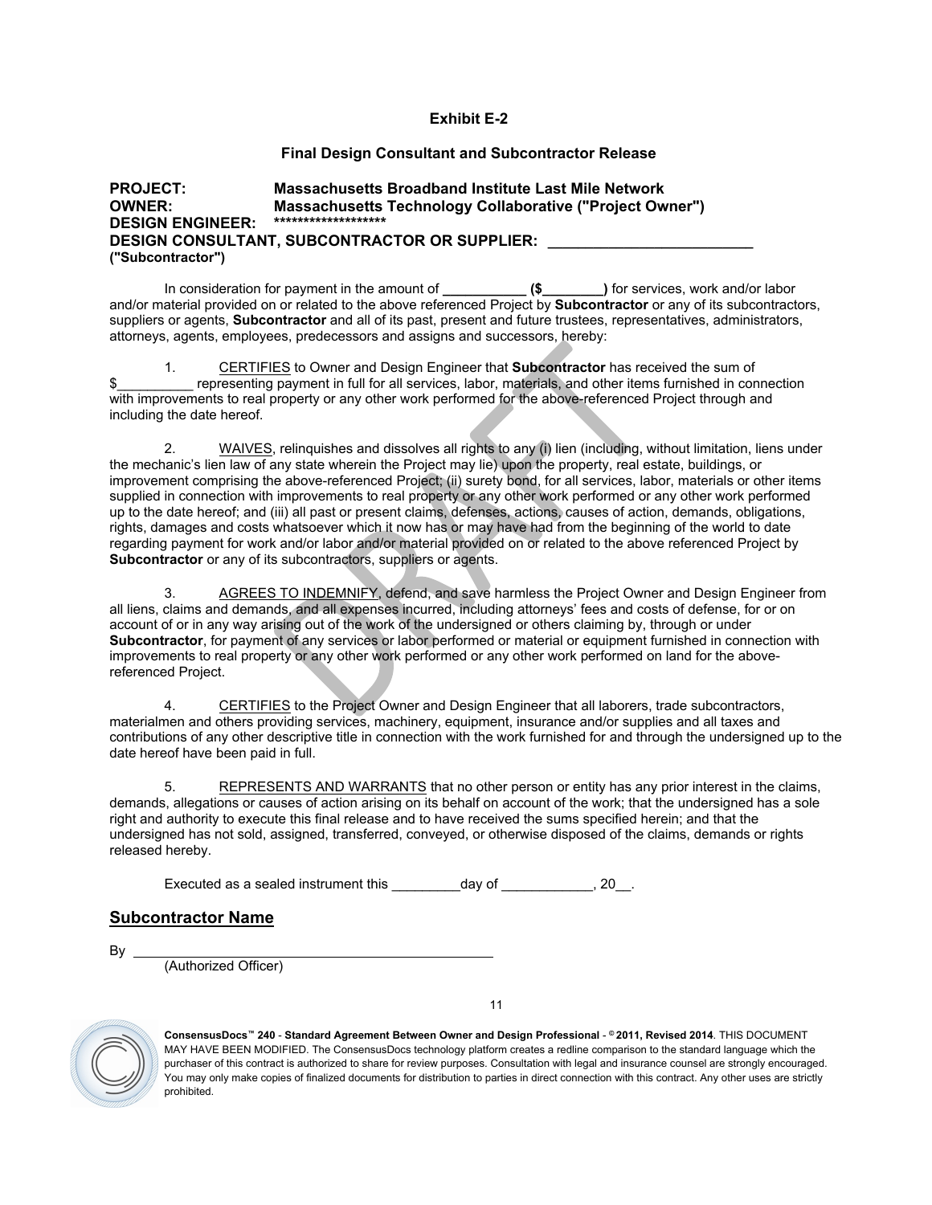**Exhibit E-2**

**Final Design Consultant and Subcontractor Release**

**PROJECT:** **Massachusetts Broadband Institute Last Mile Network**
**OWNER:** **Massachusetts Technology Collaborative ("Project Owner")**
**DESIGN ENGINEER:** *******************
**DESIGN CONSULTANT, SUBCONTRACTOR OR SUPPLIER: ________________________**
**("Subcontractor")**

In consideration for payment in the amount of **__________ ($________)** for services, work and/or labor and/or material provided on or related to the above referenced Project by **Subcontractor** or any of its subcontractors, suppliers or agents, **Subcontractor** and all of its past, present and future trustees, representatives, administrators, attorneys, agents, employees, predecessors and assigns and successors, hereby:

1. CERTIFIES to Owner and Design Engineer that **Subcontractor** has received the sum of $__________ representing payment in full for all services, labor, materials, and other items furnished in connection with improvements to real property or any other work performed for the above-referenced Project through and including the date hereof.

2. WAIVES, relinquishes and dissolves all rights to any (i) lien (including, without limitation, liens under the mechanic's lien law of any state wherein the Project may lie) upon the property, real estate, buildings, or improvement comprising the above-referenced Project; (ii) surety bond, for all services, labor, materials or other items supplied in connection with improvements to real property or any other work performed or any other work performed up to the date hereof; and (iii) all past or present claims, defenses, actions, causes of action, demands, obligations, rights, damages and costs whatsoever which it now has or may have had from the beginning of the world to date regarding payment for work and/or labor and/or material provided on or related to the above referenced Project by **Subcontractor** or any of its subcontractors, suppliers or agents.

3. AGREES TO INDEMNIFY, defend, and save harmless the Project Owner and Design Engineer from all liens, claims and demands, and all expenses incurred, including attorneys' fees and costs of defense, for or on account of or in any way arising out of the work of the undersigned or others claiming by, through or under **Subcontractor**, for payment of any services or labor performed or material or equipment furnished in connection with improvements to real property or any other work performed or any other work performed on land for the above-referenced Project.

4. CERTIFIES to the Project Owner and Design Engineer that all laborers, trade subcontractors, materialmen and others providing services, machinery, equipment, insurance and/or supplies and all taxes and contributions of any other descriptive title in connection with the work furnished for and through the undersigned up to the date hereof have been paid in full.

5. REPRESENTS AND WARRANTS that no other person or entity has any prior interest in the claims, demands, allegations or causes of action arising on its behalf on account of the work; that the undersigned has a sole right and authority to execute this final release and to have received the sums specified herein; and that the undersigned has not sold, assigned, transferred, conveyed, or otherwise disposed of the claims, demands or rights released hereby.

Executed as a sealed instrument this _________day of ___________, 20__.

## Subcontractor Name

By ______________________________________________
(Authorized Officer)

**ConsensusDocs™ 240 - Standard Agreement Between Owner and Design Professional - © 2011, Revised 2014**. THIS DOCUMENT MAY HAVE BEEN MODIFIED. The ConsensusDocs technology platform creates a redline comparison to the standard language which the purchaser of this contract is authorized to share for review purposes. Consultation with legal and insurance counsel are strongly encouraged. You may only make copies of finalized documents for distribution to parties in direct connection with this contract. Any other uses are strictly prohibited.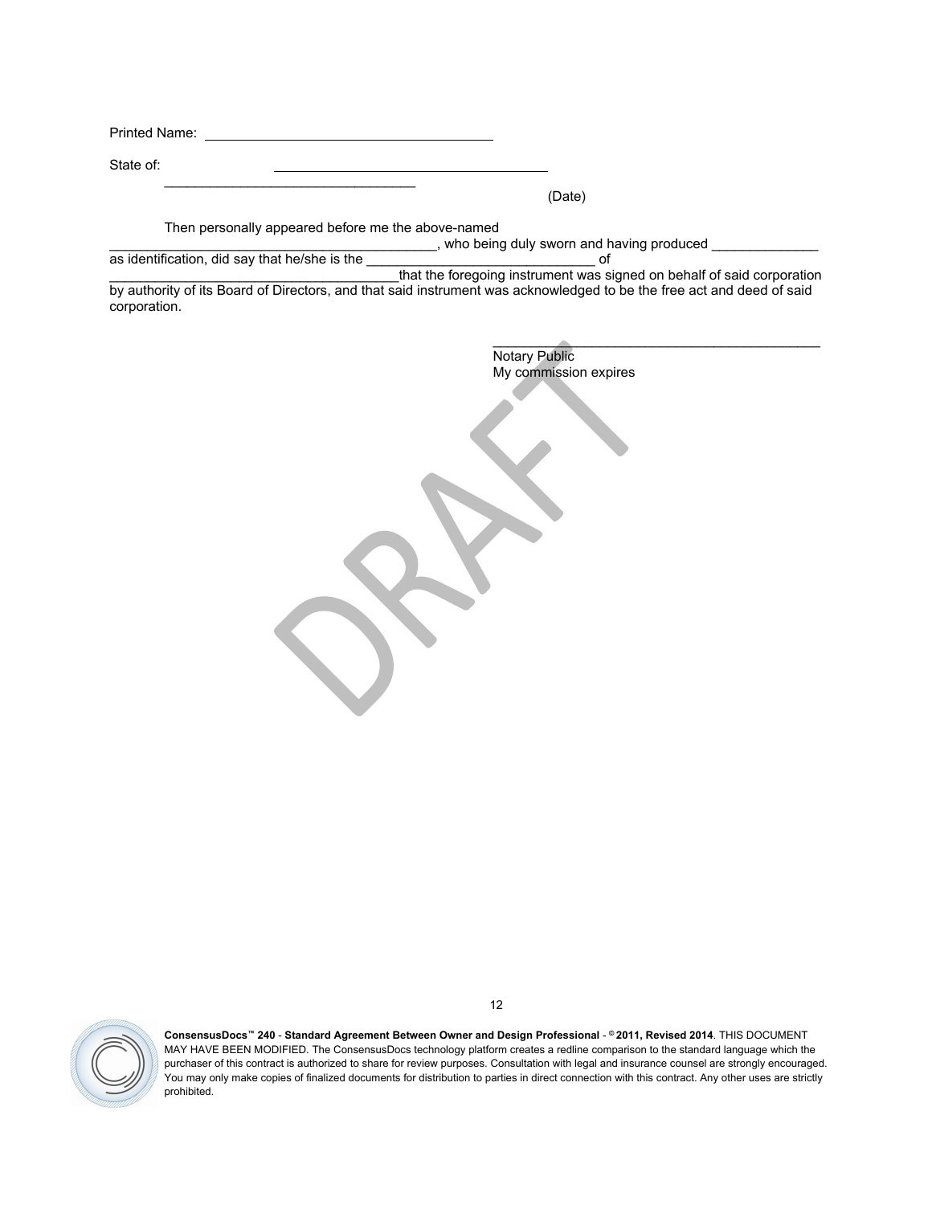Printed Name: ______________________________________

State of: ____________________________________

___________________________________ (Date)

Then personally appeared before me the above-named ____________________________________________, who being duly sworn and having produced ______________ as identification, did say that he/she is the _______________________________ of _______________________________________that the foregoing instrument was signed on behalf of said corporation by authority of its Board of Directors, and that said instrument was acknowledged to be the free act and deed of said corporation.

____________________________________________
Notary Public
My commission expires

DRAFT

**ConsensusDocs™ 240 - Standard Agreement Between Owner and Design Professional - © 2011, Revised 2014**. THIS DOCUMENT MAY HAVE BEEN MODIFIED. The ConsensusDocs technology platform creates a redline comparison to the standard language which the purchaser of this contract is authorized to share for review purposes. Consultation with legal and insurance counsel are strongly encouraged. You may only make copies of finalized documents for distribution to parties in direct connection with this contract. Any other uses are strictly prohibited.